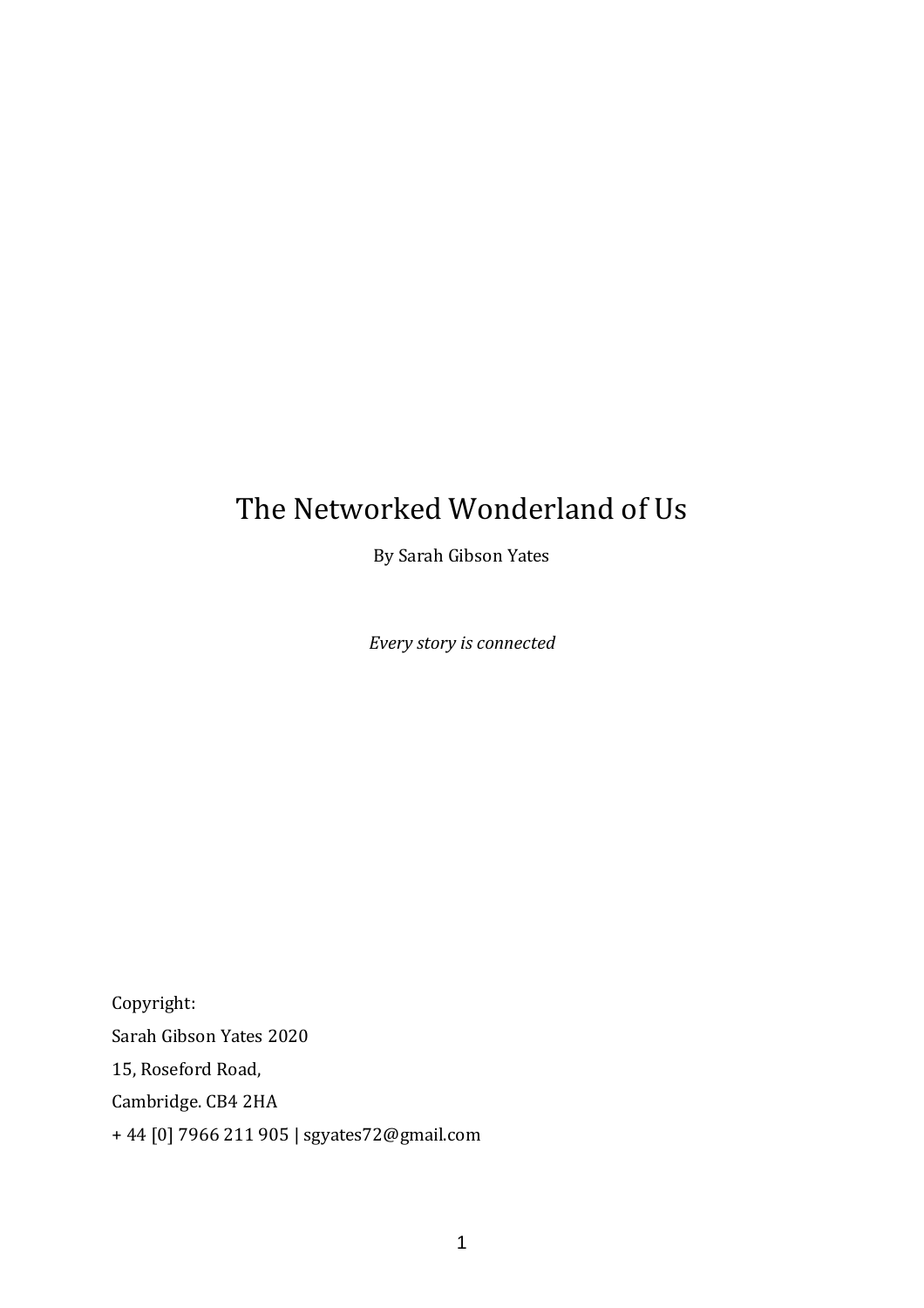# The Networked Wonderland of Us

By Sarah Gibson Yates

*Every story is connected*

Copyright:

Sarah Gibson Yates 2020

15, Roseford Road,

Cambridge. CB4 2HA

+ 44 [0] 7966 211 905 | sgyates72@gmail.com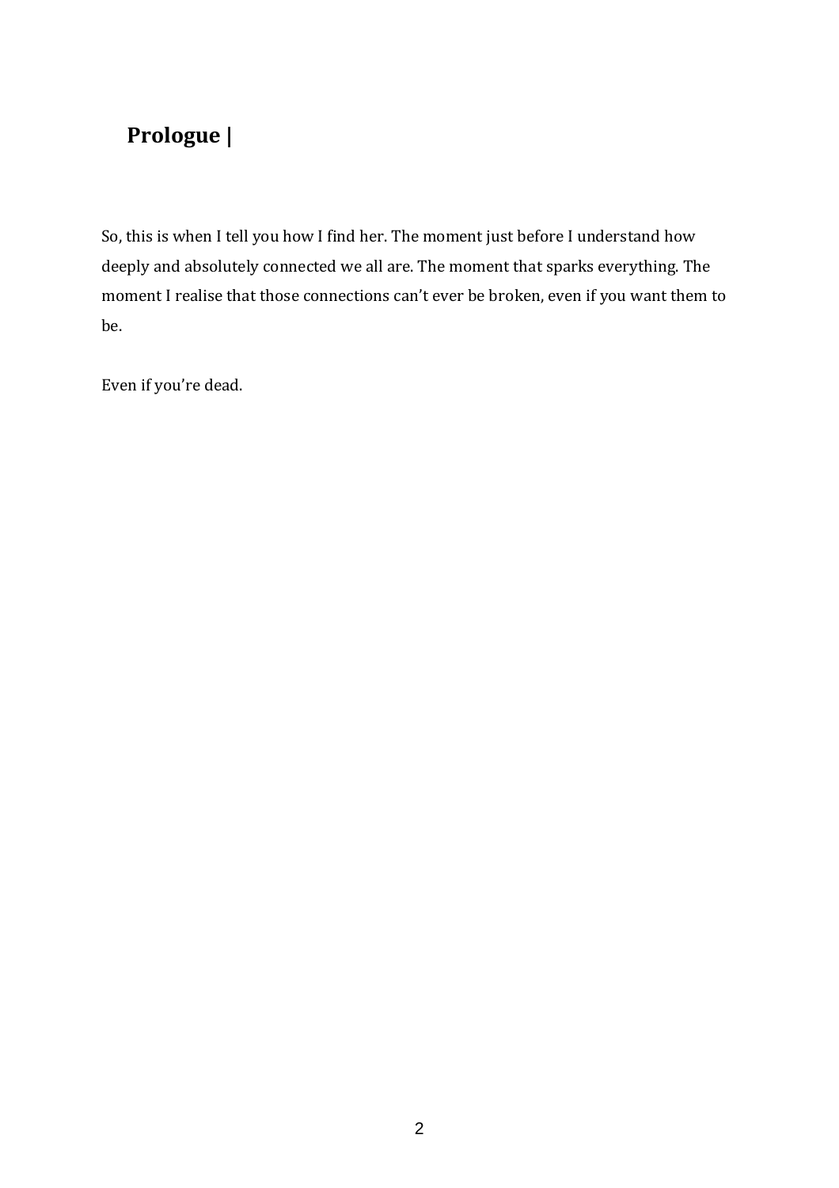## Prologue |

So, this is when I tell you how I find her. The moment just before I understand how deeply and absolutely connected we all are. The moment that sparks everything. The moment I realise that those connections can't ever be broken, even if you want them to be.

Even if you're dead.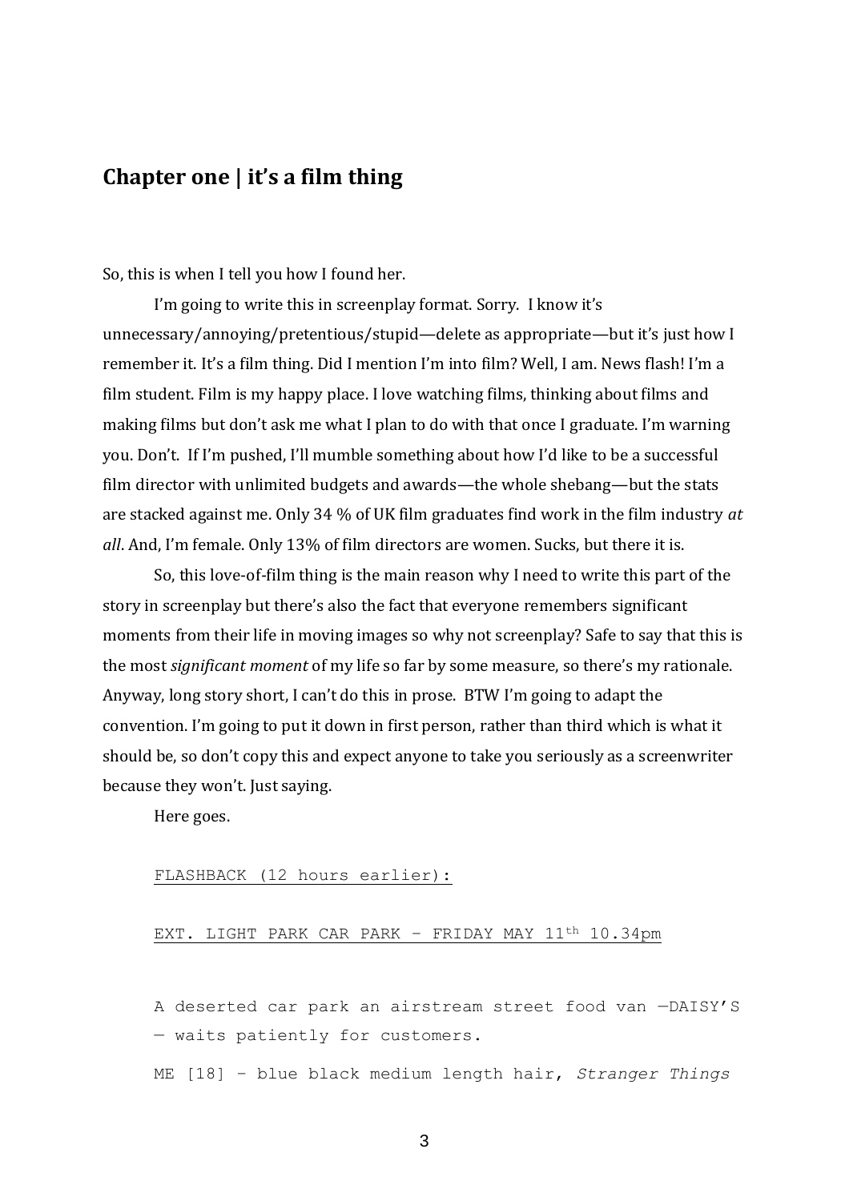## Chapter one | it's a film thing

So, this is when I tell you how I found her.

I'm going to write this in screenplay format. Sorry. I know it's unnecessary/annoying/pretentious/stupid—delete as appropriate—but it's just how I remember it. It's a film thing. Did I mention I'm into film? Well, I am. News flash! I'm a film student. Film is my happy place. I love watching films, thinking about films and making films but don't ask me what I plan to do with that once I graduate. I'm warning you. Don't. If I'm pushed, I'll mumble something about how I'd like to be a successful film director with unlimited budgets and awards—the whole shebang—but the stats are stacked against me. Only 34 % of UK film graduates find work in the film industry *at all*. And, I'm female. Only 13% of film directors are women. Sucks, but there it is.

So, this love-of-film thing is the main reason why I need to write this part of the story in screenplay but there's also the fact that everyone remembers significant moments from their life in moving images so why not screenplay? Safe to say that this is the most *significant moment* of my life so far by some measure, so there's my rationale. Anyway, long story short, I can't do this in prose. BTW I'm going to adapt the convention. I'm going to put it down in first person, rather than third which is what it should be, so don't copy this and expect anyone to take you seriously as a screenwriter because they won't. Just saying.

Here goes.

<u>FLASHBACK (12 hours earlier):</u>

<u>EXT. LIGHT PARK CAR PARK - FRIDAY MAY 11th 10.34pm</u>

A deserted car park an airstream street food van —DAISY'S — waits patiently for customers.

ME [18] - blue black medium length hair, *Stranger Things*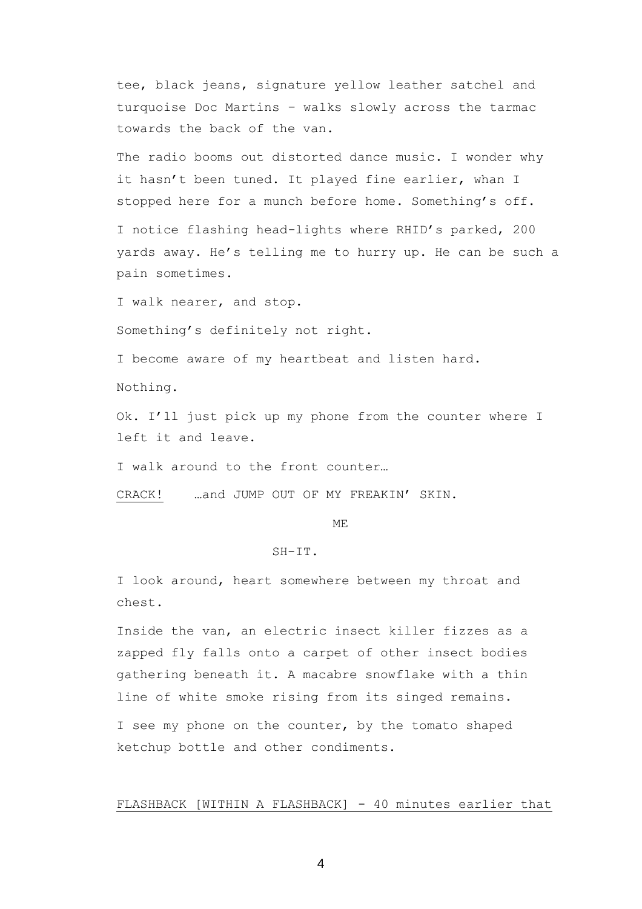tee, black jeans, signature yellow leather satchel and turquoise Doc Martins – walks slowly across the tarmac towards the back of the van.

The radio booms out distorted dance music. I wonder why it hasn't been tuned. It played fine earlier, whan I stopped here for a munch before home. Something's off.

I notice flashing head-lights where RHID's parked, 200 yards away. He's telling me to hurry up. He can be such a pain sometimes.

I walk nearer, and stop.

Something's definitely not right.

I become aware of my heartbeat and listen hard.

Nothing.

Ok. I'll just pick up my phone from the counter where I left it and leave.

I walk around to the front counter…

<u>CRACK!</u> …and JUMP OUT OF MY FREAKIN' SKIN.

ME

SH-IT.

I look around, heart somewhere between my throat and chest.

Inside the van, an electric insect killer fizzes as a zapped fly falls onto a carpet of other insect bodies gathering beneath it. A macabre snowflake with a thin line of white smoke rising from its singed remains.

I see my phone on the counter, by the tomato shaped ketchup bottle and other condiments.

<u>FLASHBACK [WITHIN A FLASHBACK] - 40 minutes earlier that</u>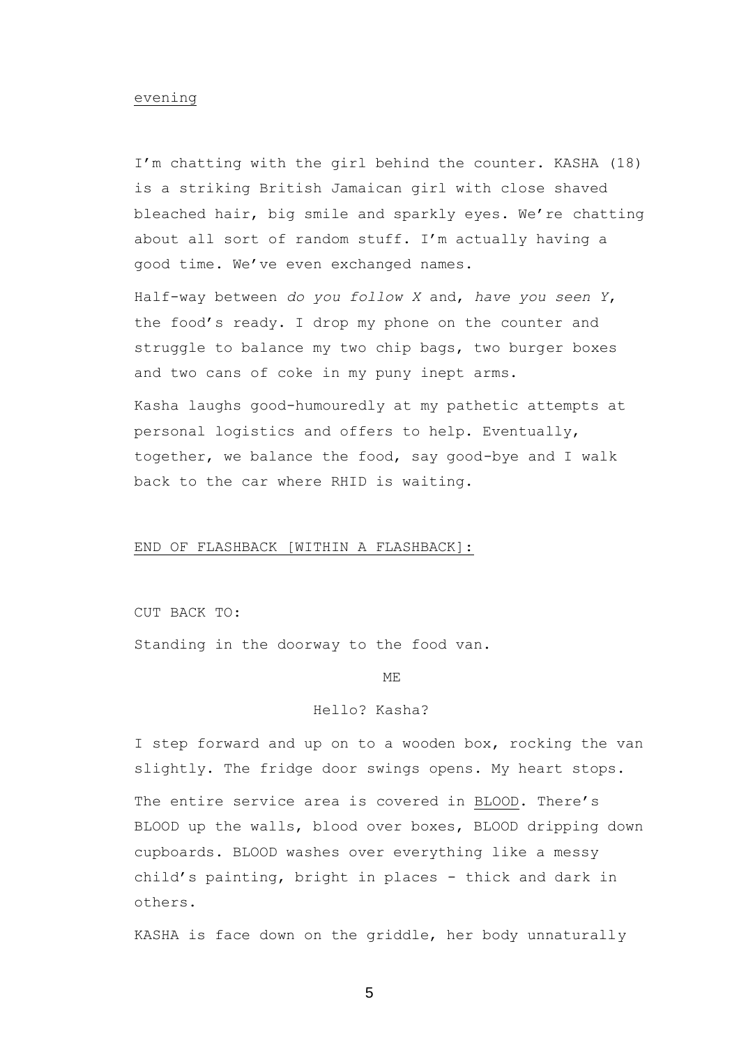<u>evening</u>

I'm chatting with the girl behind the counter. KASHA (18) is a striking British Jamaican girl with close shaved bleached hair, big smile and sparkly eyes. We're chatting about all sort of random stuff. I'm actually having a good time. We've even exchanged names.

Half-way between *do you follow X* and, *have you seen Y*, the food's ready. I drop my phone on the counter and struggle to balance my two chip bags, two burger boxes and two cans of coke in my puny inept arms.

Kasha laughs good-humouredly at my pathetic attempts at personal logistics and offers to help. Eventually, together, we balance the food, say good-bye and I walk back to the car where RHID is waiting.

<u>END OF FLASHBACK [WITHIN A FLASHBACK]:</u>

CUT BACK TO:

Standing in the doorway to the food van.

ME

Hello? Kasha?

I step forward and up on to a wooden box, rocking the van slightly. The fridge door swings opens. My heart stops.

The entire service area is covered in <u>BLOOD</u>. There's BLOOD up the walls, blood over boxes, BLOOD dripping down cupboards. BLOOD washes over everything like a messy child's painting, bright in places - thick and dark in others.

KASHA is face down on the griddle, her body unnaturally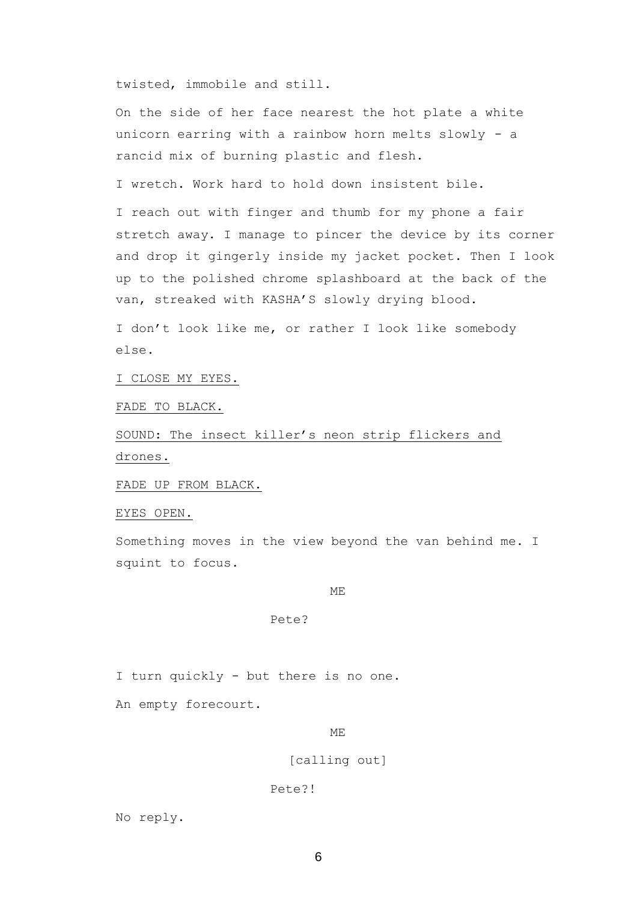twisted, immobile and still.

On the side of her face nearest the hot plate a white unicorn earring with a rainbow horn melts slowly - a rancid mix of burning plastic and flesh.

I wretch. Work hard to hold down insistent bile.

I reach out with finger and thumb for my phone a fair stretch away. I manage to pincer the device by its corner and drop it gingerly inside my jacket pocket. Then I look up to the polished chrome splashboard at the back of the van, streaked with KASHA'S slowly drying blood.

I don't look like me, or rather I look like somebody else.

<u>I CLOSE MY EYES.</u>

<u>FADE TO BLACK.</u>

<u>SOUND: The insect killer's neon strip flickers and drones.</u>

<u>FADE UP FROM BLACK.</u>

<u>EYES OPEN.</u>

Something moves in the view beyond the van behind me. I squint to focus.

ME

Pete?

I turn quickly - but there is no one.

An empty forecourt.

ME

[calling out]

Pete?!

No reply.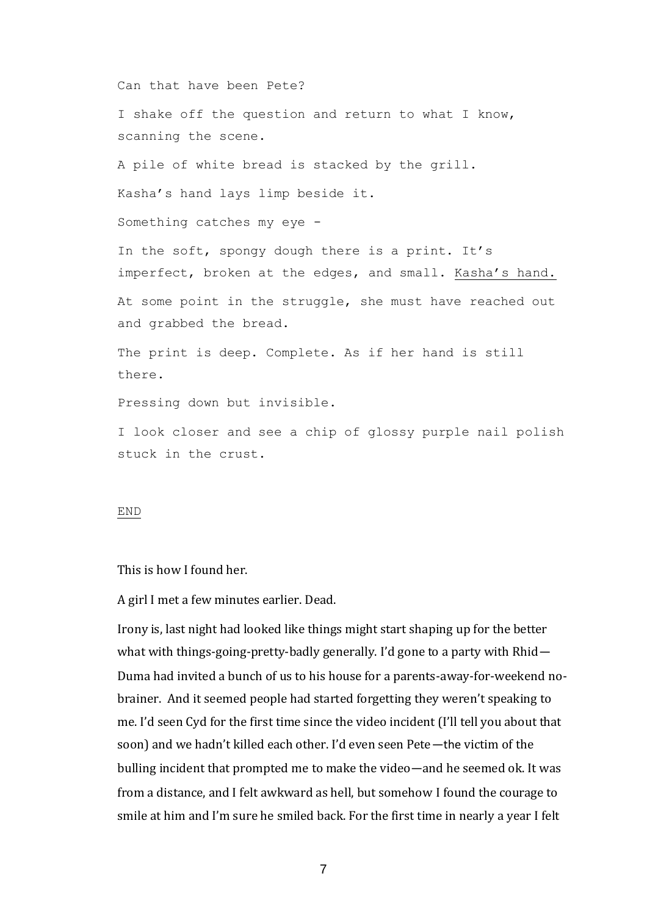Can that have been Pete?

I shake off the question and return to what I know, scanning the scene.

A pile of white bread is stacked by the grill.

Kasha's hand lays limp beside it.

Something catches my eye -

In the soft, spongy dough there is a print. It's imperfect, broken at the edges, and small. <u>Kasha's hand.</u>

At some point in the struggle, she must have reached out and grabbed the bread.

The print is deep. Complete. As if her hand is still there.

Pressing down but invisible.

I look closer and see a chip of glossy purple nail polish stuck in the crust.

<u>END</u>

This is how I found her.

A girl I met a few minutes earlier. Dead.

Irony is, last night had looked like things might start shaping up for the better what with things-going-pretty-badly generally. I'd gone to a party with Rhid—Duma had invited a bunch of us to his house for a parents-away-for-weekend no-brainer. And it seemed people had started forgetting they weren't speaking to me. I'd seen Cyd for the first time since the video incident (I'll tell you about that soon) and we hadn't killed each other. I'd even seen Pete—the victim of the bulling incident that prompted me to make the video—and he seemed ok. It was from a distance, and I felt awkward as hell, but somehow I found the courage to smile at him and I'm sure he smiled back. For the first time in nearly a year I felt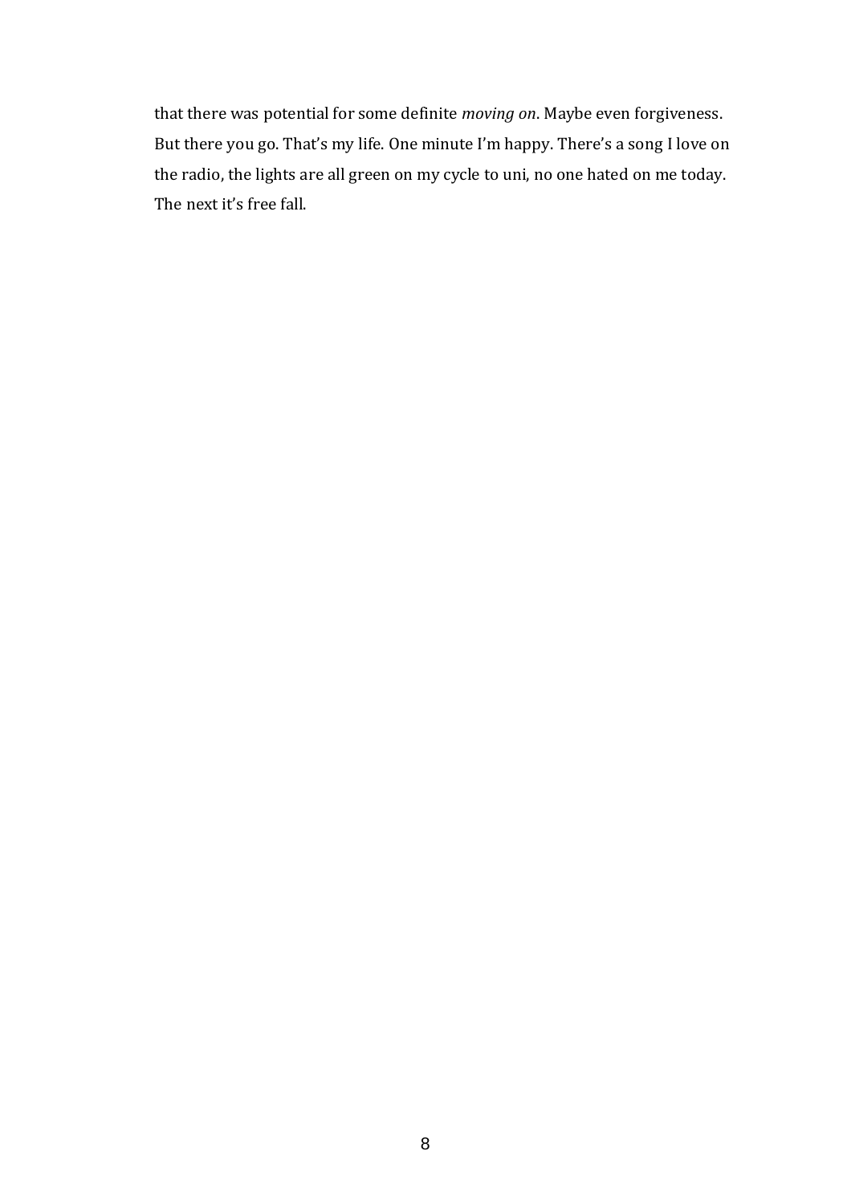that there was potential for some definite *moving on*. Maybe even forgiveness. But there you go. That's my life. One minute I'm happy. There's a song I love on the radio, the lights are all green on my cycle to uni, no one hated on me today. The next it's free fall.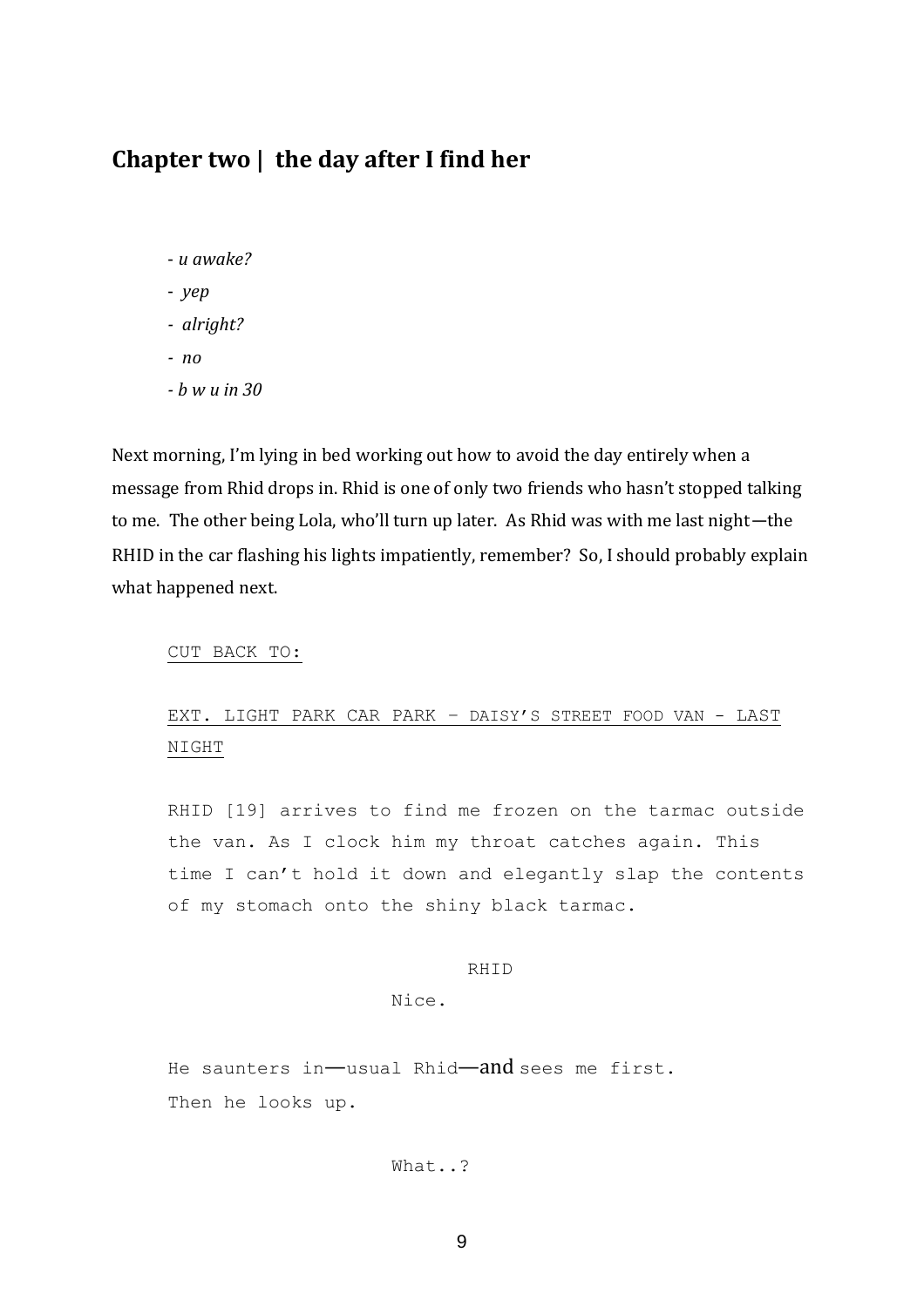## Chapter two | the day after I find her

- *u awake?*
- *yep*
- *alright?*
- *no*
- *b w u in 30*

Next morning, I'm lying in bed working out how to avoid the day entirely when a message from Rhid drops in. Rhid is one of only two friends who hasn't stopped talking to me. The other being Lola, who'll turn up later. As Rhid was with me last night—the RHID in the car flashing his lights impatiently, remember? So, I should probably explain what happened next.

<u>CUT BACK TO:</u>

<u>EXT. LIGHT PARK CAR PARK – DAISY'S STREET FOOD VAN - LAST NIGHT</u>

RHID [19] arrives to find me frozen on the tarmac outside the van. As I clock him my throat catches again. This time I can't hold it down and elegantly slap the contents of my stomach onto the shiny black tarmac.

RHID

Nice.

He saunters in—usual Rhid—and sees me first. Then he looks up.

What..?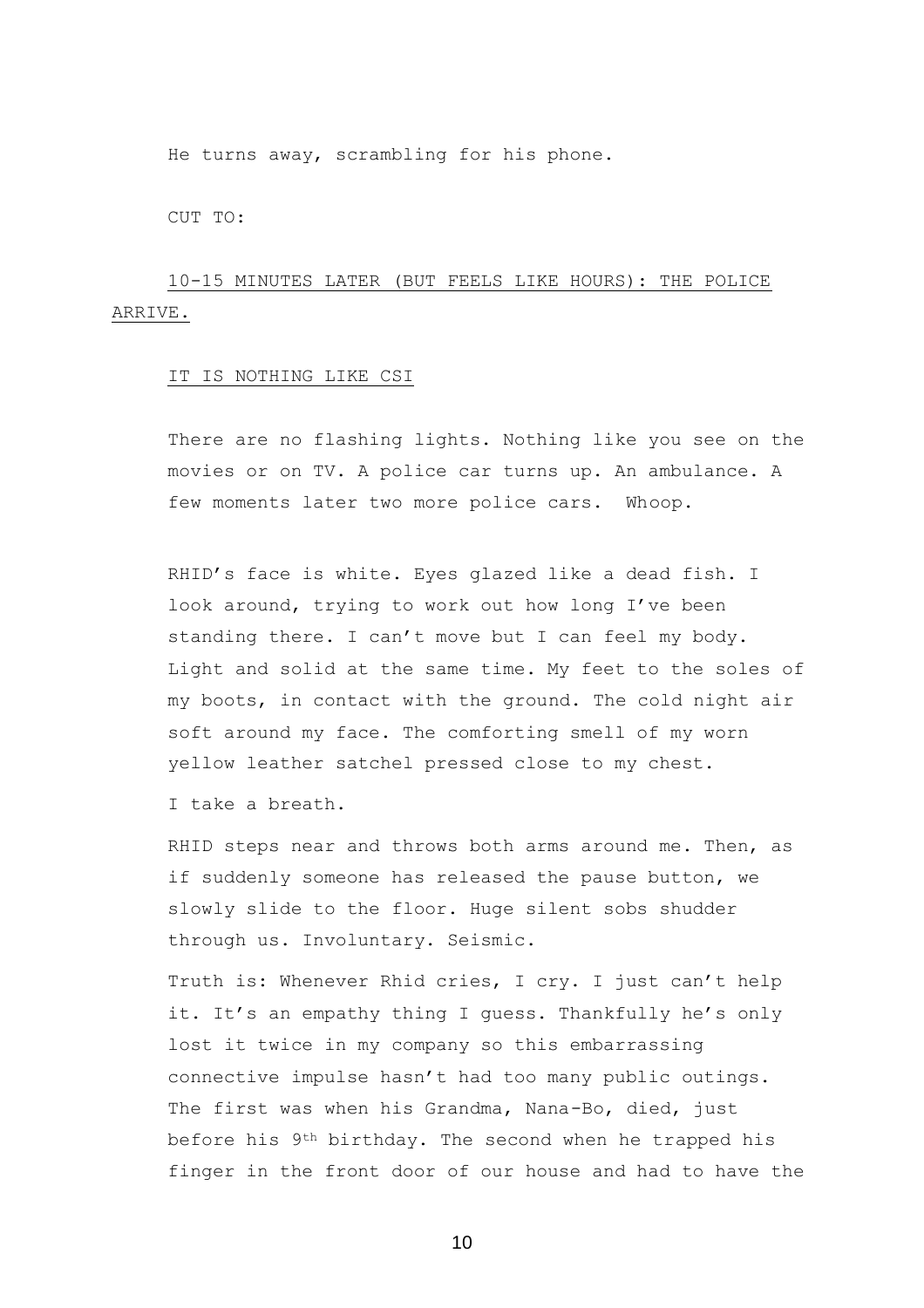He turns away, scrambling for his phone.

CUT TO:

<u>10-15 MINUTES LATER (BUT FEELS LIKE HOURS): THE POLICE ARRIVE.</u>

<u>IT IS NOTHING LIKE CSI</u>

There are no flashing lights. Nothing like you see on the movies or on TV. A police car turns up. An ambulance. A few moments later two more police cars. Whoop.

RHID's face is white. Eyes glazed like a dead fish. I look around, trying to work out how long I've been standing there. I can't move but I can feel my body. Light and solid at the same time. My feet to the soles of my boots, in contact with the ground. The cold night air soft around my face. The comforting smell of my worn yellow leather satchel pressed close to my chest.

I take a breath.

RHID steps near and throws both arms around me. Then, as if suddenly someone has released the pause button, we slowly slide to the floor. Huge silent sobs shudder through us. Involuntary. Seismic.

Truth is: Whenever Rhid cries, I cry. I just can't help it. It's an empathy thing I guess. Thankfully he's only lost it twice in my company so this embarrassing connective impulse hasn't had too many public outings. The first was when his Grandma, Nana-Bo, died, just before his 9th birthday. The second when he trapped his finger in the front door of our house and had to have the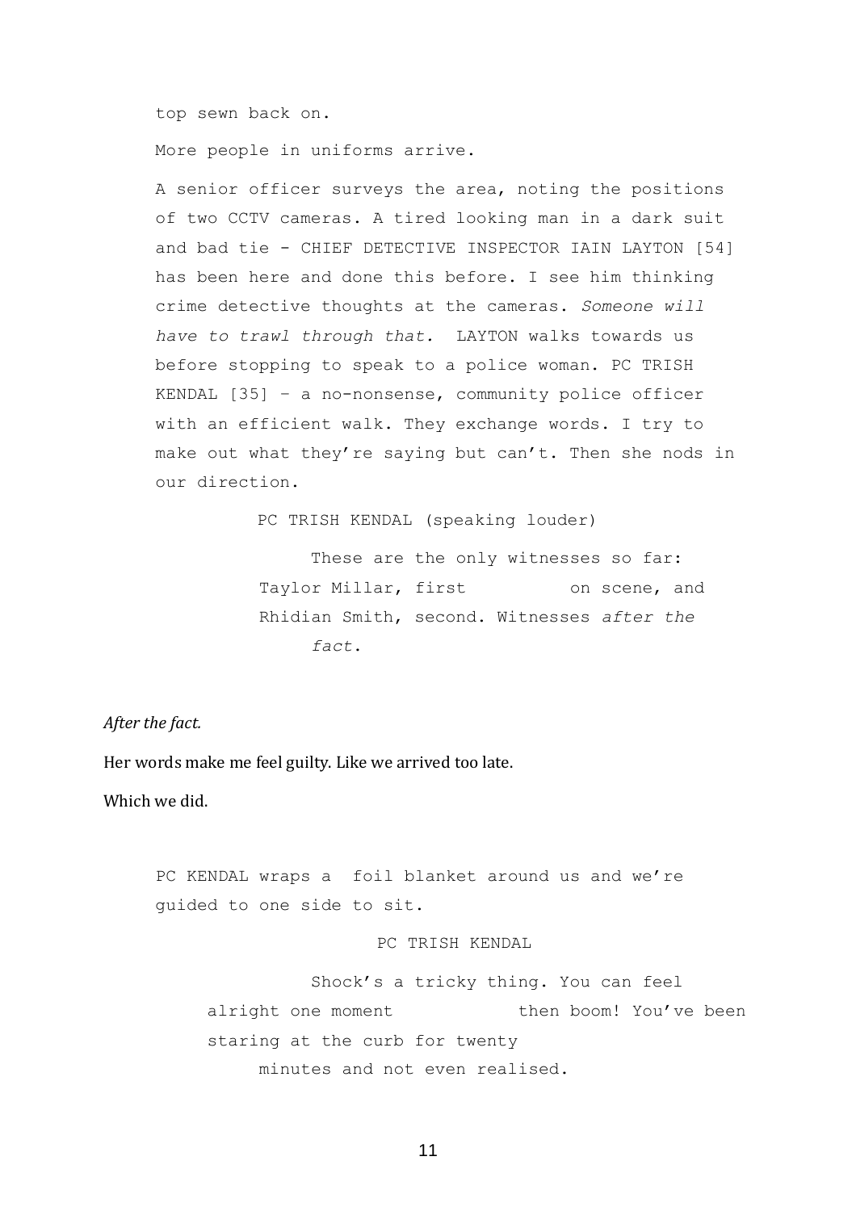top sewn back on.

More people in uniforms arrive.

A senior officer surveys the area, noting the positions of two CCTV cameras. A tired looking man in a dark suit and bad tie - CHIEF DETECTIVE INSPECTOR IAIN LAYTON [54] has been here and done this before. I see him thinking crime detective thoughts at the cameras. *Someone will have to trawl through that.* LAYTON walks towards us before stopping to speak to a police woman. PC TRISH KENDAL [35] – a no-nonsense, community police officer with an efficient walk. They exchange words. I try to make out what they're saying but can't. Then she nods in our direction.

PC TRISH KENDAL (speaking louder)

These are the only witnesses so far: Taylor Millar, first on scene, and Rhidian Smith, second. Witnesses *after the fact*.

*After the fact.*

Her words make me feel guilty. Like we arrived too late.

Which we did.

PC KENDAL wraps a foil blanket around us and we're guided to one side to sit.

PC TRISH KENDAL

Shock's a tricky thing. You can feel alright one moment then boom! You've been staring at the curb for twenty minutes and not even realised.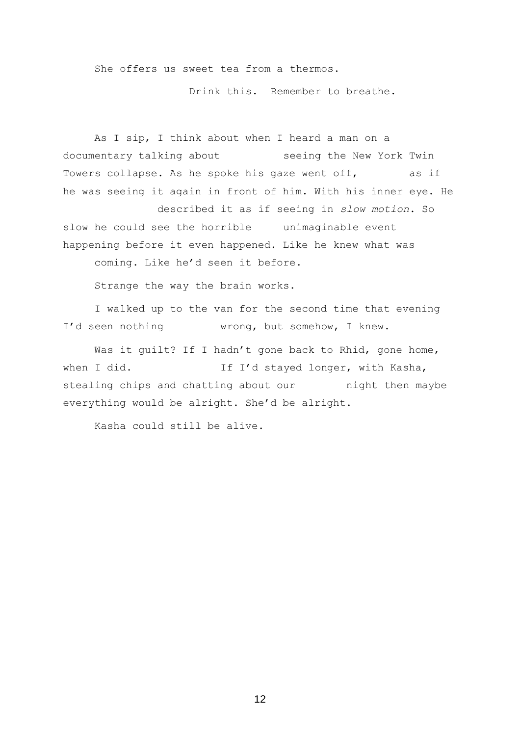She offers us sweet tea from a thermos.

Drink this. Remember to breathe.

As I sip, I think about when I heard a man on a documentary talking about seeing the New York Twin Towers collapse. As he spoke his gaze went off, as if he was seeing it again in front of him. With his inner eye. He described it as if seeing in *slow motion*. So slow he could see the horrible unimaginable event happening before it even happened. Like he knew what was coming. Like he'd seen it before.

Strange the way the brain works.

I walked up to the van for the second time that evening I'd seen nothing wrong, but somehow, I knew.

Was it guilt? If I hadn't gone back to Rhid, gone home, when I did. If I'd stayed longer, with Kasha, stealing chips and chatting about our night then maybe everything would be alright. She'd be alright.

Kasha could still be alive.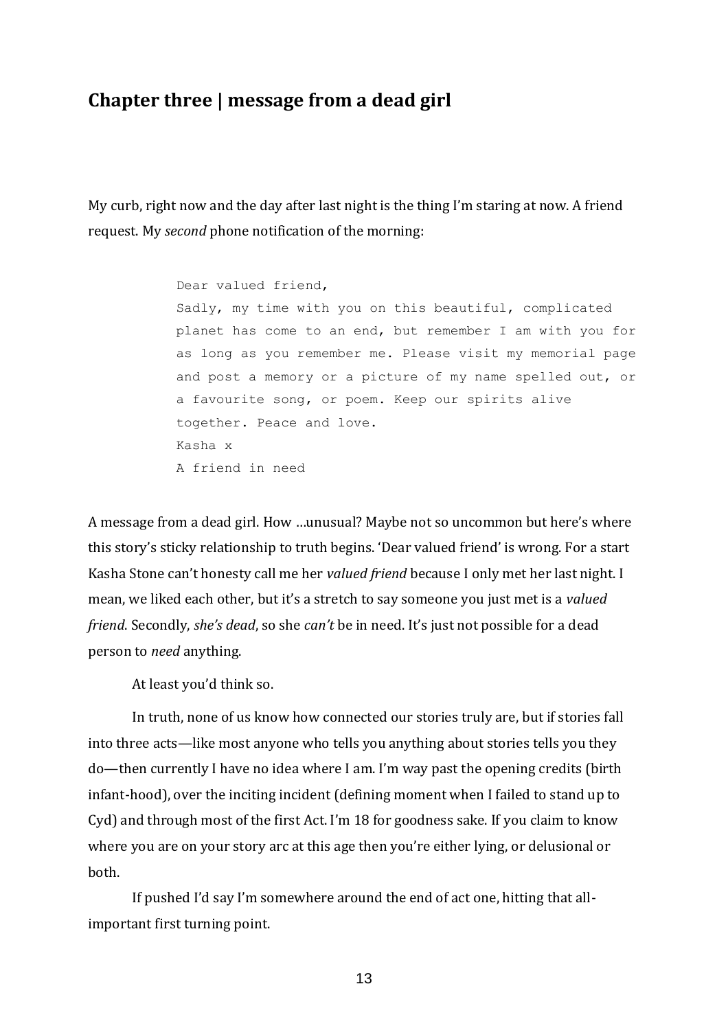## Chapter three | message from a dead girl

My curb, right now and the day after last night is the thing I'm staring at now. A friend request. My *second* phone notification of the morning:

```
Dear valued friend,
Sadly, my time with you on this beautiful, complicated
planet has come to an end, but remember I am with you for
as long as you remember me. Please visit my memorial page
and post a memory or a picture of my name spelled out, or
a favourite song, or poem. Keep our spirits alive
together. Peace and love.
Kasha x
A friend in need
```

A message from a dead girl. How …unusual? Maybe not so uncommon but here's where this story's sticky relationship to truth begins. 'Dear valued friend' is wrong. For a start Kasha Stone can't honesty call me her *valued friend* because I only met her last night. I mean, we liked each other, but it's a stretch to say someone you just met is a *valued friend*. Secondly, *she's dead*, so she *can't* be in need. It's just not possible for a dead person to *need* anything.

At least you'd think so.

In truth, none of us know how connected our stories truly are, but if stories fall into three acts—like most anyone who tells you anything about stories tells you they do—then currently I have no idea where I am. I'm way past the opening credits (birth infant-hood), over the inciting incident (defining moment when I failed to stand up to Cyd) and through most of the first Act. I'm 18 for goodness sake. If you claim to know where you are on your story arc at this age then you're either lying, or delusional or both.

If pushed I'd say I'm somewhere around the end of act one, hitting that all-important first turning point.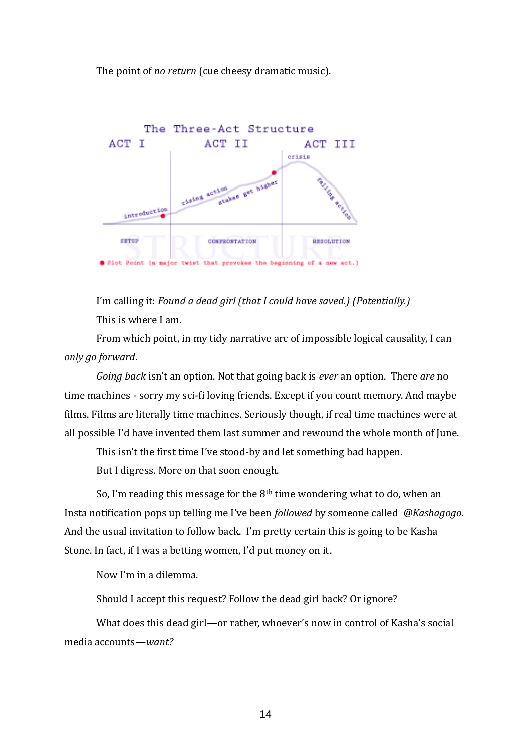The point of *no return* (cue cheesy dramatic music).

I'm calling it: *Found a dead girl (that I could have saved.) (Potentially.)*

This is where I am.

From which point, in my tidy narrative arc of impossible logical causality, I can *only go forward*.

*Going back* isn't an option. Not that going back is *ever* an option. There *are* no time machines - sorry my sci-fi loving friends. Except if you count memory. And maybe films. Films are literally time machines. Seriously though, if real time machines were at all possible I'd have invented them last summer and rewound the whole month of June.

This isn't the first time I've stood-by and let something bad happen.

But I digress. More on that soon enough.

So, I'm reading this message for the 8th time wondering what to do, when an Insta notification pops up telling me I've been *followed* by someone called *@Kashagogo*. And the usual invitation to follow back. I'm pretty certain this is going to be Kasha Stone. In fact, if I was a betting women, I'd put money on it.

Now I'm in a dilemma.

Should I accept this request? Follow the dead girl back? Or ignore?

What does this dead girl—or rather, whoever's now in control of Kasha's social media accounts—*want?*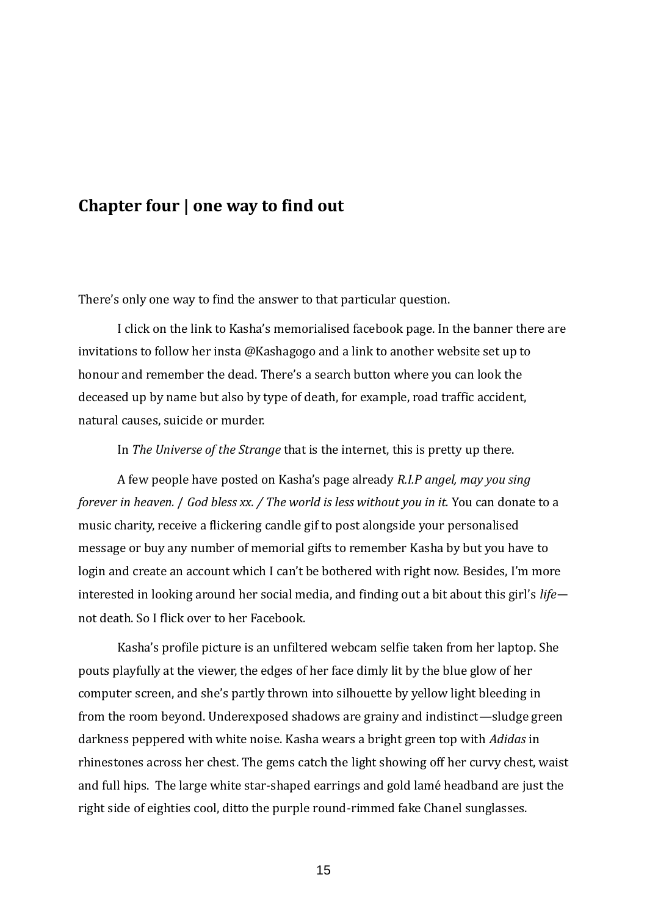## Chapter four | one way to find out

There's only one way to find the answer to that particular question.

I click on the link to Kasha's memorialised facebook page. In the banner there are invitations to follow her insta @Kashagogo and a link to another website set up to honour and remember the dead. There's a search button where you can look the deceased up by name but also by type of death, for example, road traffic accident, natural causes, suicide or murder.

In *The Universe of the Strange* that is the internet, this is pretty up there.

A few people have posted on Kasha's page already *R.I.P angel, may you sing forever in heaven.* / *God bless xx. / The world is less without you in it.* You can donate to a music charity, receive a flickering candle gif to post alongside your personalised message or buy any number of memorial gifts to remember Kasha by but you have to login and create an account which I can't be bothered with right now. Besides, I'm more interested in looking around her social media, and finding out a bit about this girl's *life*—not death. So I flick over to her Facebook.

Kasha's profile picture is an unfiltered webcam selfie taken from her laptop. She pouts playfully at the viewer, the edges of her face dimly lit by the blue glow of her computer screen, and she's partly thrown into silhouette by yellow light bleeding in from the room beyond. Underexposed shadows are grainy and indistinct—sludge green darkness peppered with white noise. Kasha wears a bright green top with *Adidas* in rhinestones across her chest. The gems catch the light showing off her curvy chest, waist and full hips. The large white star-shaped earrings and gold lamé headband are just the right side of eighties cool, ditto the purple round-rimmed fake Chanel sunglasses.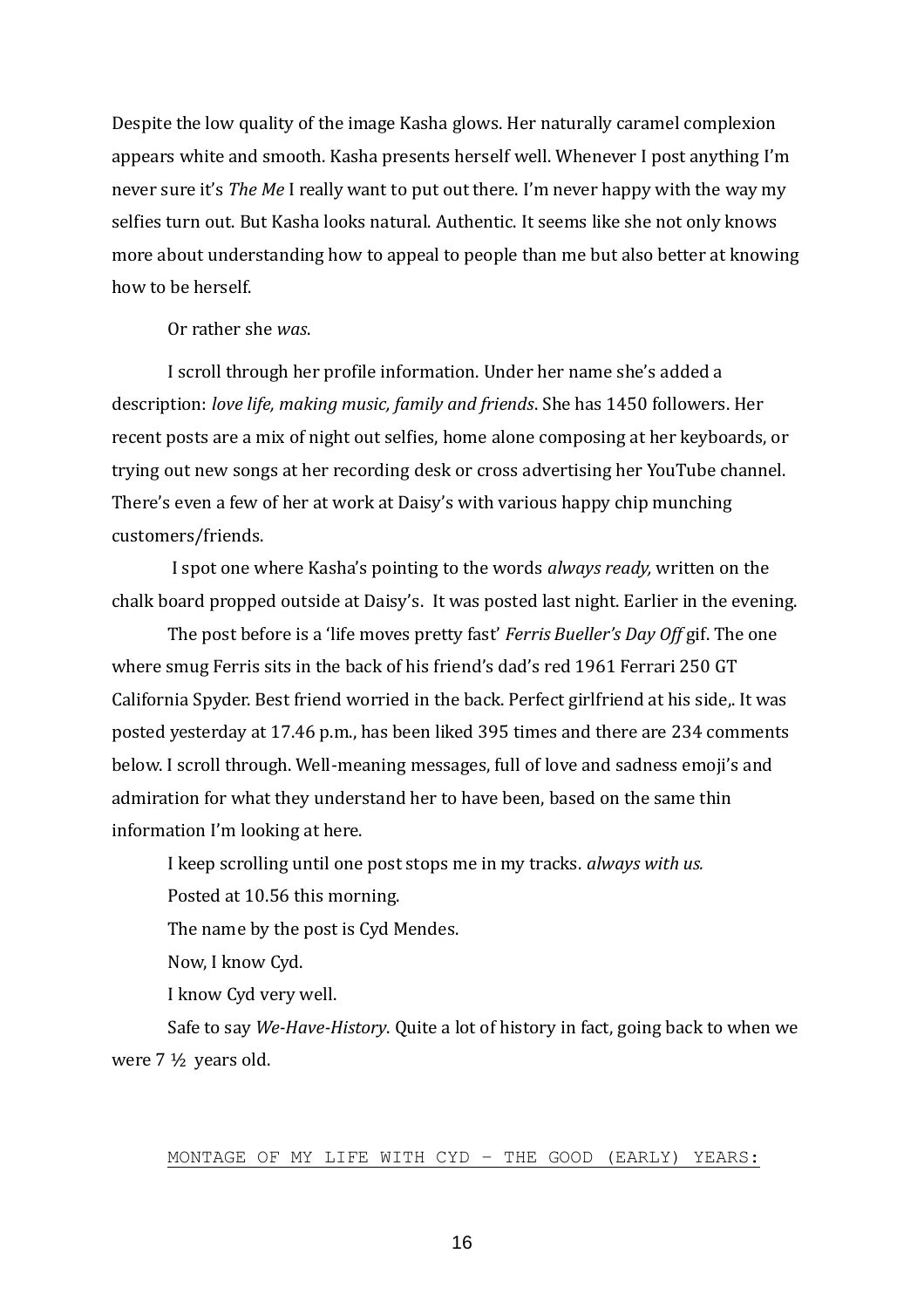Despite the low quality of the image Kasha glows. Her naturally caramel complexion appears white and smooth. Kasha presents herself well. Whenever I post anything I'm never sure it's *The Me* I really want to put out there. I'm never happy with the way my selfies turn out. But Kasha looks natural. Authentic. It seems like she not only knows more about understanding how to appeal to people than me but also better at knowing how to be herself.

Or rather she *was*.

I scroll through her profile information. Under her name she's added a description: *love life, making music, family and friends*. She has 1450 followers. Her recent posts are a mix of night out selfies, home alone composing at her keyboards, or trying out new songs at her recording desk or cross advertising her YouTube channel. There's even a few of her at work at Daisy's with various happy chip munching customers/friends.

I spot one where Kasha's pointing to the words *always ready,* written on the chalk board propped outside at Daisy's. It was posted last night. Earlier in the evening.

The post before is a 'life moves pretty fast' *Ferris Bueller's Day Off* gif. The one where smug Ferris sits in the back of his friend's dad's red 1961 Ferrari 250 GT California Spyder. Best friend worried in the back. Perfect girlfriend at his side,. It was posted yesterday at 17.46 p.m., has been liked 395 times and there are 234 comments below. I scroll through. Well-meaning messages, full of love and sadness emoji's and admiration for what they understand her to have been, based on the same thin information I'm looking at here.

I keep scrolling until one post stops me in my tracks. *always with us.*

Posted at 10.56 this morning.

The name by the post is Cyd Mendes.

Now, I know Cyd.

I know Cyd very well.

Safe to say *We-Have-History*. Quite a lot of history in fact, going back to when we were 7 ½ years old.

<u>MONTAGE OF MY LIFE WITH CYD – THE GOOD (EARLY) YEARS:</u>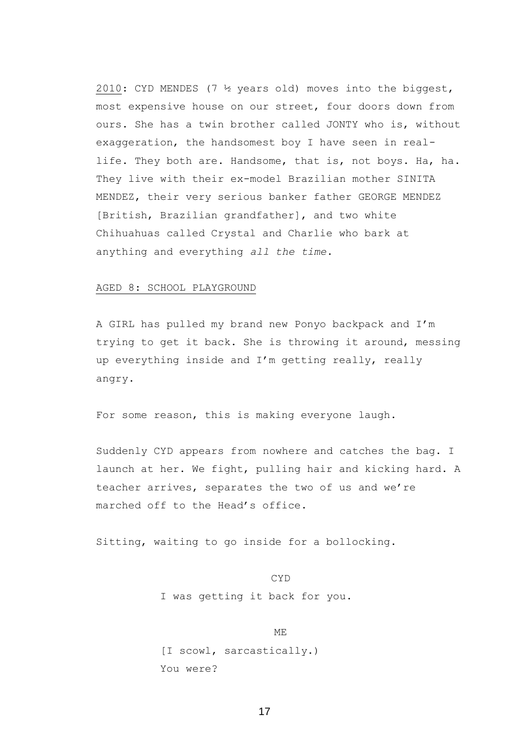<u>2010</u>: CYD MENDES (7 ½ years old) moves into the biggest, most expensive house on our street, four doors down from ours. She has a twin brother called JONTY who is, without exaggeration, the handsomest boy I have seen in real-life. They both are. Handsome, that is, not boys. Ha, ha. They live with their ex-model Brazilian mother SINITA MENDEZ, their very serious banker father GEORGE MENDEZ [British, Brazilian grandfather], and two white Chihuahuas called Crystal and Charlie who bark at anything and everything *all the time*.

<u>AGED 8: SCHOOL PLAYGROUND</u>

A GIRL has pulled my brand new Ponyo backpack and I'm trying to get it back. She is throwing it around, messing up everything inside and I'm getting really, really angry.

For some reason, this is making everyone laugh.

Suddenly CYD appears from nowhere and catches the bag. I launch at her. We fight, pulling hair and kicking hard. A teacher arrives, separates the two of us and we're marched off to the Head's office.

Sitting, waiting to go inside for a bollocking.

CYD

I was getting it back for you.

ME

[I scowl, sarcastically.)
You were?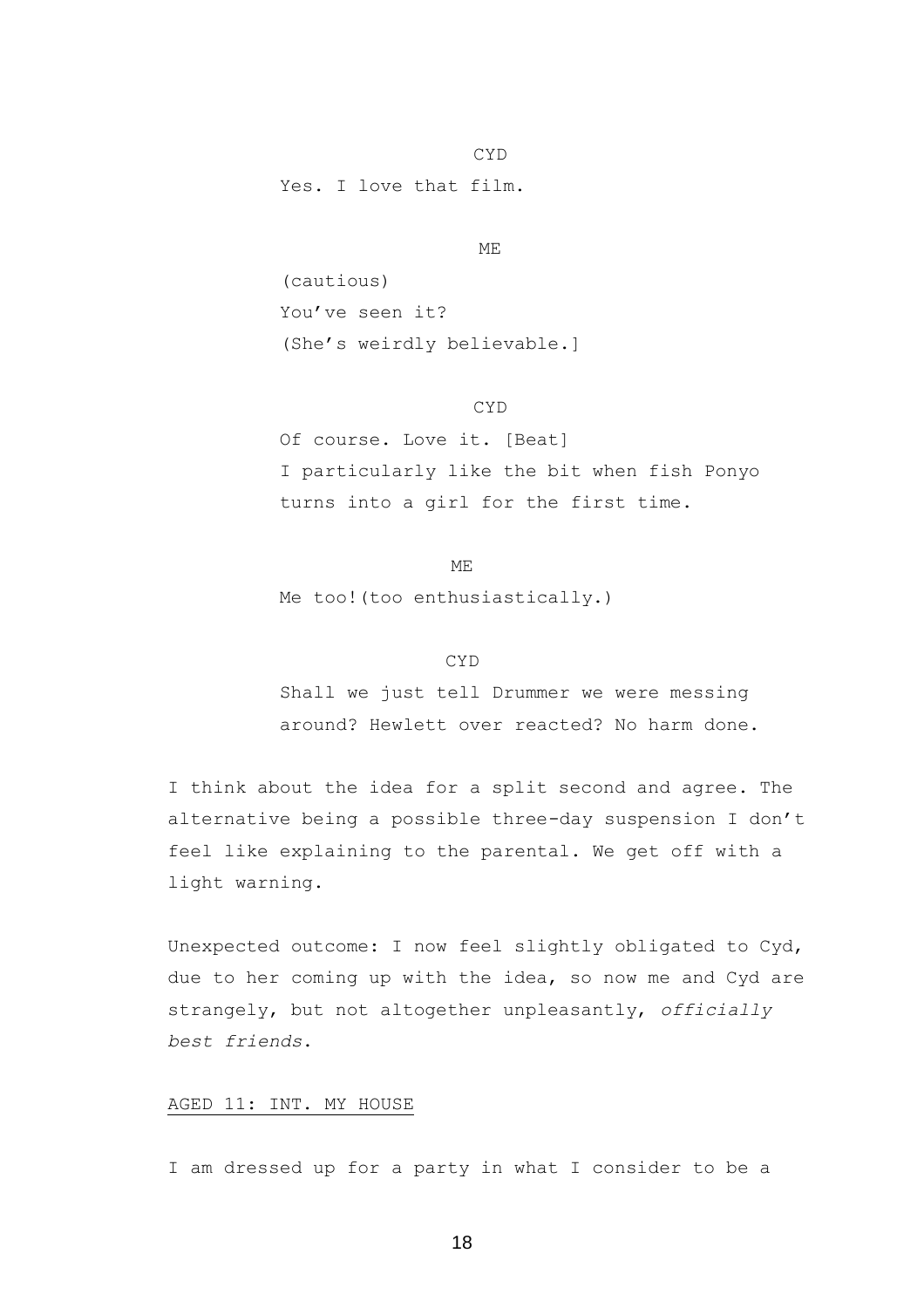CYD

Yes. I love that film.

ME

(cautious)
You've seen it?
(She's weirdly believable.]

CYD

Of course. Love it. [Beat]
I particularly like the bit when fish Ponyo turns into a girl for the first time.

ME

Me too!(too enthusiastically.)

CYD

Shall we just tell Drummer we were messing around? Hewlett over reacted? No harm done.

I think about the idea for a split second and agree. The alternative being a possible three-day suspension I don't feel like explaining to the parental. We get off with a light warning.

Unexpected outcome: I now feel slightly obligated to Cyd, due to her coming up with the idea, so now me and Cyd are strangely, but not altogether unpleasantly, *officially best friends*.

<u>AGED 11: INT. MY HOUSE</u>

I am dressed up for a party in what I consider to be a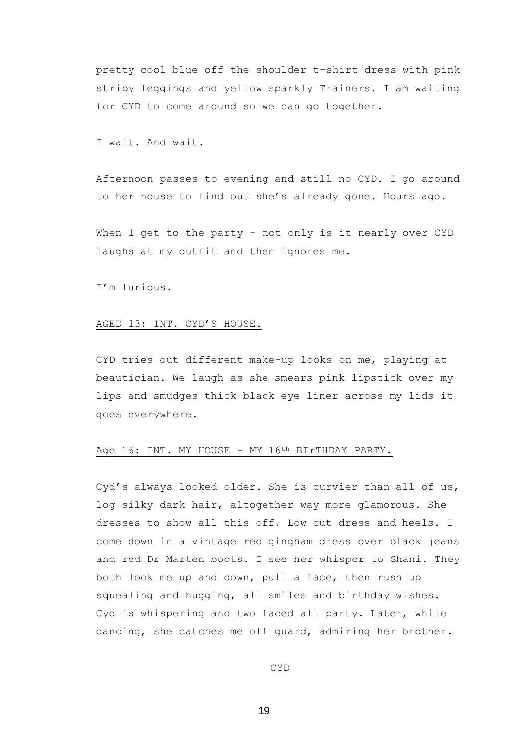pretty cool blue off the shoulder t-shirt dress with pink stripy leggings and yellow sparkly Trainers. I am waiting for CYD to come around so we can go together.

I wait. And wait.

Afternoon passes to evening and still no CYD. I go around to her house to find out she's already gone. Hours ago.

When I get to the party – not only is it nearly over CYD laughs at my outfit and then ignores me.

I'm furious.

AGED 13: INT. CYD'S HOUSE.

CYD tries out different make-up looks on me, playing at beautician. We laugh as she smears pink lipstick over my lips and smudges thick black eye liner across my lids it goes everywhere.

Age 16: INT. MY HOUSE - MY 16th BIrTHDAY PARTY.

Cyd's always looked older. She is curvier than all of us, log silky dark hair, altogether way more glamorous. She dresses to show all this off. Low cut dress and heels. I come down in a vintage red gingham dress over black jeans and red Dr Marten boots. I see her whisper to Shani. They both look me up and down, pull a face, then rush up squealing and hugging, all smiles and birthday wishes. Cyd is whispering and two faced all party. Later, while dancing, she catches me off guard, admiring her brother.

CYD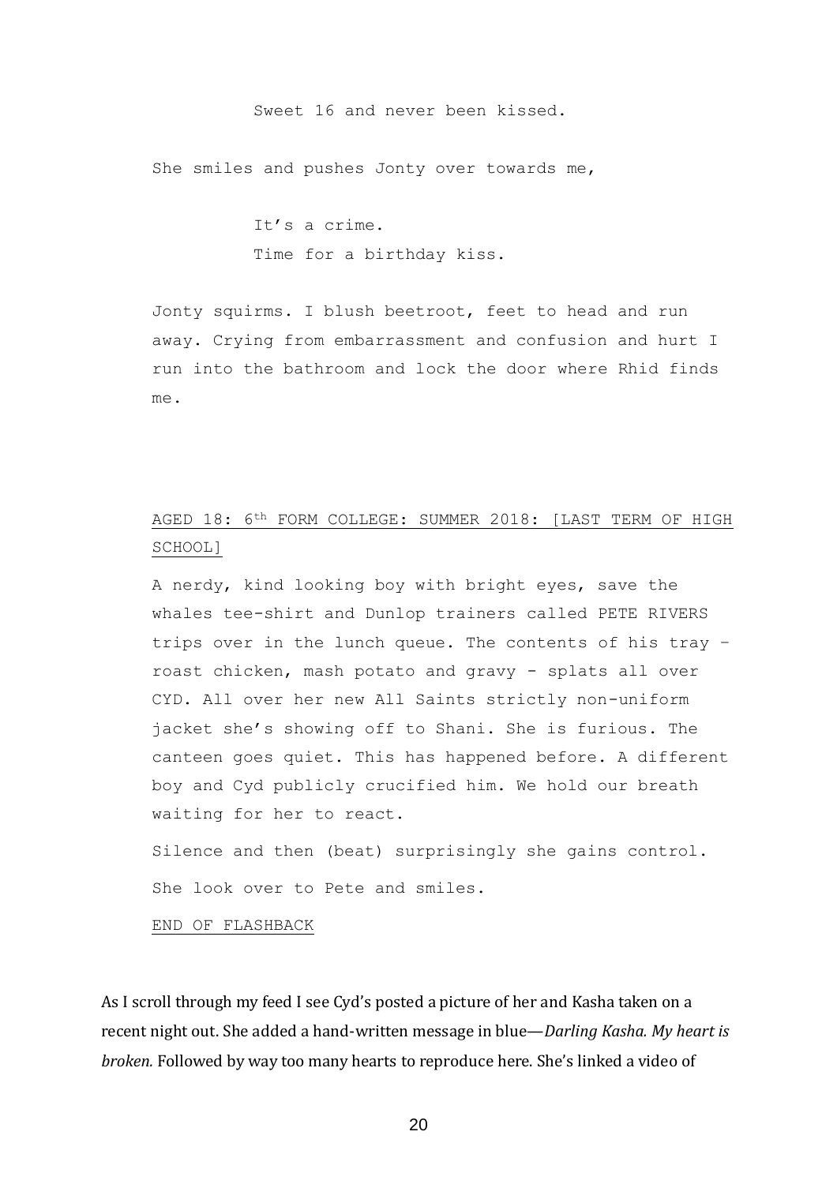Sweet 16 and never been kissed.

She smiles and pushes Jonty over towards me,

It's a crime.
Time for a birthday kiss.

Jonty squirms. I blush beetroot, feet to head and run away. Crying from embarrassment and confusion and hurt I run into the bathroom and lock the door where Rhid finds me.

<u>AGED 18: 6th FORM COLLEGE: SUMMER 2018: [LAST TERM OF HIGH SCHOOL]</u>

A nerdy, kind looking boy with bright eyes, save the whales tee-shirt and Dunlop trainers called PETE RIVERS trips over in the lunch queue. The contents of his tray – roast chicken, mash potato and gravy - splats all over CYD. All over her new All Saints strictly non-uniform jacket she's showing off to Shani. She is furious. The canteen goes quiet. This has happened before. A different boy and Cyd publicly crucified him. We hold our breath waiting for her to react.

Silence and then (beat) surprisingly she gains control.

She look over to Pete and smiles.

<u>END OF FLASHBACK</u>

As I scroll through my feed I see Cyd's posted a picture of her and Kasha taken on a recent night out. She added a hand-written message in blue—*Darling Kasha. My heart is broken.* Followed by way too many hearts to reproduce here. She's linked a video of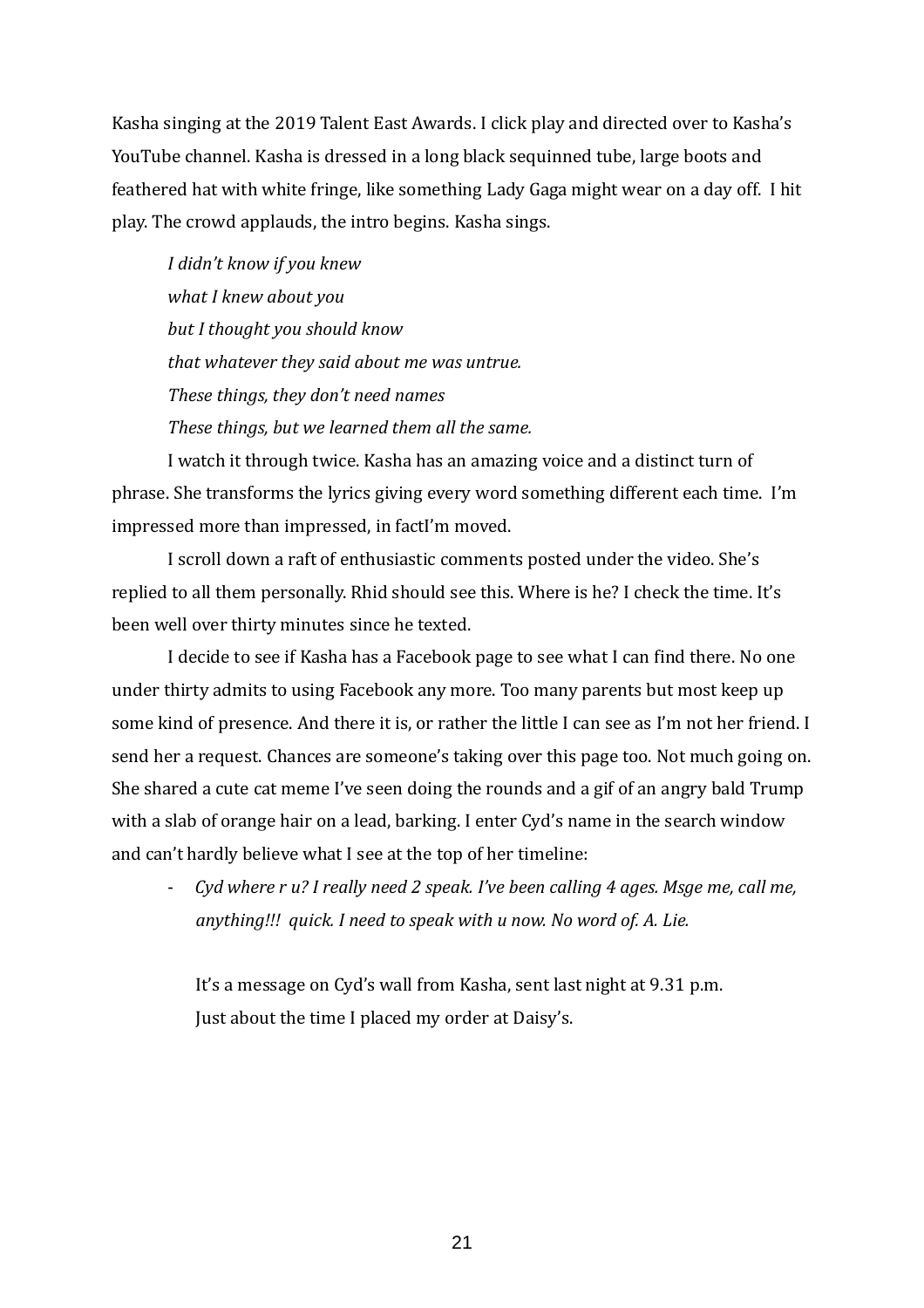Kasha singing at the 2019 Talent East Awards. I click play and directed over to Kasha's YouTube channel. Kasha is dressed in a long black sequinned tube, large boots and feathered hat with white fringe, like something Lady Gaga might wear on a day off. I hit play. The crowd applauds, the intro begins. Kasha sings.

*I didn't know if you knew*
*what I knew about you*
*but I thought you should know*
*that whatever they said about me was untrue.*
*These things, they don't need names*
*These things, but we learned them all the same.*

I watch it through twice. Kasha has an amazing voice and a distinct turn of phrase. She transforms the lyrics giving every word something different each time. I'm impressed more than impressed, in factI'm moved.

I scroll down a raft of enthusiastic comments posted under the video. She's replied to all them personally. Rhid should see this. Where is he? I check the time. It's been well over thirty minutes since he texted.

I decide to see if Kasha has a Facebook page to see what I can find there. No one under thirty admits to using Facebook any more. Too many parents but most keep up some kind of presence. And there it is, or rather the little I can see as I'm not her friend. I send her a request. Chances are someone's taking over this page too. Not much going on. She shared a cute cat meme I've seen doing the rounds and a gif of an angry bald Trump with a slab of orange hair on a lead, barking. I enter Cyd's name in the search window and can't hardly believe what I see at the top of her timeline:

- *Cyd where r u? I really need 2 speak. I've been calling 4 ages. Msge me, call me, anything!!! quick. I need to speak with u now. No word of. A. Lie.*

It's a message on Cyd's wall from Kasha, sent last night at 9.31 p.m.
Just about the time I placed my order at Daisy's.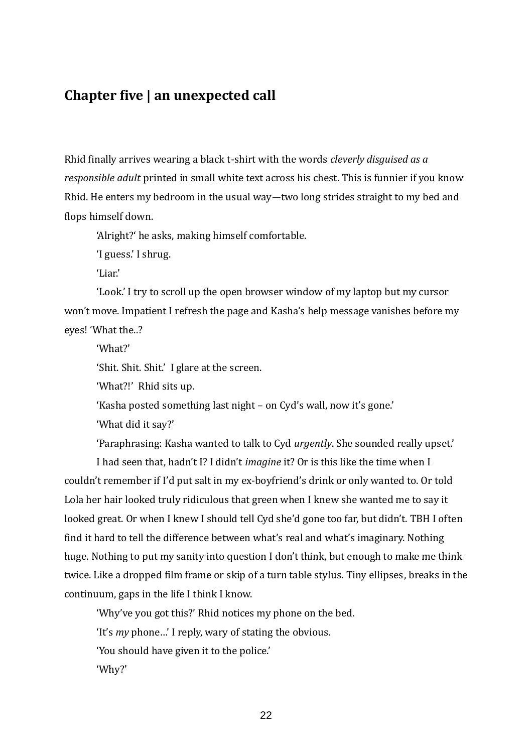## Chapter five | an unexpected call

Rhid finally arrives wearing a black t-shirt with the words *cleverly disguised as a responsible adult* printed in small white text across his chest. This is funnier if you know Rhid. He enters my bedroom in the usual way—two long strides straight to my bed and flops himself down.

'Alright?' he asks, making himself comfortable.

'I guess.' I shrug.

'Liar.'

'Look.' I try to scroll up the open browser window of my laptop but my cursor won't move. Impatient I refresh the page and Kasha's help message vanishes before my eyes! 'What the..?

'What?'

'Shit. Shit. Shit.' I glare at the screen.

'What?!' Rhid sits up.

'Kasha posted something last night – on Cyd's wall, now it's gone.'

'What did it say?'

'Paraphrasing: Kasha wanted to talk to Cyd *urgently*. She sounded really upset.'

I had seen that, hadn't I? I didn't *imagine* it? Or is this like the time when I couldn't remember if I'd put salt in my ex-boyfriend's drink or only wanted to. Or told Lola her hair looked truly ridiculous that green when I knew she wanted me to say it looked great. Or when I knew I should tell Cyd she'd gone too far, but didn't. TBH I often find it hard to tell the difference between what's real and what's imaginary. Nothing huge. Nothing to put my sanity into question I don't think, but enough to make me think twice. Like a dropped film frame or skip of a turn table stylus. Tiny ellipses, breaks in the continuum, gaps in the life I think I know.

'Why've you got this?' Rhid notices my phone on the bed.

'It's *my* phone…' I reply, wary of stating the obvious.

'You should have given it to the police.'

'Why?'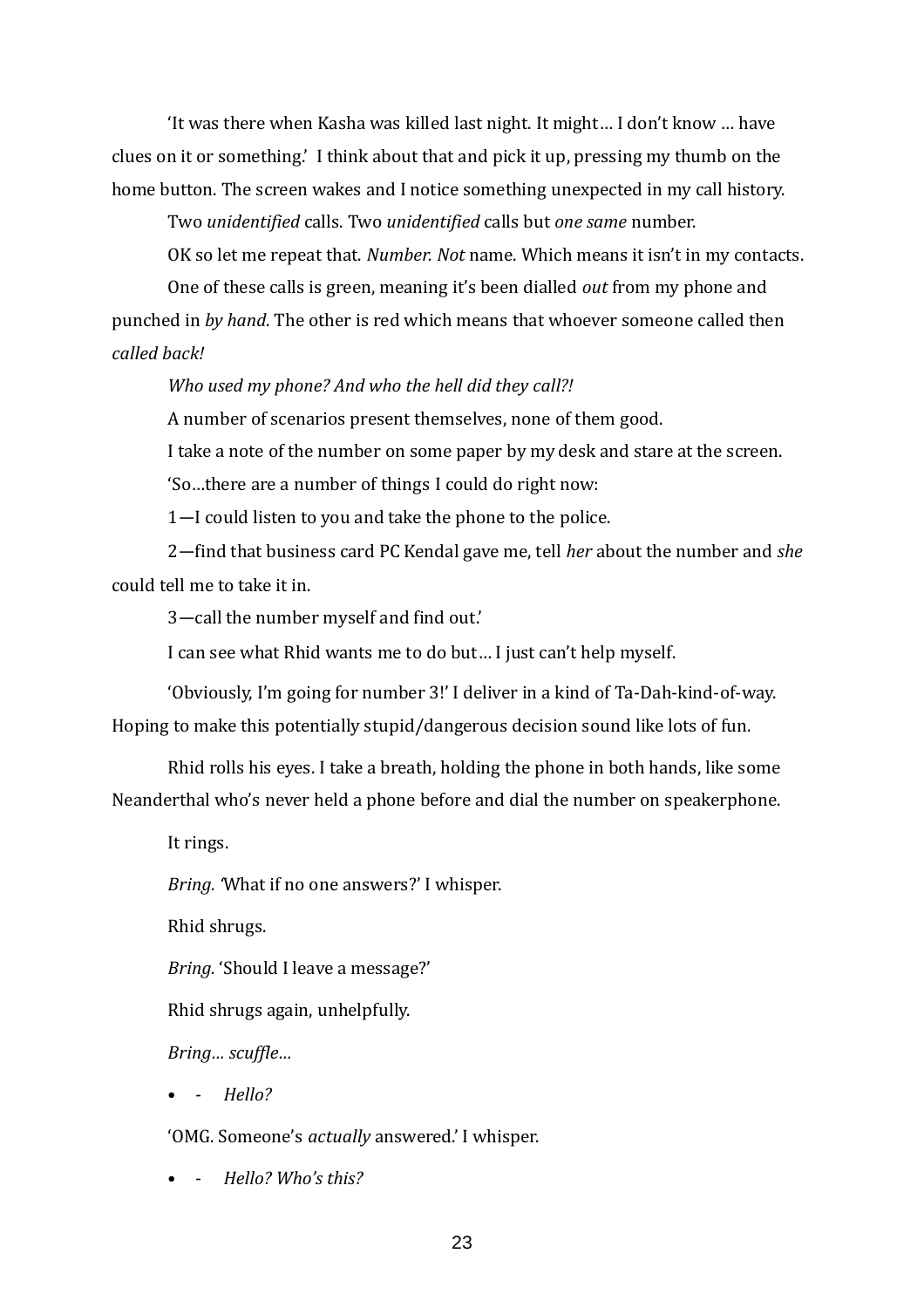‘It was there when Kasha was killed last night. It might… I don’t know … have clues on it or something.’ I think about that and pick it up, pressing my thumb on the home button. The screen wakes and I notice something unexpected in my call history.

Two *unidentified* calls. Two *unidentified* calls but *one same* number.

OK so let me repeat that. *Number. Not* name. Which means it isn’t in my contacts.

One of these calls is green, meaning it’s been dialled *out* from my phone and punched in *by hand*. The other is red which means that whoever someone called then *called back!*

*Who used my phone? And who the hell did they call?!*

A number of scenarios present themselves, none of them good.

I take a note of the number on some paper by my desk and stare at the screen.

‘So…there are a number of things I could do right now:

1—I could listen to you and take the phone to the police.

2—find that business card PC Kendal gave me, tell *her* about the number and *she* could tell me to take it in.

3—call the number myself and find out.’

I can see what Rhid wants me to do but… I just can’t help myself.

‘Obviously, I’m going for number 3!’ I deliver in a kind of Ta-Dah-kind-of-way. Hoping to make this potentially stupid/dangerous decision sound like lots of fun.

Rhid rolls his eyes. I take a breath, holding the phone in both hands, like some Neanderthal who’s never held a phone before and dial the number on speakerphone.

It rings.

*Bring.* ‘What if no one answers?’ I whisper.

Rhid shrugs.

*Bring.* ‘Should I leave a message?’

Rhid shrugs again, unhelpfully.

*Bring… scuffle…*

- - *Hello?*

‘OMG. Someone’s *actually* answered.’ I whisper.

- - *Hello? Who’s this?*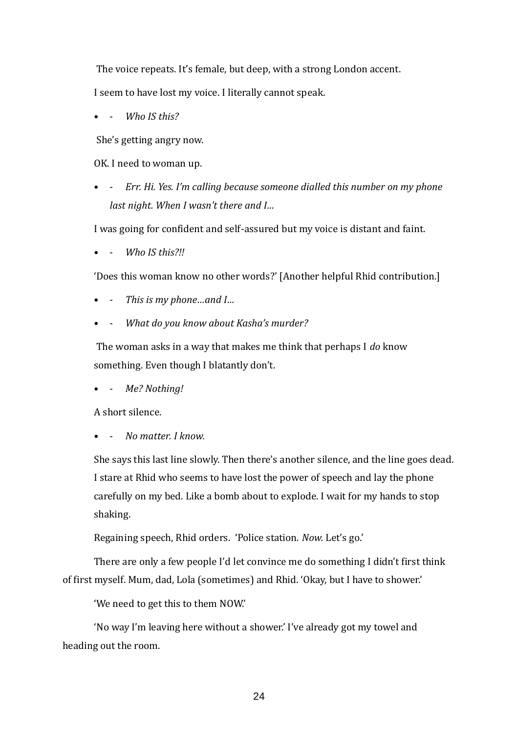The voice repeats. It's female, but deep, with a strong London accent.

I seem to have lost my voice. I literally cannot speak.

- - *Who IS this?*

She's getting angry now.

OK. I need to woman up.

- - *Err. Hi. Yes. I'm calling because someone dialled this number on my phone last night. When I wasn't there and I…*

I was going for confident and self-assured but my voice is distant and faint.

- - *Who IS this?!!*

'Does this woman know no other words?' [Another helpful Rhid contribution.]

- - *This is my phone…and I…*
- - *What do you know about Kasha's murder?*

The woman asks in a way that makes me think that perhaps I *do* know something. Even though I blatantly don't.

- - *Me? Nothing!*

A short silence.

- - *No matter. I know.*

She says this last line slowly. Then there's another silence, and the line goes dead. I stare at Rhid who seems to have lost the power of speech and lay the phone carefully on my bed. Like a bomb about to explode. I wait for my hands to stop shaking.

Regaining speech, Rhid orders. 'Police station. *Now.* Let's go.'

There are only a few people I'd let convince me do something I didn't first think of first myself. Mum, dad, Lola (sometimes) and Rhid. 'Okay, but I have to shower.'

'We need to get this to them NOW.'

'No way I'm leaving here without a shower.' I've already got my towel and heading out the room.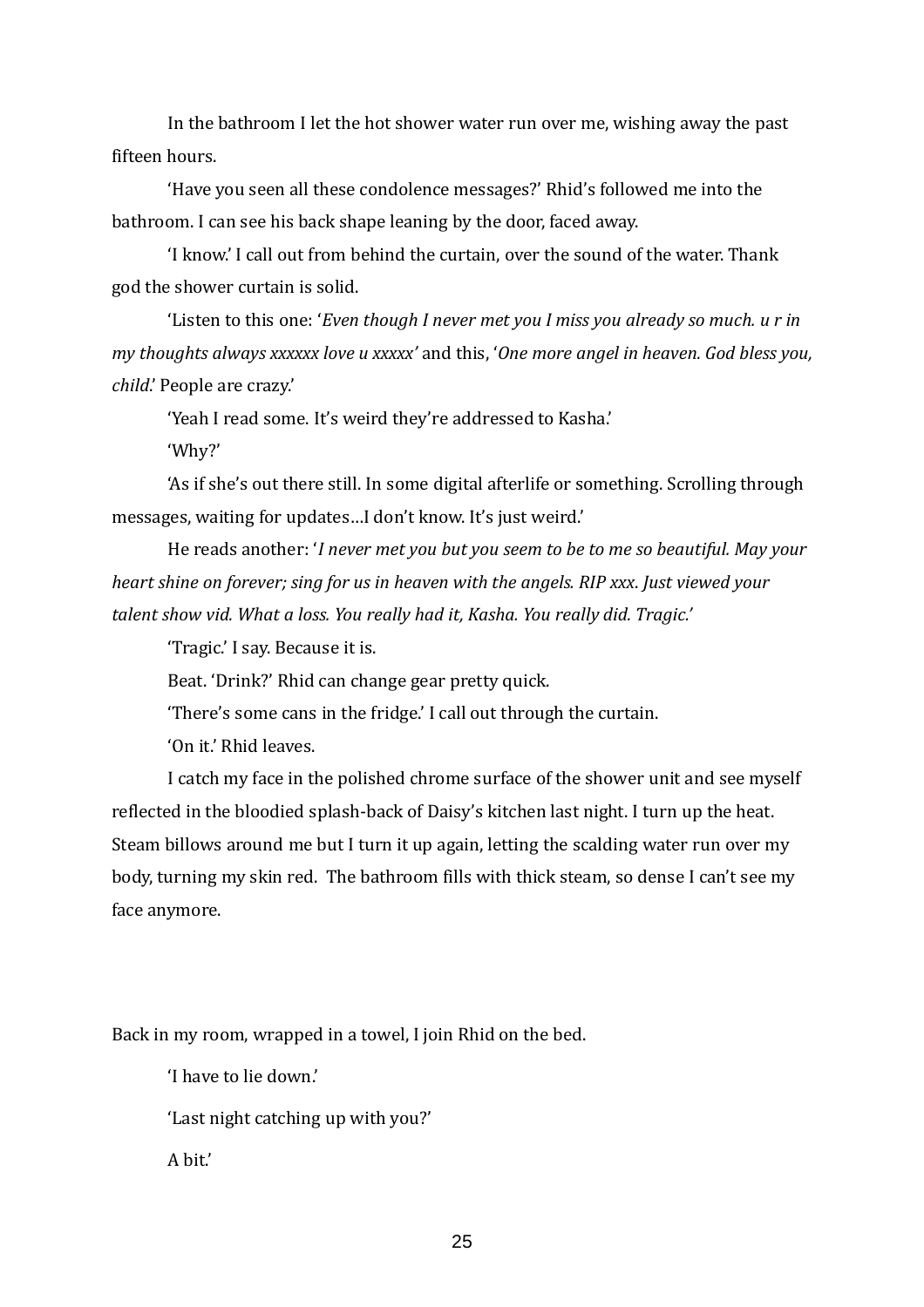In the bathroom I let the hot shower water run over me, wishing away the past fifteen hours.

'Have you seen all these condolence messages?' Rhid's followed me into the bathroom. I can see his back shape leaning by the door, faced away.

'I know.' I call out from behind the curtain, over the sound of the water. Thank god the shower curtain is solid.

'Listen to this one: '*Even though I never met you I miss you already so much. u r in my thoughts always xxxxxx love u xxxxx'* and this, '*One more angel in heaven. God bless you, child*.' People are crazy.'

'Yeah I read some. It's weird they're addressed to Kasha.'

'Why?'

'As if she's out there still. In some digital afterlife or something. Scrolling through messages, waiting for updates…I don't know. It's just weird.'

He reads another: '*I never met you but you seem to be to me so beautiful. May your heart shine on forever; sing for us in heaven with the angels. RIP xxx. Just viewed your talent show vid. What a loss. You really had it, Kasha. You really did. Tragic.'*

'Tragic.' I say. Because it is.

Beat. 'Drink?' Rhid can change gear pretty quick.

'There's some cans in the fridge.' I call out through the curtain.

'On it.' Rhid leaves.

I catch my face in the polished chrome surface of the shower unit and see myself reflected in the bloodied splash-back of Daisy's kitchen last night. I turn up the heat. Steam billows around me but I turn it up again, letting the scalding water run over my body, turning my skin red. The bathroom fills with thick steam, so dense I can't see my face anymore.

Back in my room, wrapped in a towel, I join Rhid on the bed.

'I have to lie down.'

'Last night catching up with you?'

A bit.'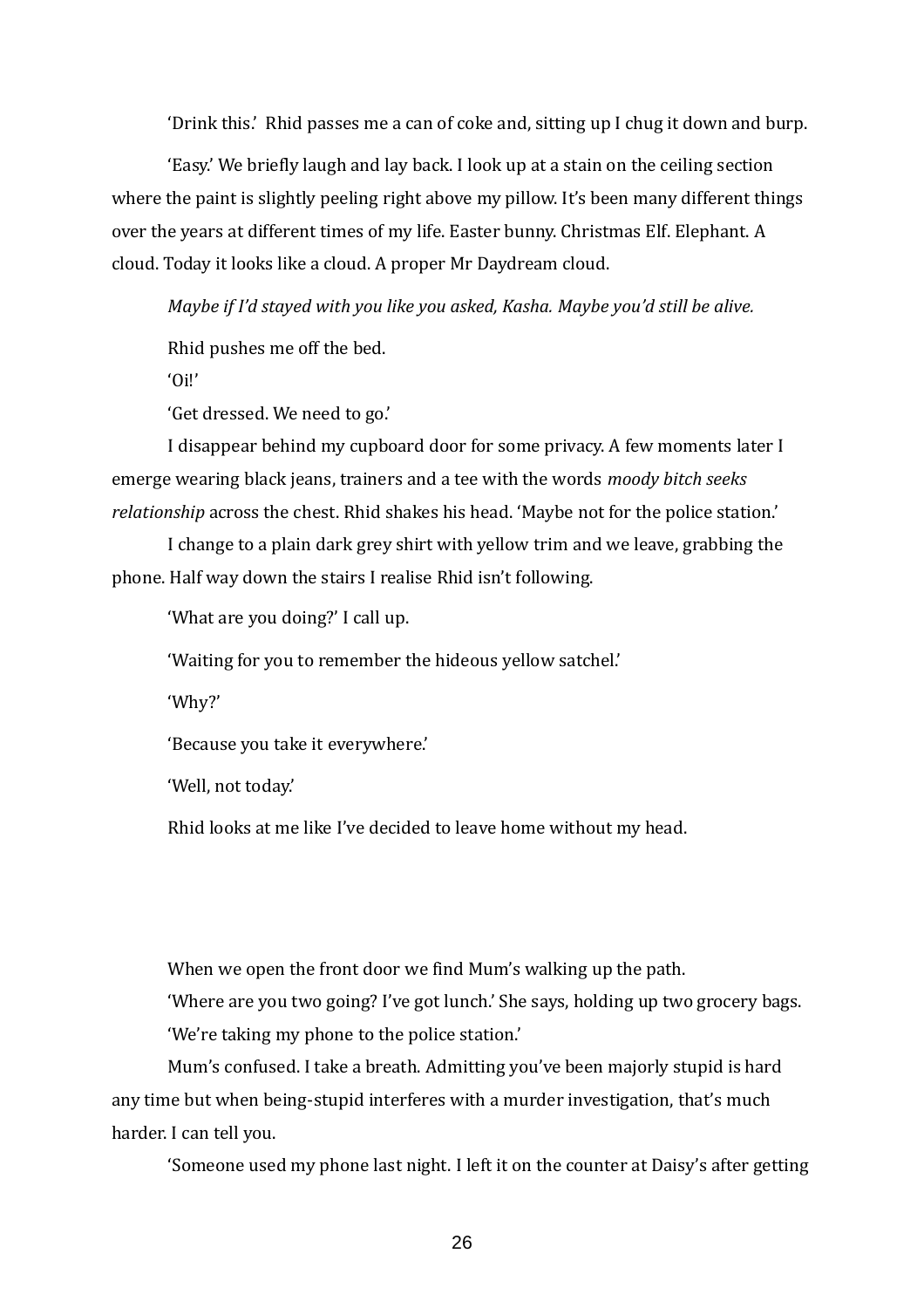'Drink this.' Rhid passes me a can of coke and, sitting up I chug it down and burp.

'Easy.' We briefly laugh and lay back. I look up at a stain on the ceiling section where the paint is slightly peeling right above my pillow. It's been many different things over the years at different times of my life. Easter bunny. Christmas Elf. Elephant. A cloud. Today it looks like a cloud. A proper Mr Daydream cloud.

*Maybe if I'd stayed with you like you asked, Kasha. Maybe you'd still be alive.*

Rhid pushes me off the bed.

'Oi!'

'Get dressed. We need to go.'

I disappear behind my cupboard door for some privacy. A few moments later I emerge wearing black jeans, trainers and a tee with the words *moody bitch seeks relationship* across the chest. Rhid shakes his head. 'Maybe not for the police station.'

I change to a plain dark grey shirt with yellow trim and we leave, grabbing the phone. Half way down the stairs I realise Rhid isn't following.

'What are you doing?' I call up.

'Waiting for you to remember the hideous yellow satchel.'

'Why?'

'Because you take it everywhere.'

'Well, not today.'

Rhid looks at me like I've decided to leave home without my head.

When we open the front door we find Mum's walking up the path.

'Where are you two going? I've got lunch.' She says, holding up two grocery bags.

'We're taking my phone to the police station.'

Mum's confused. I take a breath. Admitting you've been majorly stupid is hard any time but when being-stupid interferes with a murder investigation, that's much harder. I can tell you.

'Someone used my phone last night. I left it on the counter at Daisy's after getting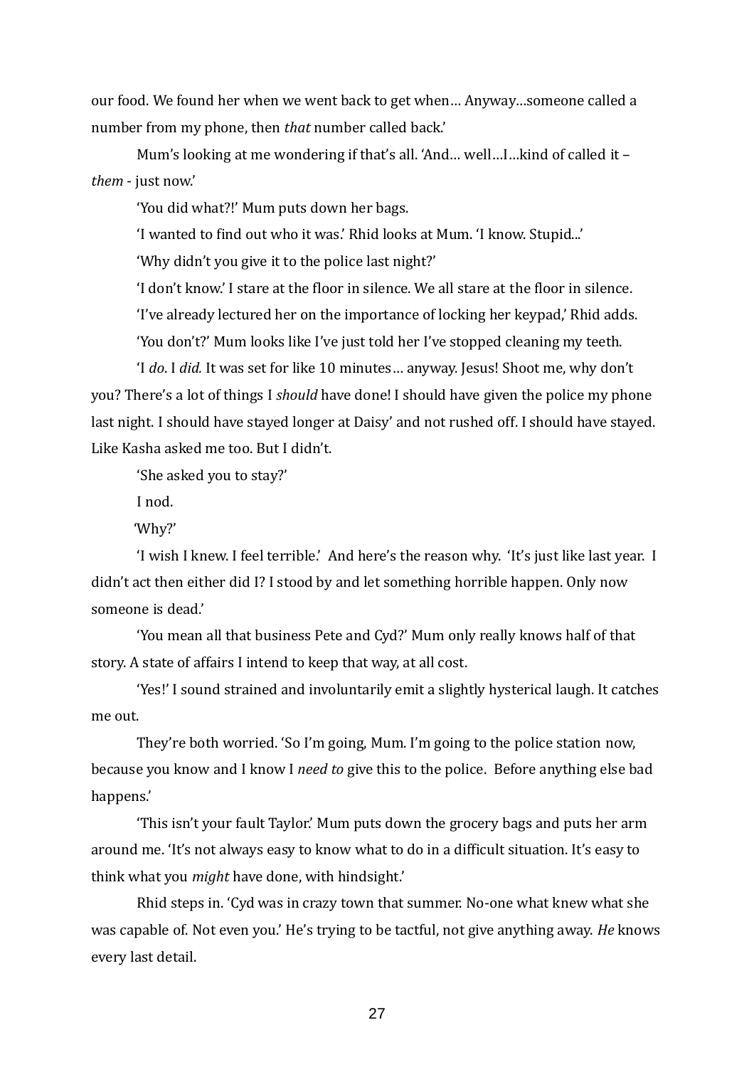our food. We found her when we went back to get when… Anyway…someone called a number from my phone, then *that* number called back.'

Mum's looking at me wondering if that's all. 'And… well…I…kind of called it – *them* - just now.'

'You did what?!' Mum puts down her bags.

'I wanted to find out who it was.' Rhid looks at Mum. 'I know. Stupid...'

'Why didn't you give it to the police last night?'

'I don't know.' I stare at the floor in silence. We all stare at the floor in silence.

'I've already lectured her on the importance of locking her keypad,' Rhid adds.

'You don't?' Mum looks like I've just told her I've stopped cleaning my teeth.

'I *do*. I *did.* It was set for like 10 minutes… anyway. Jesus! Shoot me, why don't you? There's a lot of things I *should* have done! I should have given the police my phone last night. I should have stayed longer at Daisy' and not rushed off. I should have stayed. Like Kasha asked me too. But I didn't.

'She asked you to stay?'

I nod.

'Why?'

'I wish I knew. I feel terrible.' And here's the reason why. 'It's just like last year. I didn't act then either did I? I stood by and let something horrible happen. Only now someone is dead.'

'You mean all that business Pete and Cyd?' Mum only really knows half of that story. A state of affairs I intend to keep that way, at all cost.

'Yes!' I sound strained and involuntarily emit a slightly hysterical laugh. It catches me out.

They're both worried. 'So I'm going, Mum. I'm going to the police station now, because you know and I know I *need to* give this to the police. Before anything else bad happens.'

'This isn't your fault Taylor.' Mum puts down the grocery bags and puts her arm around me. 'It's not always easy to know what to do in a difficult situation. It's easy to think what you *might* have done, with hindsight.'

Rhid steps in. 'Cyd was in crazy town that summer. No-one what knew what she was capable of. Not even you.' He's trying to be tactful, not give anything away. *He* knows every last detail.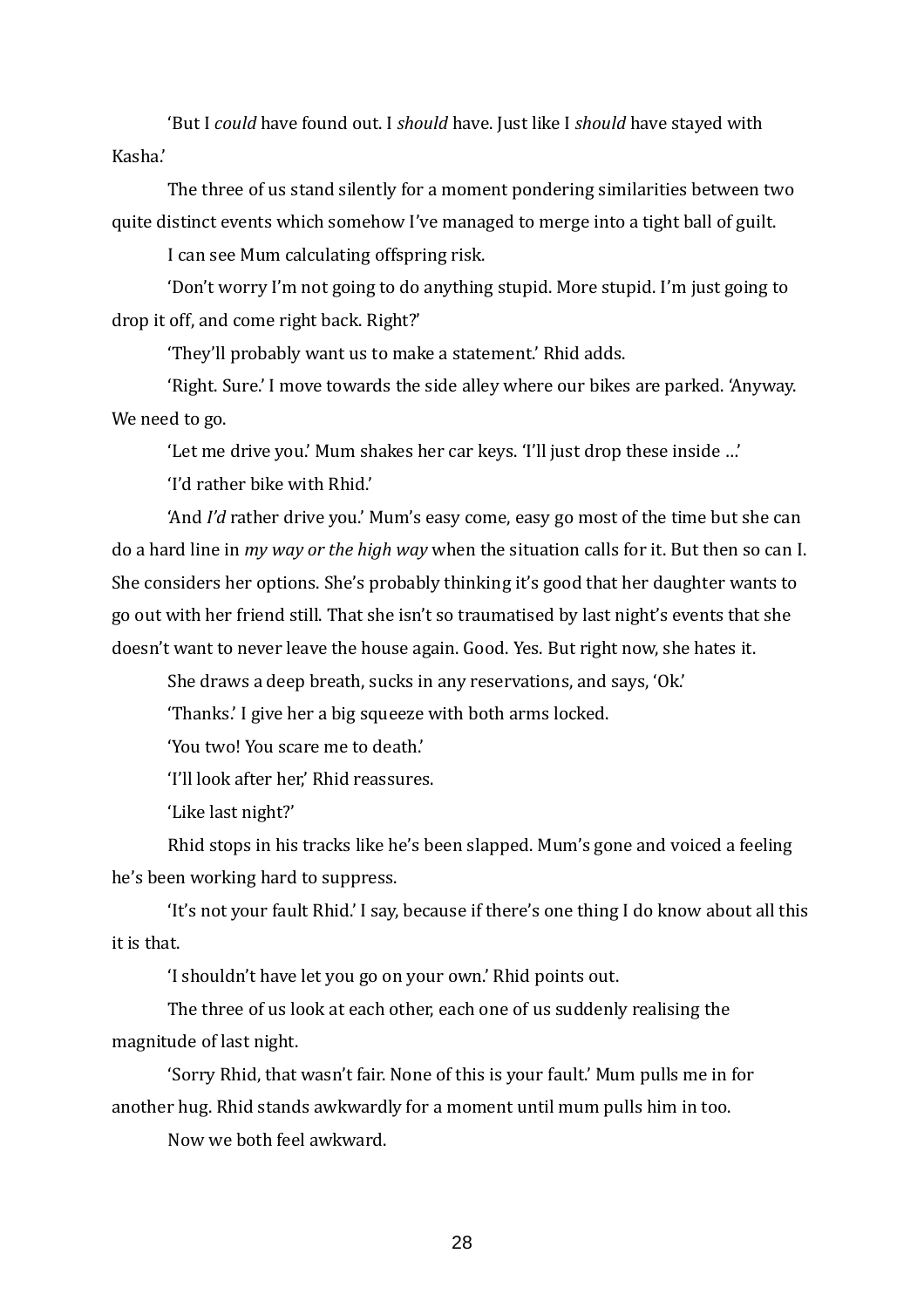'But I *could* have found out. I *should* have. Just like I *should* have stayed with Kasha.'

The three of us stand silently for a moment pondering similarities between two quite distinct events which somehow I've managed to merge into a tight ball of guilt.

I can see Mum calculating offspring risk.

'Don't worry I'm not going to do anything stupid. More stupid. I'm just going to drop it off, and come right back. Right?'

'They'll probably want us to make a statement.' Rhid adds.

'Right. Sure.' I move towards the side alley where our bikes are parked. 'Anyway. We need to go.

'Let me drive you.' Mum shakes her car keys. 'I'll just drop these inside …'

'I'd rather bike with Rhid.'

'And *I'd* rather drive you.' Mum's easy come, easy go most of the time but she can do a hard line in *my way or the high way* when the situation calls for it. But then so can I. She considers her options. She's probably thinking it's good that her daughter wants to go out with her friend still. That she isn't so traumatised by last night's events that she doesn't want to never leave the house again. Good. Yes. But right now, she hates it.

She draws a deep breath, sucks in any reservations, and says, 'Ok.'

'Thanks.' I give her a big squeeze with both arms locked.

'You two! You scare me to death.'

'I'll look after her,' Rhid reassures.

'Like last night?'

Rhid stops in his tracks like he's been slapped. Mum's gone and voiced a feeling he's been working hard to suppress.

'It's not your fault Rhid.' I say, because if there's one thing I do know about all this it is that.

'I shouldn't have let you go on your own.' Rhid points out.

The three of us look at each other, each one of us suddenly realising the magnitude of last night.

'Sorry Rhid, that wasn't fair. None of this is your fault.' Mum pulls me in for another hug. Rhid stands awkwardly for a moment until mum pulls him in too.

Now we both feel awkward.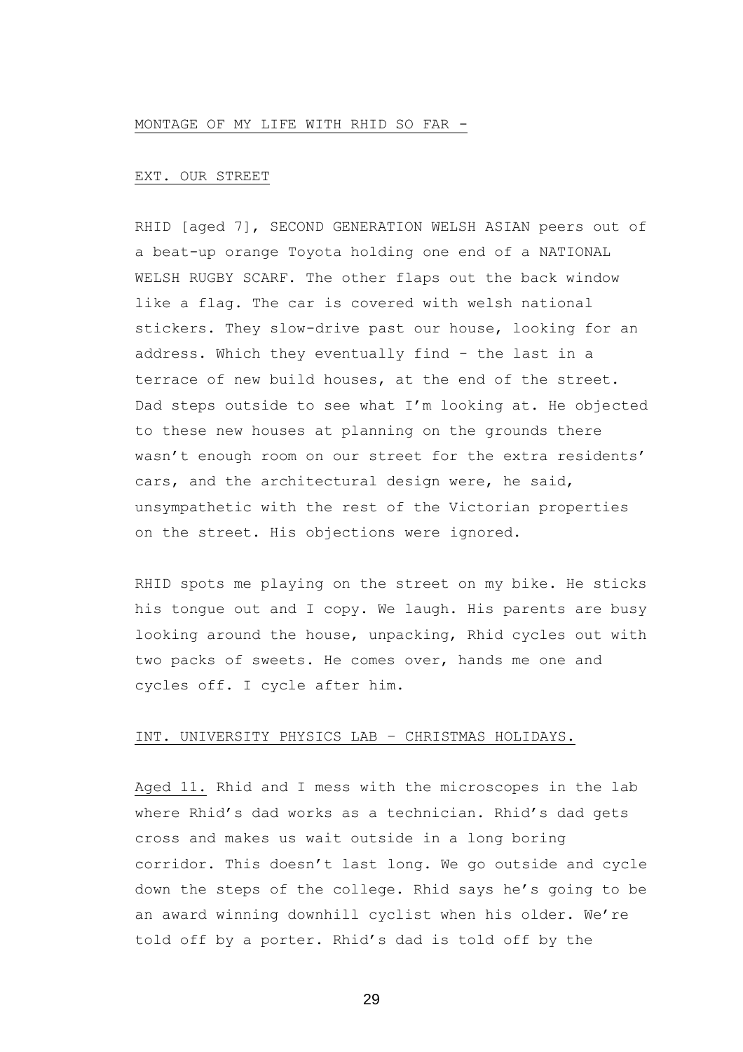<u>MONTAGE OF MY LIFE WITH RHID SO FAR -</u>

<u>EXT. OUR STREET</u>

RHID [aged 7], SECOND GENERATION WELSH ASIAN peers out of a beat-up orange Toyota holding one end of a NATIONAL WELSH RUGBY SCARF. The other flaps out the back window like a flag. The car is covered with welsh national stickers. They slow-drive past our house, looking for an address. Which they eventually find - the last in a terrace of new build houses, at the end of the street. Dad steps outside to see what I'm looking at. He objected to these new houses at planning on the grounds there wasn't enough room on our street for the extra residents' cars, and the architectural design were, he said, unsympathetic with the rest of the Victorian properties on the street. His objections were ignored.

RHID spots me playing on the street on my bike. He sticks his tongue out and I copy. We laugh. His parents are busy looking around the house, unpacking, Rhid cycles out with two packs of sweets. He comes over, hands me one and cycles off. I cycle after him.

<u>INT. UNIVERSITY PHYSICS LAB – CHRISTMAS HOLIDAYS.</u>

<u>Aged 11.</u> Rhid and I mess with the microscopes in the lab where Rhid's dad works as a technician. Rhid's dad gets cross and makes us wait outside in a long boring corridor. This doesn't last long. We go outside and cycle down the steps of the college. Rhid says he's going to be an award winning downhill cyclist when his older. We're told off by a porter. Rhid's dad is told off by the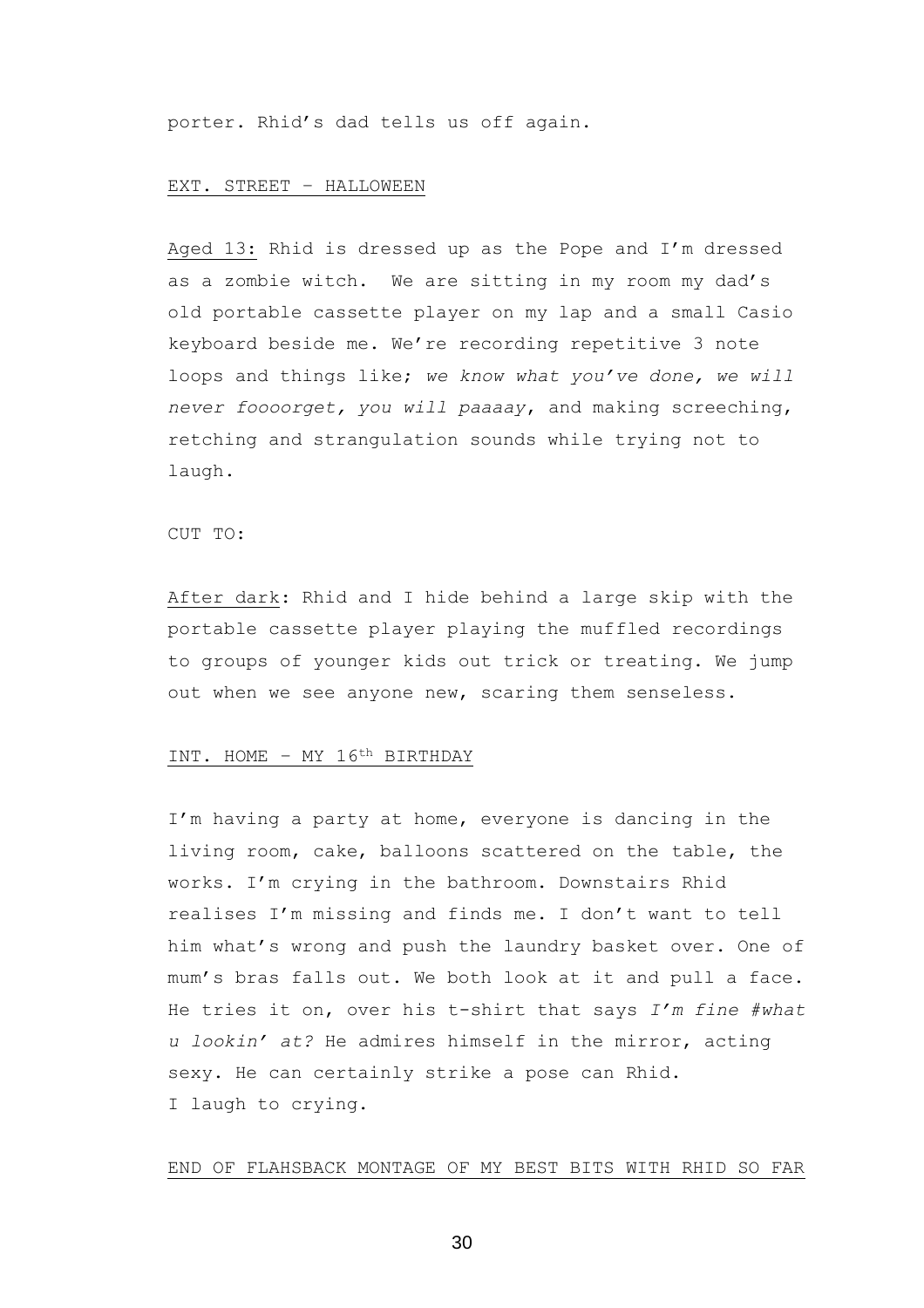porter. Rhid's dad tells us off again.

<u>EXT. STREET – HALLOWEEN</u>

<u>Aged 13:</u> Rhid is dressed up as the Pope and I'm dressed as a zombie witch.  We are sitting in my room my dad's old portable cassette player on my lap and a small Casio keyboard beside me. We're recording repetitive 3 note loops and things like; *we know what you've done, we will never foooorget, you will paaaay*, and making screeching, retching and strangulation sounds while trying not to laugh.

CUT TO:

<u>After dark</u>: Rhid and I hide behind a large skip with the portable cassette player playing the muffled recordings to groups of younger kids out trick or treating. We jump out when we see anyone new, scaring them senseless.

<u>INT. HOME – MY 16th BIRTHDAY</u>

I'm having a party at home, everyone is dancing in the living room, cake, balloons scattered on the table, the works. I'm crying in the bathroom. Downstairs Rhid realises I'm missing and finds me. I don't want to tell him what's wrong and push the laundry basket over. One of mum's bras falls out. We both look at it and pull a face. He tries it on, over his t-shirt that says *I'm fine #what u lookin' at?* He admires himself in the mirror, acting sexy. He can certainly strike a pose can Rhid.
I laugh to crying.

<u>END OF FLAHSBACK MONTAGE OF MY BEST BITS WITH RHID SO FAR</u>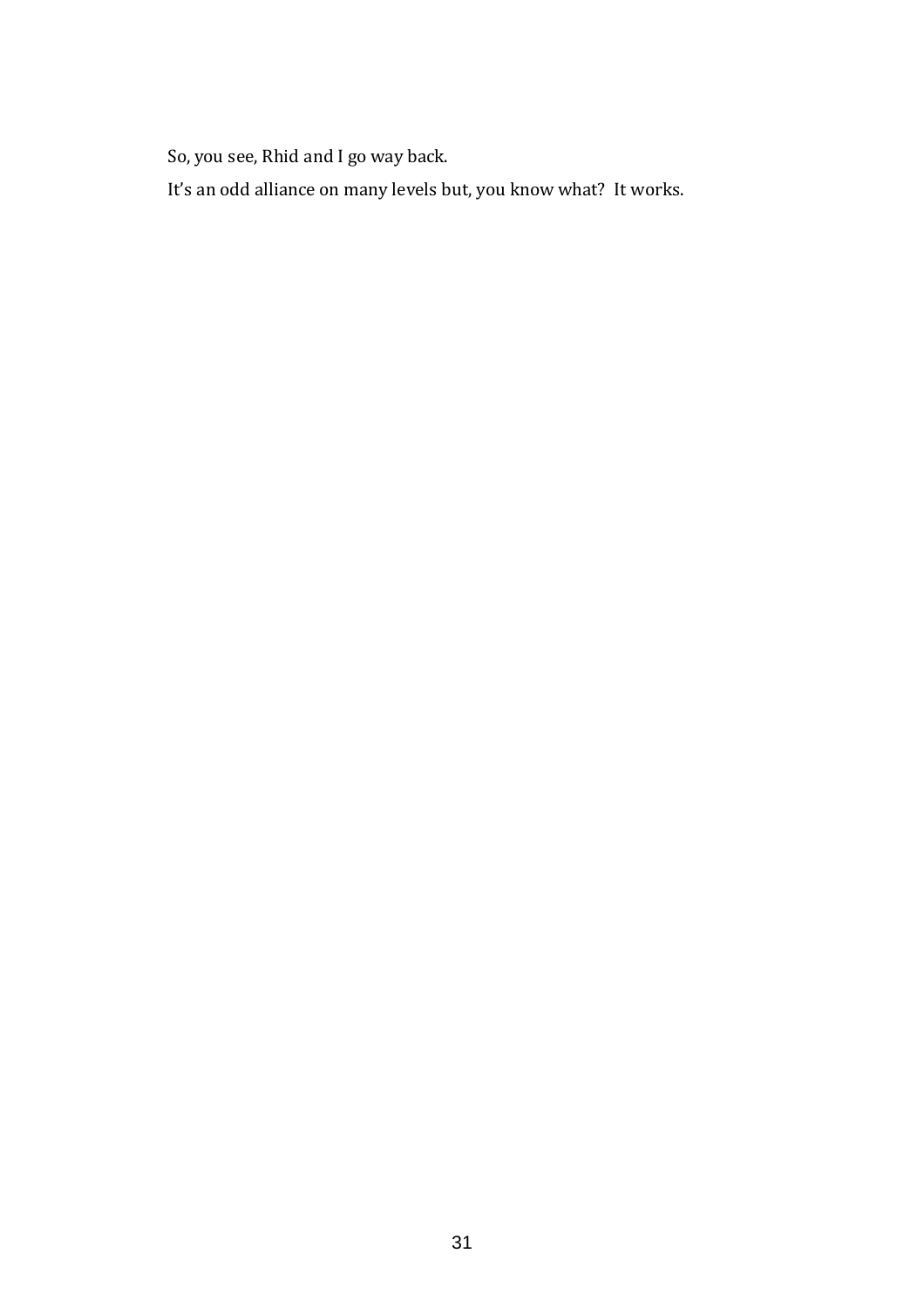So, you see, Rhid and I go way back.

It's an odd alliance on many levels but, you know what?  It works.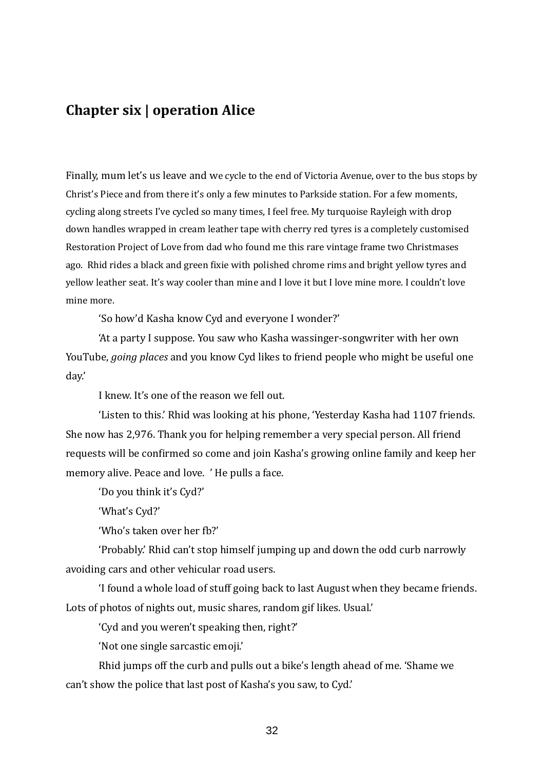## Chapter six | operation Alice

Finally, mum let's us leave and we cycle to the end of Victoria Avenue, over to the bus stops by Christ's Piece and from there it's only a few minutes to Parkside station. For a few moments, cycling along streets I've cycled so many times, I feel free. My turquoise Rayleigh with drop down handles wrapped in cream leather tape with cherry red tyres is a completely customised Restoration Project of Love from dad who found me this rare vintage frame two Christmases ago. Rhid rides a black and green fixie with polished chrome rims and bright yellow tyres and yellow leather seat. It's way cooler than mine and I love it but I love mine more. I couldn't love mine more.

'So how'd Kasha know Cyd and everyone I wonder?'

'At a party I suppose. You saw who Kasha wassinger-songwriter with her own YouTube, *going places* and you know Cyd likes to friend people who might be useful one day.'

I knew. It's one of the reason we fell out.

'Listen to this.' Rhid was looking at his phone, 'Yesterday Kasha had 1107 friends. She now has 2,976. Thank you for helping remember a very special person. All friend requests will be confirmed so come and join Kasha's growing online family and keep her memory alive. Peace and love. ' He pulls a face.

'Do you think it's Cyd?'

'What's Cyd?'

'Who's taken over her fb?'

'Probably.' Rhid can't stop himself jumping up and down the odd curb narrowly avoiding cars and other vehicular road users.

'I found a whole load of stuff going back to last August when they became friends. Lots of photos of nights out, music shares, random gif likes. Usual.'

'Cyd and you weren't speaking then, right?'

'Not one single sarcastic emoji.'

Rhid jumps off the curb and pulls out a bike's length ahead of me. 'Shame we can't show the police that last post of Kasha's you saw, to Cyd.'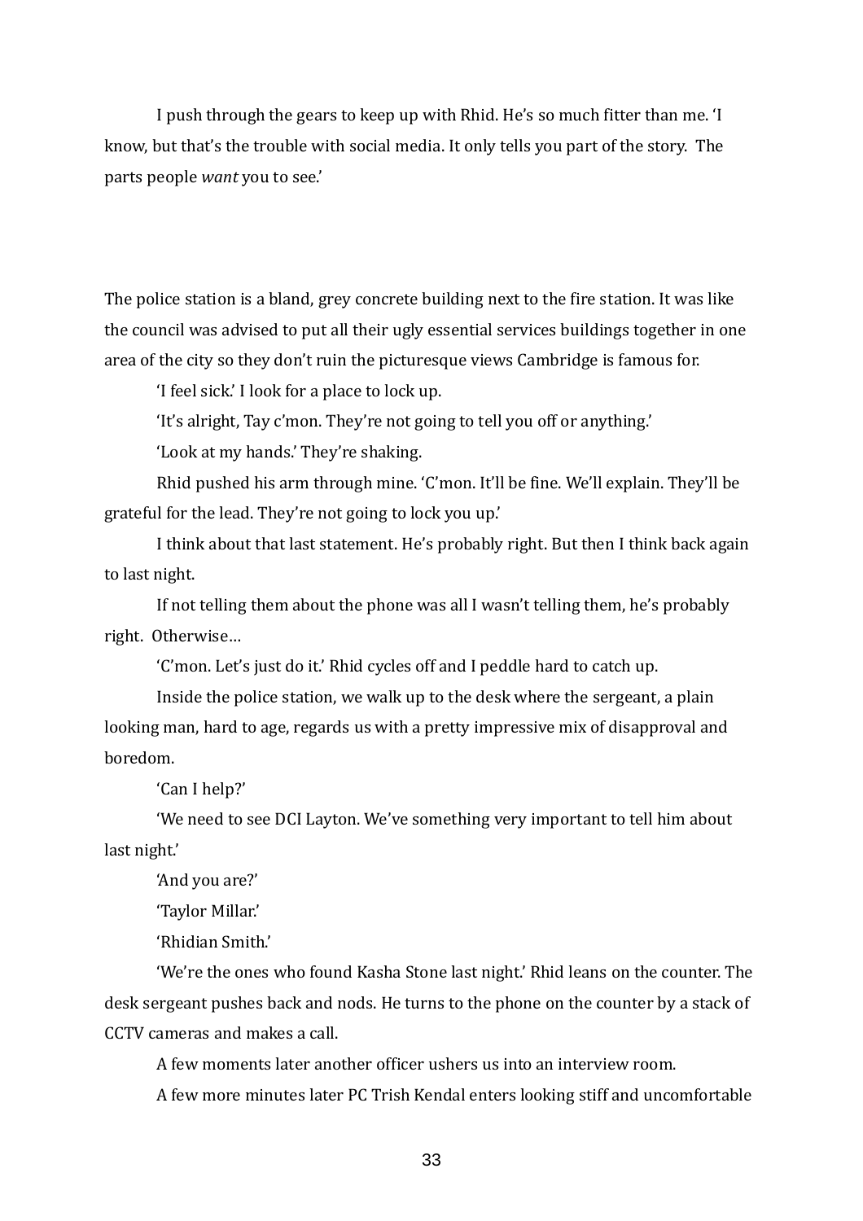I push through the gears to keep up with Rhid. He's so much fitter than me. 'I know, but that's the trouble with social media. It only tells you part of the story. The parts people *want* you to see.'

The police station is a bland, grey concrete building next to the fire station. It was like the council was advised to put all their ugly essential services buildings together in one area of the city so they don't ruin the picturesque views Cambridge is famous for.

'I feel sick.' I look for a place to lock up.

'It's alright, Tay c'mon. They're not going to tell you off or anything.'

'Look at my hands.' They're shaking.

Rhid pushed his arm through mine. 'C'mon. It'll be fine. We'll explain. They'll be grateful for the lead. They're not going to lock you up.'

I think about that last statement. He's probably right. But then I think back again to last night.

If not telling them about the phone was all I wasn't telling them, he's probably right. Otherwise…

'C'mon. Let's just do it.' Rhid cycles off and I peddle hard to catch up.

Inside the police station, we walk up to the desk where the sergeant, a plain looking man, hard to age, regards us with a pretty impressive mix of disapproval and boredom.

'Can I help?'

'We need to see DCI Layton. We've something very important to tell him about last night.'

'And you are?'

'Taylor Millar.'

'Rhidian Smith.'

'We're the ones who found Kasha Stone last night.' Rhid leans on the counter. The desk sergeant pushes back and nods. He turns to the phone on the counter by a stack of CCTV cameras and makes a call.

A few moments later another officer ushers us into an interview room.

A few more minutes later PC Trish Kendal enters looking stiff and uncomfortable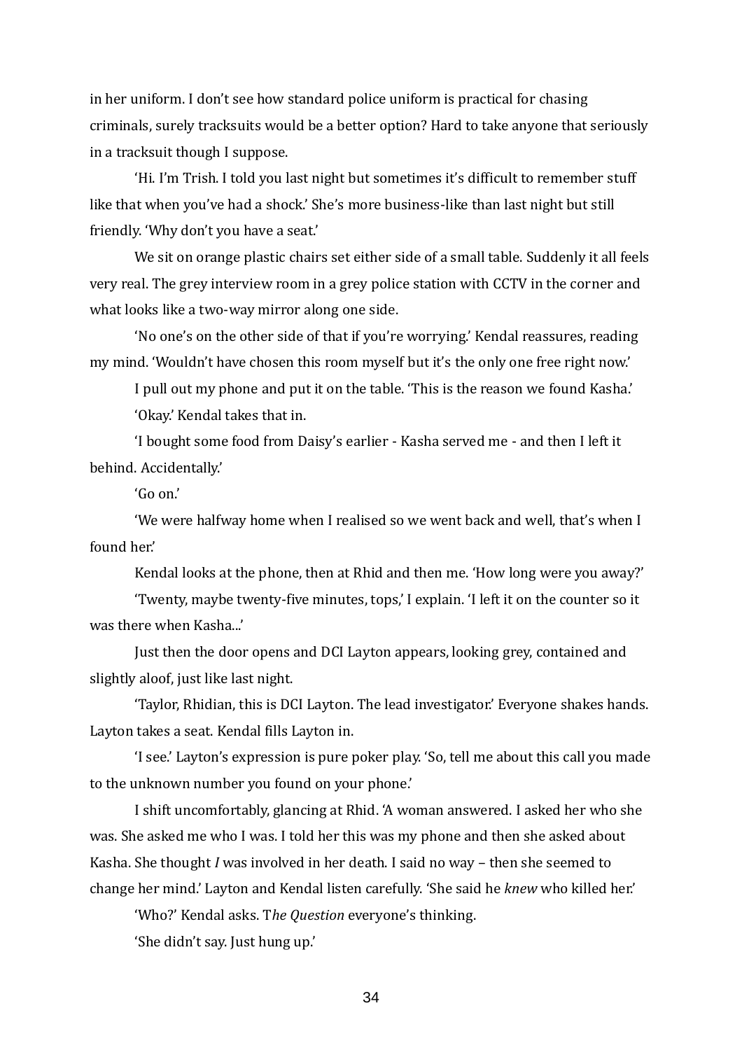in her uniform. I don't see how standard police uniform is practical for chasing criminals, surely tracksuits would be a better option? Hard to take anyone that seriously in a tracksuit though I suppose.

'Hi. I'm Trish. I told you last night but sometimes it's difficult to remember stuff like that when you've had a shock.' She's more business-like than last night but still friendly. 'Why don't you have a seat.'

We sit on orange plastic chairs set either side of a small table. Suddenly it all feels very real. The grey interview room in a grey police station with CCTV in the corner and what looks like a two-way mirror along one side.

'No one's on the other side of that if you're worrying.' Kendal reassures, reading my mind. 'Wouldn't have chosen this room myself but it's the only one free right now.'

I pull out my phone and put it on the table. 'This is the reason we found Kasha.'

'Okay.' Kendal takes that in.

'I bought some food from Daisy's earlier - Kasha served me - and then I left it behind. Accidentally.'

'Go on.'

'We were halfway home when I realised so we went back and well, that's when I found her.'

Kendal looks at the phone, then at Rhid and then me. 'How long were you away?'

'Twenty, maybe twenty-five minutes, tops,' I explain. 'I left it on the counter so it was there when Kasha...'

Just then the door opens and DCI Layton appears, looking grey, contained and slightly aloof, just like last night.

'Taylor, Rhidian, this is DCI Layton. The lead investigator.' Everyone shakes hands. Layton takes a seat. Kendal fills Layton in.

'I see.' Layton's expression is pure poker play. 'So, tell me about this call you made to the unknown number you found on your phone.'

I shift uncomfortably, glancing at Rhid. 'A woman answered. I asked her who she was. She asked me who I was. I told her this was my phone and then she asked about Kasha. She thought *I* was involved in her death. I said no way – then she seemed to change her mind.' Layton and Kendal listen carefully. 'She said he *knew* who killed her.'

'Who?' Kendal asks. T*he Question* everyone's thinking.

'She didn't say. Just hung up.'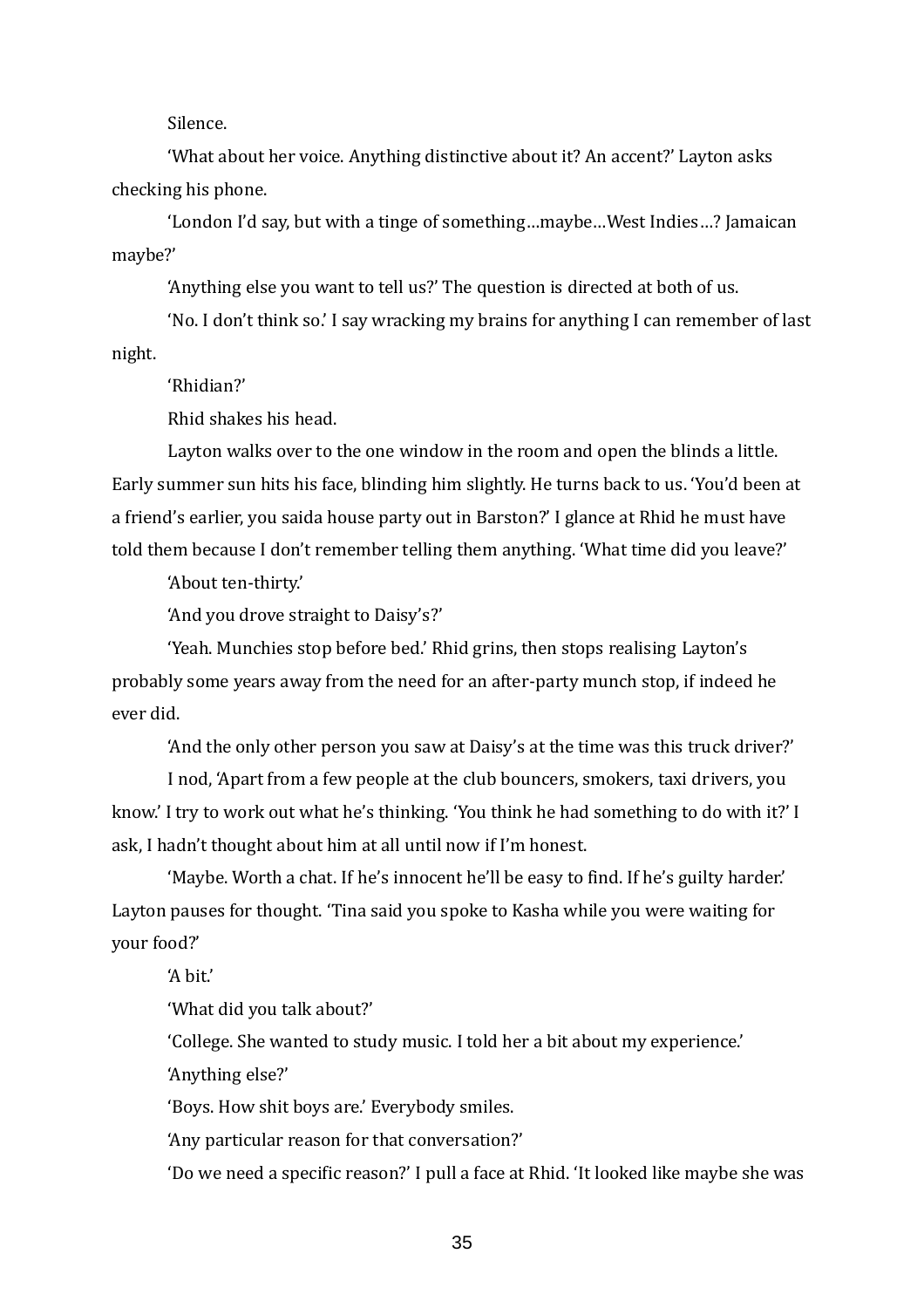Silence.

'What about her voice. Anything distinctive about it? An accent?' Layton asks checking his phone.

'London I'd say, but with a tinge of something…maybe…West Indies…? Jamaican maybe?'

'Anything else you want to tell us?' The question is directed at both of us.

'No. I don't think so.' I say wracking my brains for anything I can remember of last night.

'Rhidian?'

Rhid shakes his head.

Layton walks over to the one window in the room and open the blinds a little. Early summer sun hits his face, blinding him slightly. He turns back to us. 'You'd been at a friend's earlier, you saida house party out in Barston?' I glance at Rhid he must have told them because I don't remember telling them anything. 'What time did you leave?'

'About ten-thirty.'

'And you drove straight to Daisy's?'

'Yeah. Munchies stop before bed.' Rhid grins, then stops realising Layton's probably some years away from the need for an after-party munch stop, if indeed he ever did.

'And the only other person you saw at Daisy's at the time was this truck driver?'

I nod, 'Apart from a few people at the club bouncers, smokers, taxi drivers, you know.' I try to work out what he's thinking. 'You think he had something to do with it?' I ask, I hadn't thought about him at all until now if I'm honest.

'Maybe. Worth a chat. If he's innocent he'll be easy to find. If he's guilty harder.' Layton pauses for thought. 'Tina said you spoke to Kasha while you were waiting for your food?'

'A bit.'

'What did you talk about?'

'College. She wanted to study music. I told her a bit about my experience.'

'Anything else?'

'Boys. How shit boys are.' Everybody smiles.

'Any particular reason for that conversation?'

'Do we need a specific reason?' I pull a face at Rhid. 'It looked like maybe she was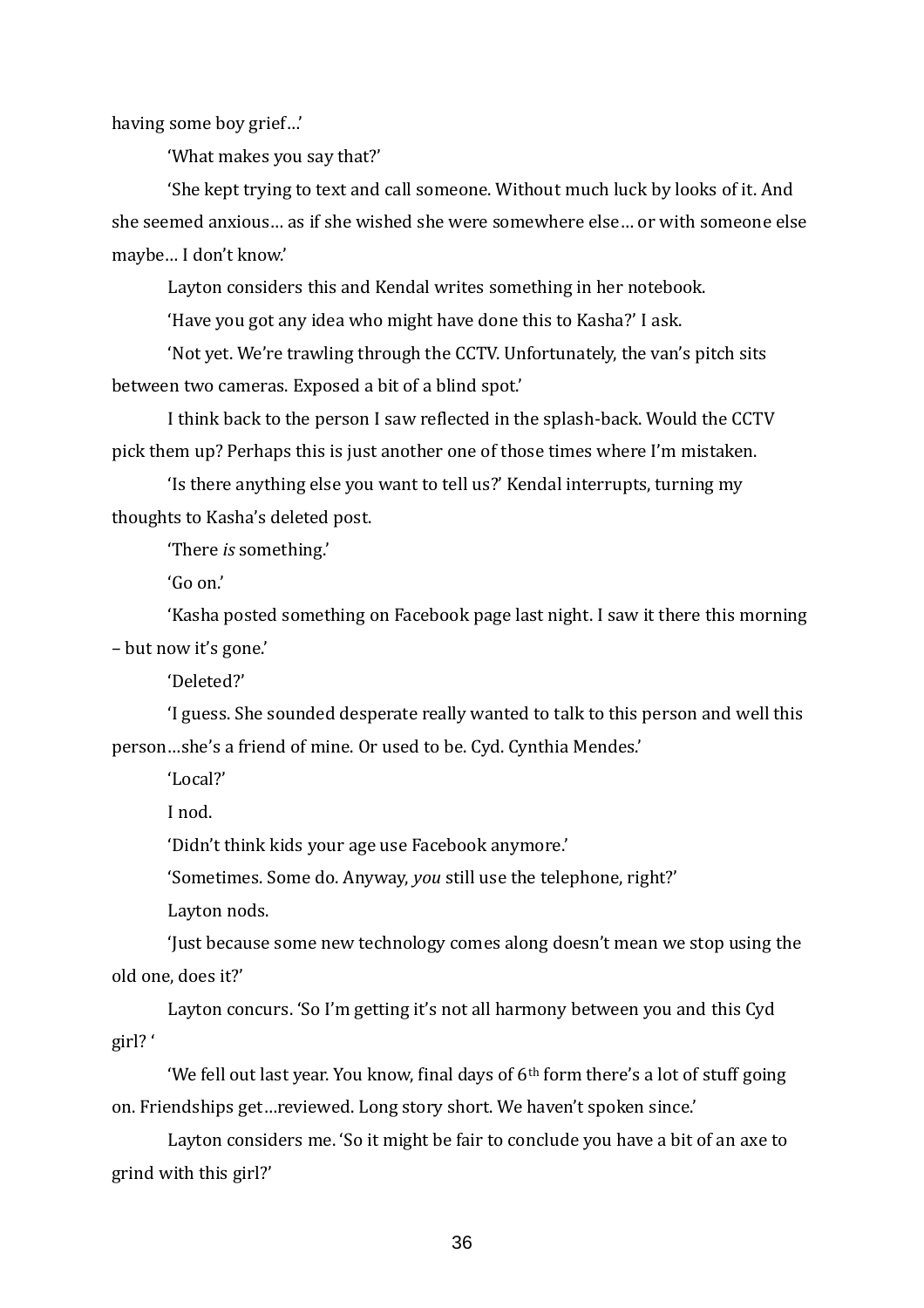having some boy grief…'

'What makes you say that?'

'She kept trying to text and call someone. Without much luck by looks of it. And she seemed anxious… as if she wished she were somewhere else… or with someone else maybe… I don't know.'

Layton considers this and Kendal writes something in her notebook.

'Have you got any idea who might have done this to Kasha?' I ask.

'Not yet. We're trawling through the CCTV. Unfortunately, the van's pitch sits between two cameras. Exposed a bit of a blind spot.'

I think back to the person I saw reflected in the splash-back. Would the CCTV pick them up? Perhaps this is just another one of those times where I'm mistaken.

'Is there anything else you want to tell us?' Kendal interrupts, turning my thoughts to Kasha's deleted post.

'There *is* something.'

'Go on.'

'Kasha posted something on Facebook page last night. I saw it there this morning – but now it's gone.'

'Deleted?'

'I guess. She sounded desperate really wanted to talk to this person and well this person…she's a friend of mine. Or used to be. Cyd. Cynthia Mendes.'

'Local?'

I nod.

'Didn't think kids your age use Facebook anymore.'

'Sometimes. Some do. Anyway, *you* still use the telephone, right?'

Layton nods.

'Just because some new technology comes along doesn't mean we stop using the old one, does it?'

Layton concurs. 'So I'm getting it's not all harmony between you and this Cyd girl? '

'We fell out last year. You know, final days of 6th form there's a lot of stuff going on. Friendships get…reviewed. Long story short. We haven't spoken since.'

Layton considers me. 'So it might be fair to conclude you have a bit of an axe to grind with this girl?'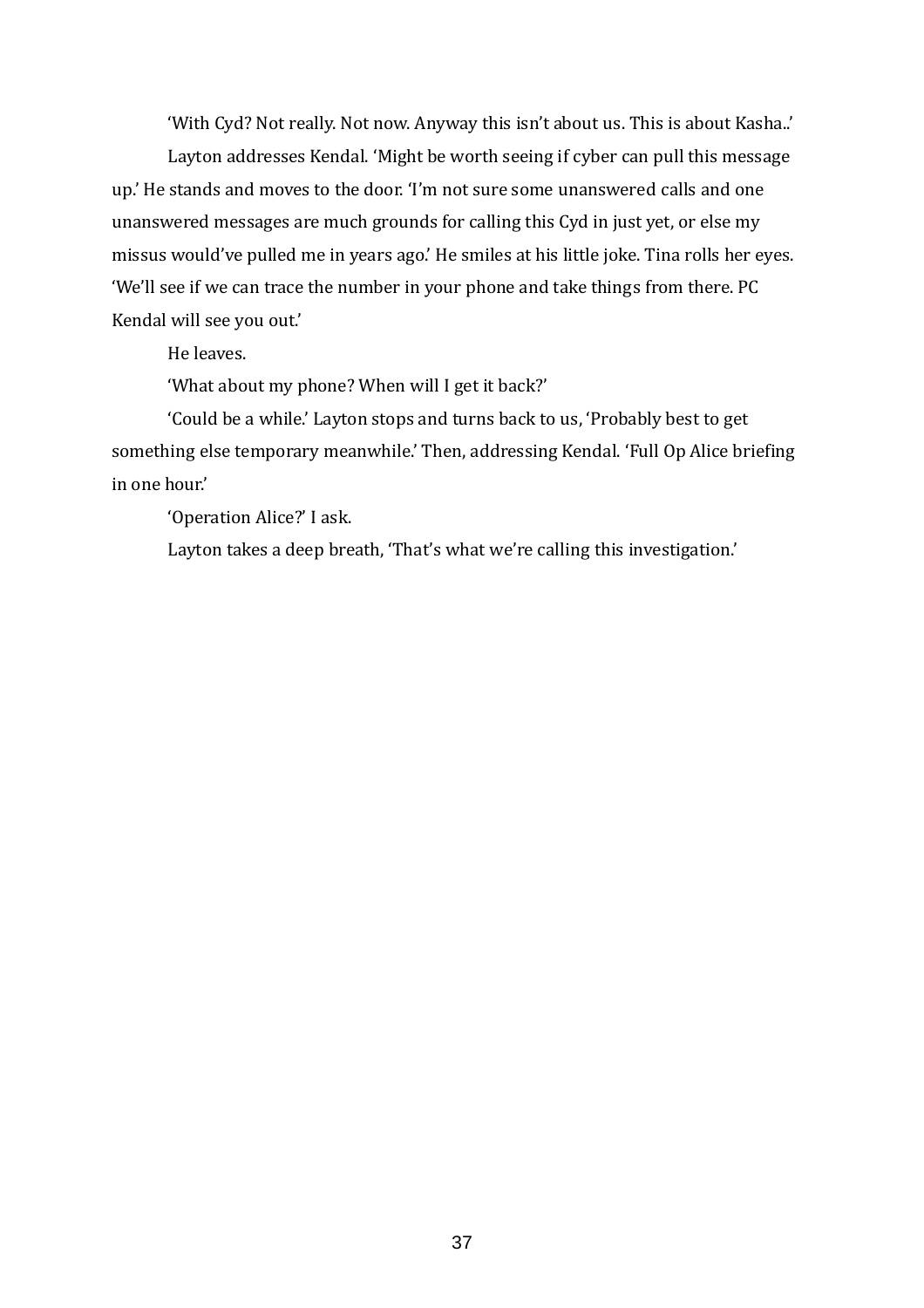'With Cyd? Not really. Not now. Anyway this isn't about us. This is about Kasha..'

Layton addresses Kendal. 'Might be worth seeing if cyber can pull this message up.' He stands and moves to the door. 'I'm not sure some unanswered calls and one unanswered messages are much grounds for calling this Cyd in just yet, or else my missus would've pulled me in years ago.' He smiles at his little joke. Tina rolls her eyes. 'We'll see if we can trace the number in your phone and take things from there. PC Kendal will see you out.'

He leaves.

'What about my phone? When will I get it back?'

'Could be a while.' Layton stops and turns back to us, 'Probably best to get something else temporary meanwhile.' Then, addressing Kendal. 'Full Op Alice briefing in one hour.'

'Operation Alice?' I ask.

Layton takes a deep breath, 'That's what we're calling this investigation.'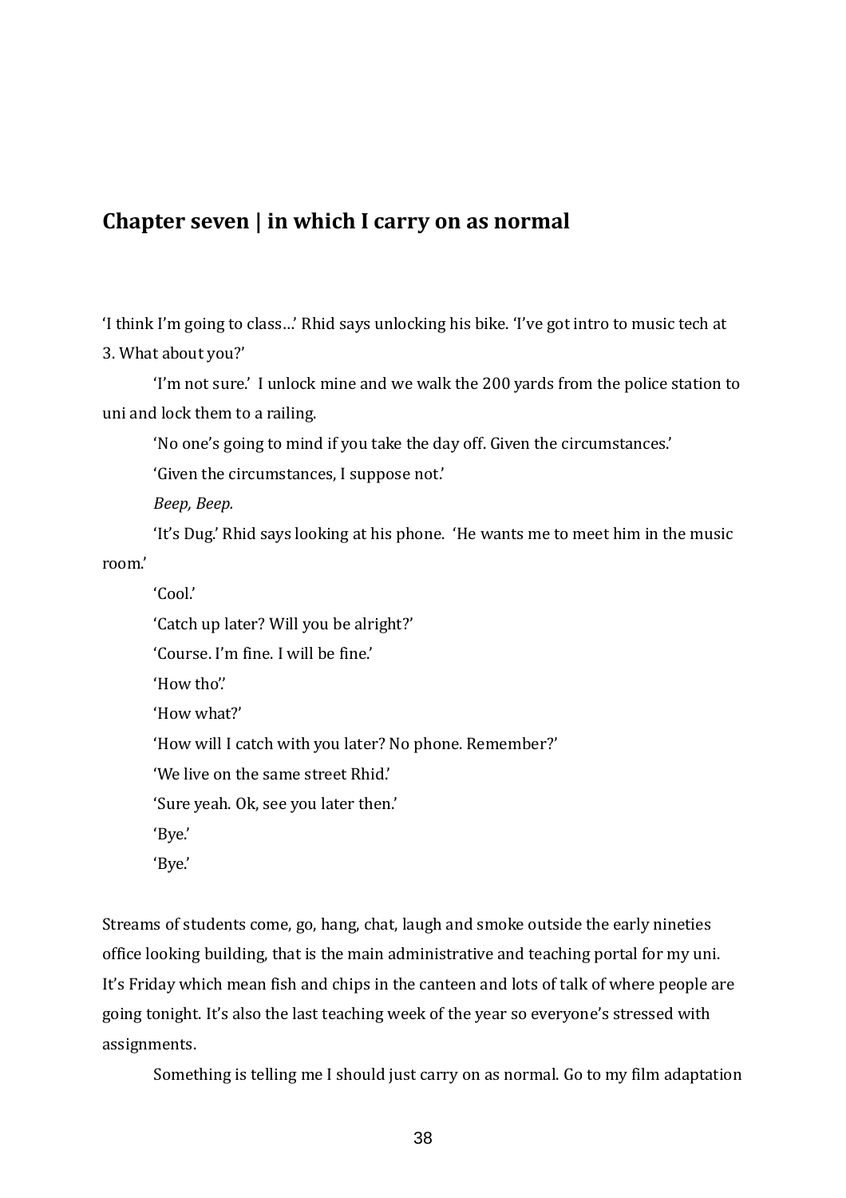## Chapter seven | in which I carry on as normal

'I think I'm going to class…' Rhid says unlocking his bike. 'I've got intro to music tech at 3. What about you?'

'I'm not sure.' I unlock mine and we walk the 200 yards from the police station to uni and lock them to a railing.

'No one's going to mind if you take the day off. Given the circumstances.'

'Given the circumstances, I suppose not.'

*Beep, Beep.*

'It's Dug.' Rhid says looking at his phone. 'He wants me to meet him in the music room.'

'Cool.'

'Catch up later? Will you be alright?'

'Course. I'm fine. I will be fine.'

'How tho'.'

'How what?'

'How will I catch with you later? No phone. Remember?'

'We live on the same street Rhid.'

'Sure yeah. Ok, see you later then.'

'Bye.'

'Bye.'

Streams of students come, go, hang, chat, laugh and smoke outside the early nineties office looking building, that is the main administrative and teaching portal for my uni. It's Friday which mean fish and chips in the canteen and lots of talk of where people are going tonight. It's also the last teaching week of the year so everyone's stressed with assignments.

Something is telling me I should just carry on as normal. Go to my film adaptation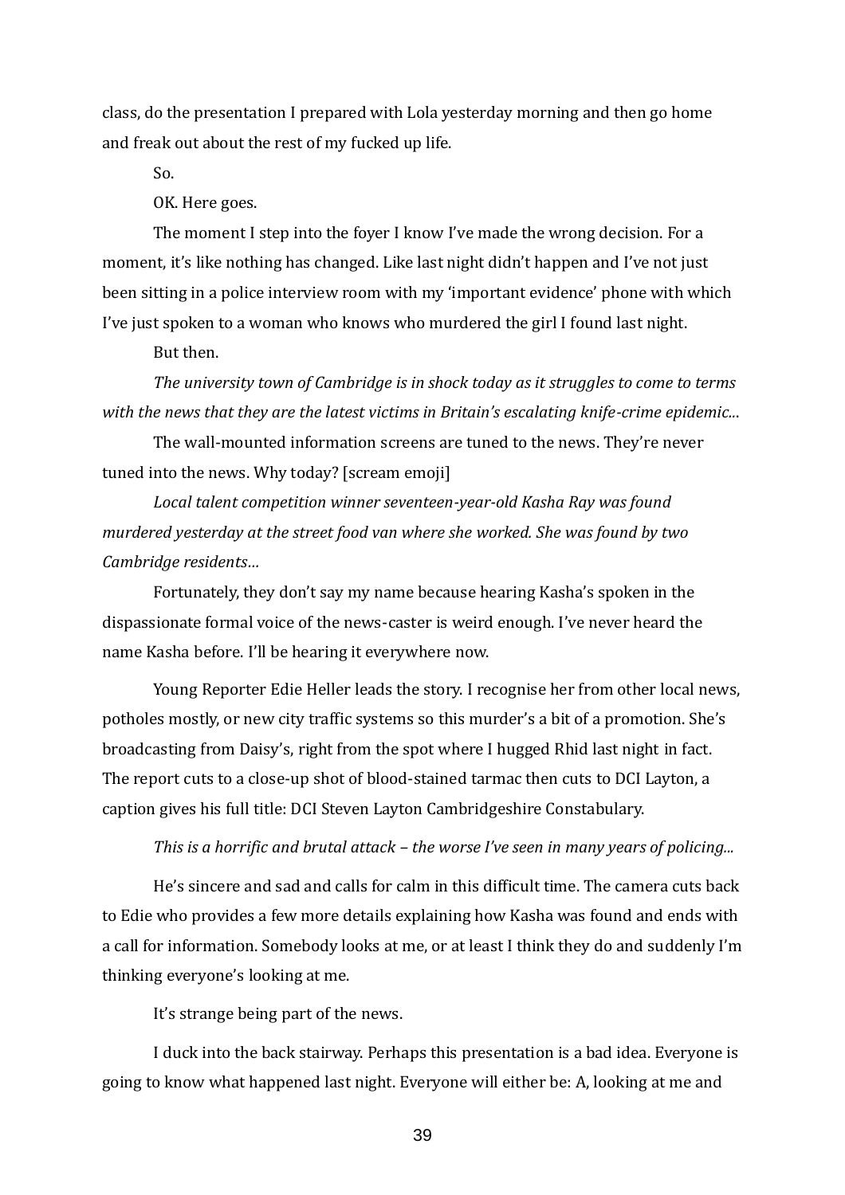class, do the presentation I prepared with Lola yesterday morning and then go home and freak out about the rest of my fucked up life.

So.

OK. Here goes.

The moment I step into the foyer I know I've made the wrong decision. For a moment, it's like nothing has changed. Like last night didn't happen and I've not just been sitting in a police interview room with my 'important evidence' phone with which I've just spoken to a woman who knows who murdered the girl I found last night.

But then.

*The university town of Cambridge is in shock today as it struggles to come to terms with the news that they are the latest victims in Britain's escalating knife-crime epidemic…*

The wall-mounted information screens are tuned to the news. They're never tuned into the news. Why today? [scream emoji]

*Local talent competition winner seventeen-year-old Kasha Ray was found murdered yesterday at the street food van where she worked. She was found by two Cambridge residents…*

Fortunately, they don't say my name because hearing Kasha's spoken in the dispassionate formal voice of the news-caster is weird enough. I've never heard the name Kasha before. I'll be hearing it everywhere now.

Young Reporter Edie Heller leads the story. I recognise her from other local news, potholes mostly, or new city traffic systems so this murder's a bit of a promotion. She's broadcasting from Daisy's, right from the spot where I hugged Rhid last night in fact. The report cuts to a close-up shot of blood-stained tarmac then cuts to DCI Layton, a caption gives his full title: DCI Steven Layton Cambridgeshire Constabulary.

*This is a horrific and brutal attack – the worse I've seen in many years of policing...*

He's sincere and sad and calls for calm in this difficult time. The camera cuts back to Edie who provides a few more details explaining how Kasha was found and ends with a call for information. Somebody looks at me, or at least I think they do and suddenly I'm thinking everyone's looking at me.

It's strange being part of the news.

I duck into the back stairway. Perhaps this presentation is a bad idea. Everyone is going to know what happened last night. Everyone will either be: A, looking at me and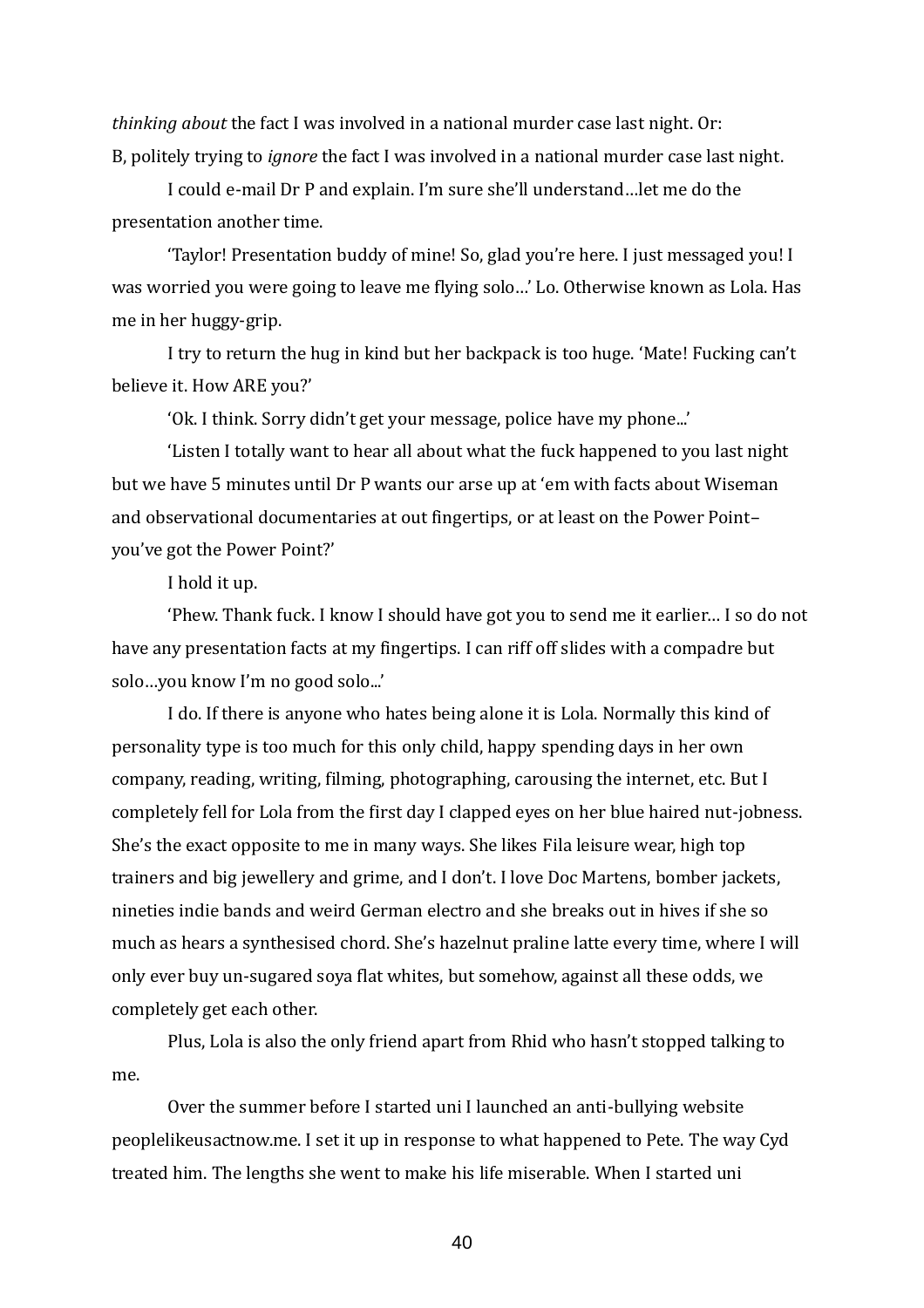*thinking about* the fact I was involved in a national murder case last night. Or: B, politely trying to *ignore* the fact I was involved in a national murder case last night.

I could e-mail Dr P and explain. I'm sure she'll understand…let me do the presentation another time.

'Taylor! Presentation buddy of mine! So, glad you're here. I just messaged you! I was worried you were going to leave me flying solo…' Lo. Otherwise known as Lola. Has me in her huggy-grip.

I try to return the hug in kind but her backpack is too huge. 'Mate! Fucking can't believe it. How ARE you?'

'Ok. I think. Sorry didn't get your message, police have my phone...'

'Listen I totally want to hear all about what the fuck happened to you last night but we have 5 minutes until Dr P wants our arse up at 'em with facts about Wiseman and observational documentaries at out fingertips, or at least on the Power Point– you've got the Power Point?'

I hold it up.

'Phew. Thank fuck. I know I should have got you to send me it earlier… I so do not have any presentation facts at my fingertips. I can riff off slides with a compadre but solo…you know I'm no good solo...'

I do. If there is anyone who hates being alone it is Lola. Normally this kind of personality type is too much for this only child, happy spending days in her own company, reading, writing, filming, photographing, carousing the internet, etc. But I completely fell for Lola from the first day I clapped eyes on her blue haired nut-jobness. She's the exact opposite to me in many ways. She likes Fila leisure wear, high top trainers and big jewellery and grime, and I don't. I love Doc Martens, bomber jackets, nineties indie bands and weird German electro and she breaks out in hives if she so much as hears a synthesised chord. She's hazelnut praline latte every time, where I will only ever buy un-sugared soya flat whites, but somehow, against all these odds, we completely get each other.

Plus, Lola is also the only friend apart from Rhid who hasn't stopped talking to me.

Over the summer before I started uni I launched an anti-bullying website peoplelikeusactnow.me. I set it up in response to what happened to Pete. The way Cyd treated him. The lengths she went to make his life miserable. When I started uni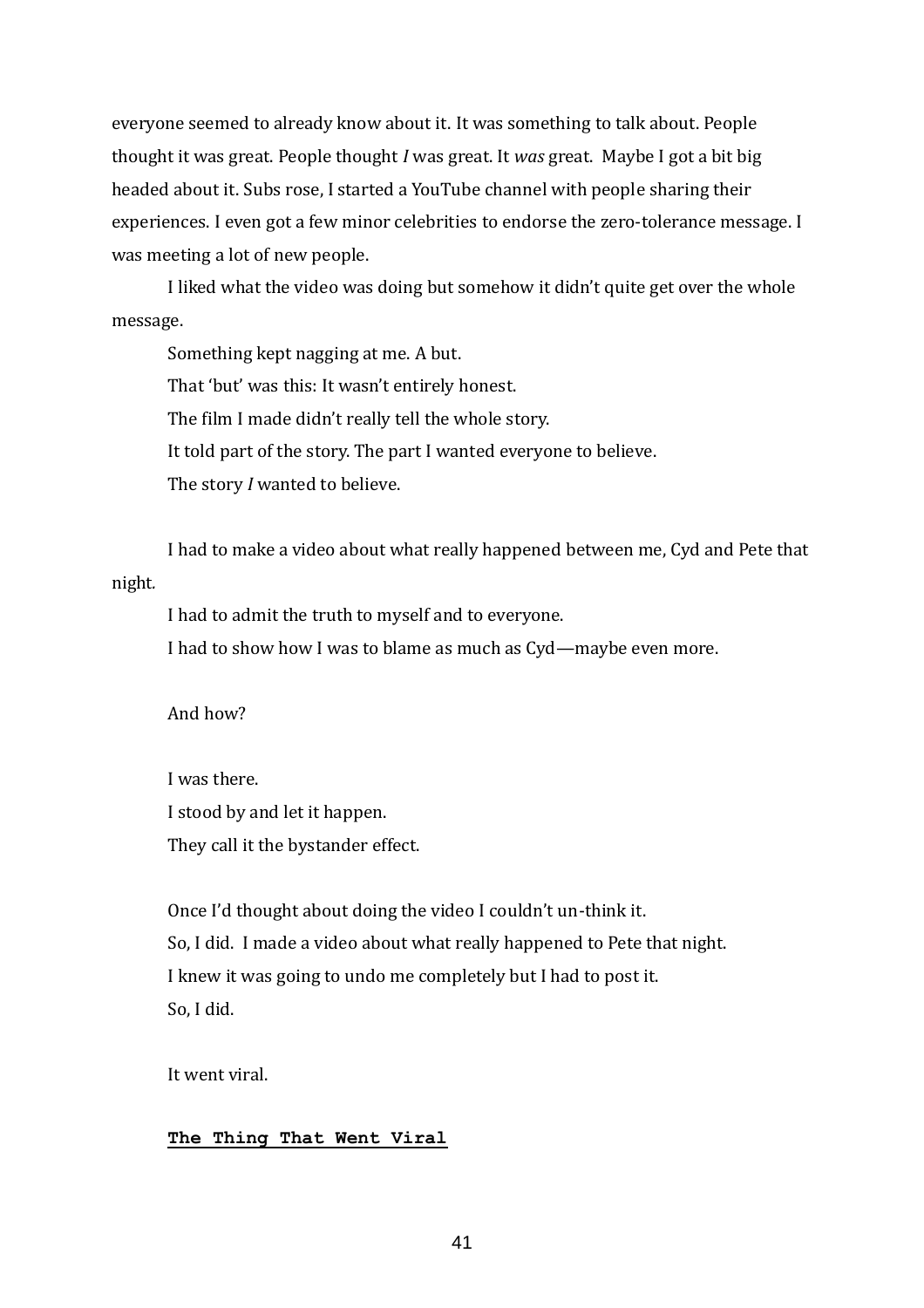everyone seemed to already know about it. It was something to talk about. People thought it was great. People thought *I* was great. It *was* great. Maybe I got a bit big headed about it. Subs rose, I started a YouTube channel with people sharing their experiences. I even got a few minor celebrities to endorse the zero-tolerance message. I was meeting a lot of new people.

I liked what the video was doing but somehow it didn't quite get over the whole message.

Something kept nagging at me. A but.

That 'but' was this: It wasn't entirely honest.

The film I made didn't really tell the whole story.

It told part of the story. The part I wanted everyone to believe.

The story *I* wanted to believe.

I had to make a video about what really happened between me, Cyd and Pete that night.

I had to admit the truth to myself and to everyone.

I had to show how I was to blame as much as Cyd—maybe even more.

And how?

I was there.

I stood by and let it happen.

They call it the bystander effect.

Once I'd thought about doing the video I couldn't un-think it.

So, I did. I made a video about what really happened to Pete that night.

I knew it was going to undo me completely but I had to post it.

So, I did.

It went viral.

**The Thing That Went Viral**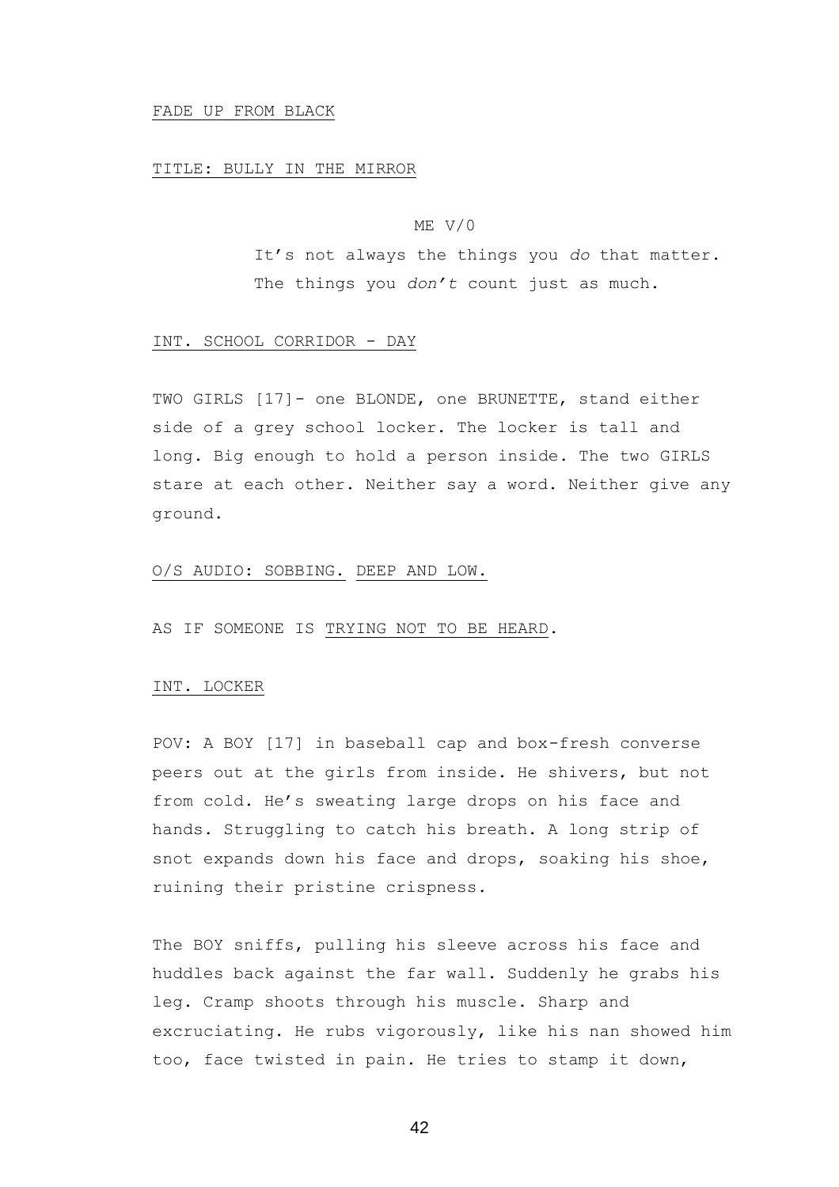FADE UP FROM BLACK

TITLE: BULLY IN THE MIRROR

ME V/0

It's not always the things you *do* that matter. The things you *don't* count just as much.

INT. SCHOOL CORRIDOR - DAY

TWO GIRLS [17]- one BLONDE, one BRUNETTE, stand either side of a grey school locker. The locker is tall and long. Big enough to hold a person inside. The two GIRLS stare at each other. Neither say a word. Neither give any ground.

O/S AUDIO: SOBBING. DEEP AND LOW.

AS IF SOMEONE IS TRYING NOT TO BE HEARD.

INT. LOCKER

POV: A BOY [17] in baseball cap and box-fresh converse peers out at the girls from inside. He shivers, but not from cold. He's sweating large drops on his face and hands. Struggling to catch his breath. A long strip of snot expands down his face and drops, soaking his shoe, ruining their pristine crispness.

The BOY sniffs, pulling his sleeve across his face and huddles back against the far wall. Suddenly he grabs his leg. Cramp shoots through his muscle. Sharp and excruciating. He rubs vigorously, like his nan showed him too, face twisted in pain. He tries to stamp it down,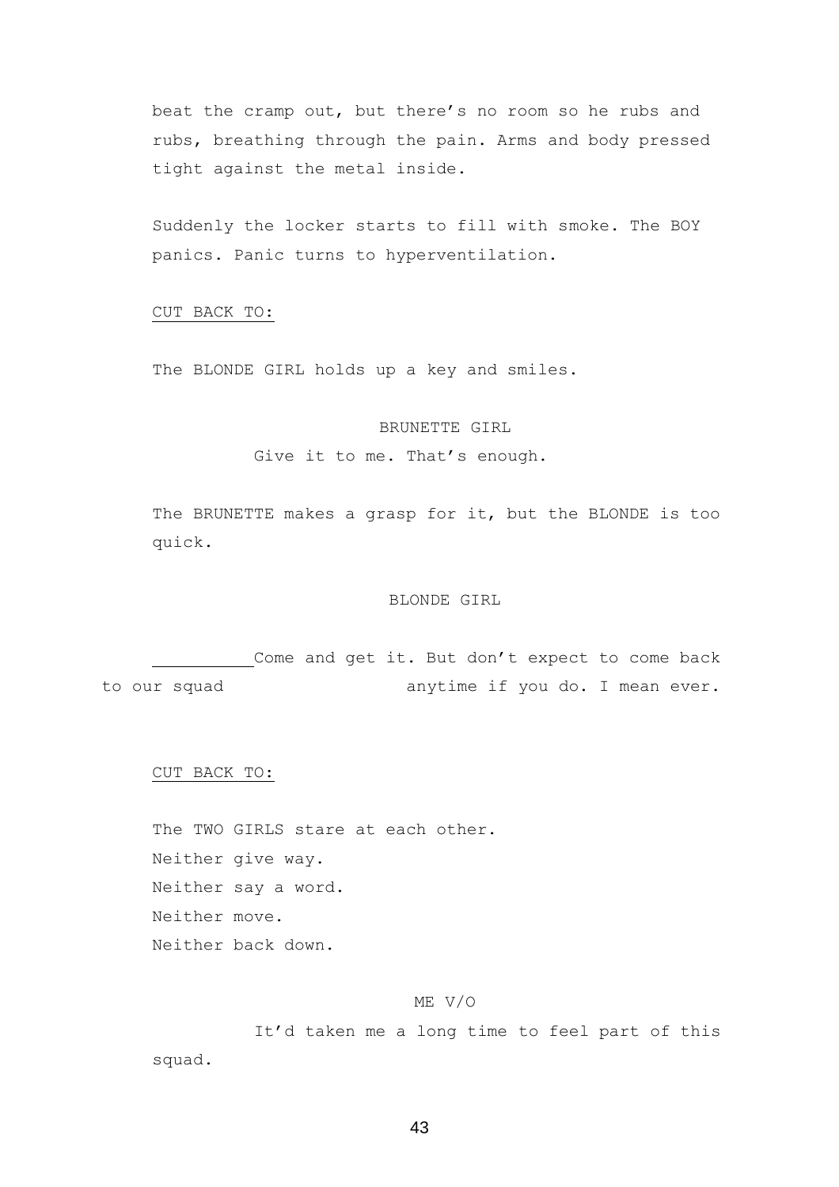beat the cramp out, but there's no room so he rubs and rubs, breathing through the pain. Arms and body pressed tight against the metal inside.

Suddenly the locker starts to fill with smoke. The BOY panics. Panic turns to hyperventilation.

CUT BACK TO:

The BLONDE GIRL holds up a key and smiles.

BRUNETTE GIRL

Give it to me. That's enough.

The BRUNETTE makes a grasp for it, but the BLONDE is too quick.

BLONDE GIRL

Come and get it. But don't expect to come back to our squad anytime if you do. I mean ever.

CUT BACK TO:

The TWO GIRLS stare at each other.
Neither give way.
Neither say a word.
Neither move.
Neither back down.

ME V/O

It'd taken me a long time to feel part of this squad.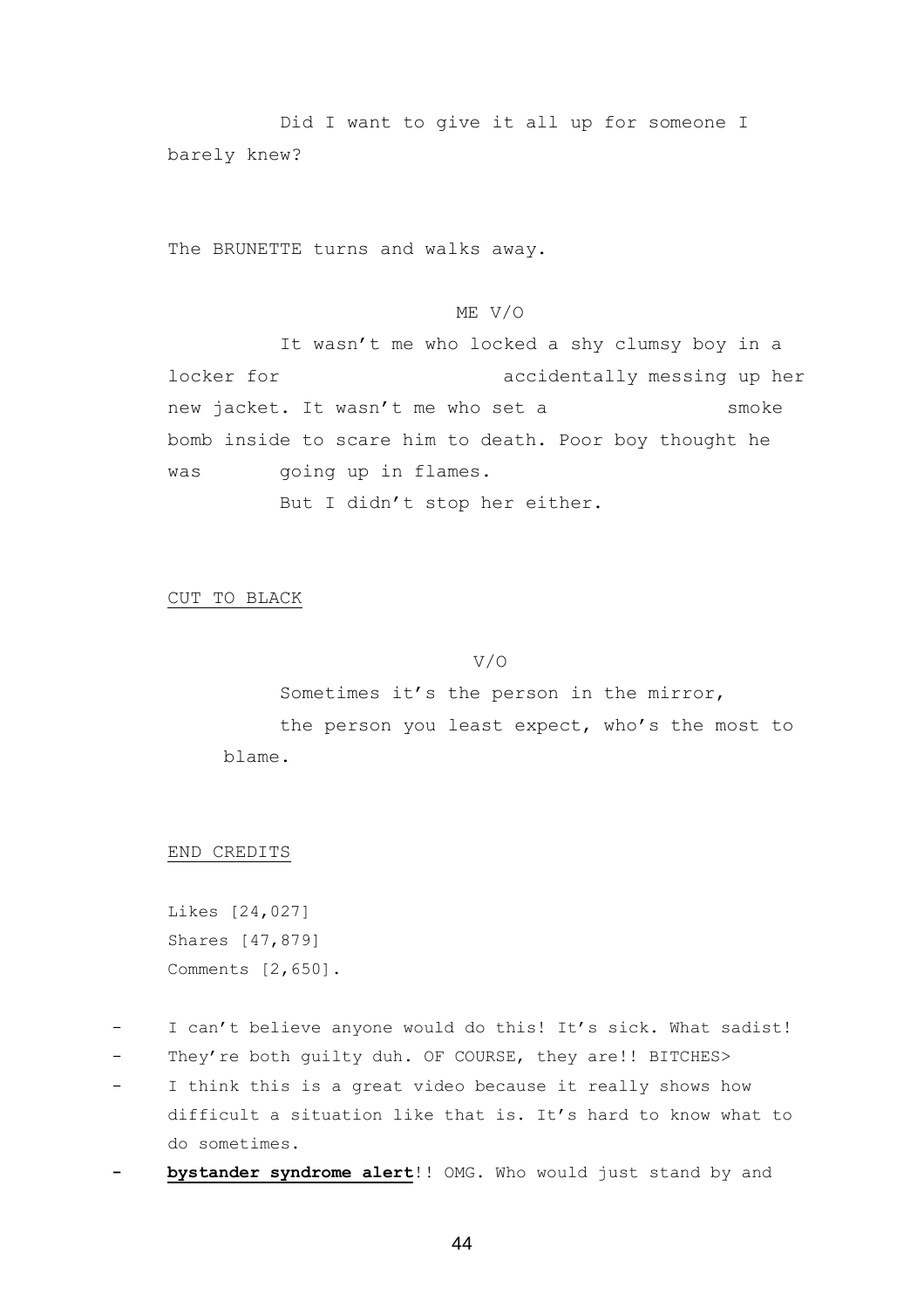Did I want to give it all up for someone I barely knew?

The BRUNETTE turns and walks away.

ME V/O

It wasn't me who locked a shy clumsy boy in a locker for accidentally messing up her new jacket. It wasn't me who set a smoke bomb inside to scare him to death. Poor boy thought he was going up in flames.

But I didn't stop her either.

<u>CUT TO BLACK</u>

V/O

Sometimes it's the person in the mirror, the person you least expect, who's the most to blame.

<u>END CREDITS</u>

Likes [24,027]
Shares [47,879]
Comments [2,650].

- I can't believe anyone would do this! It's sick. What sadist!
- They're both guilty duh. OF COURSE, they are!! BITCHES>
- I think this is a great video because it really shows how difficult a situation like that is. It's hard to know what to do sometimes.
- **<u>bystander syndrome alert</u>**!! OMG. Who would just stand by and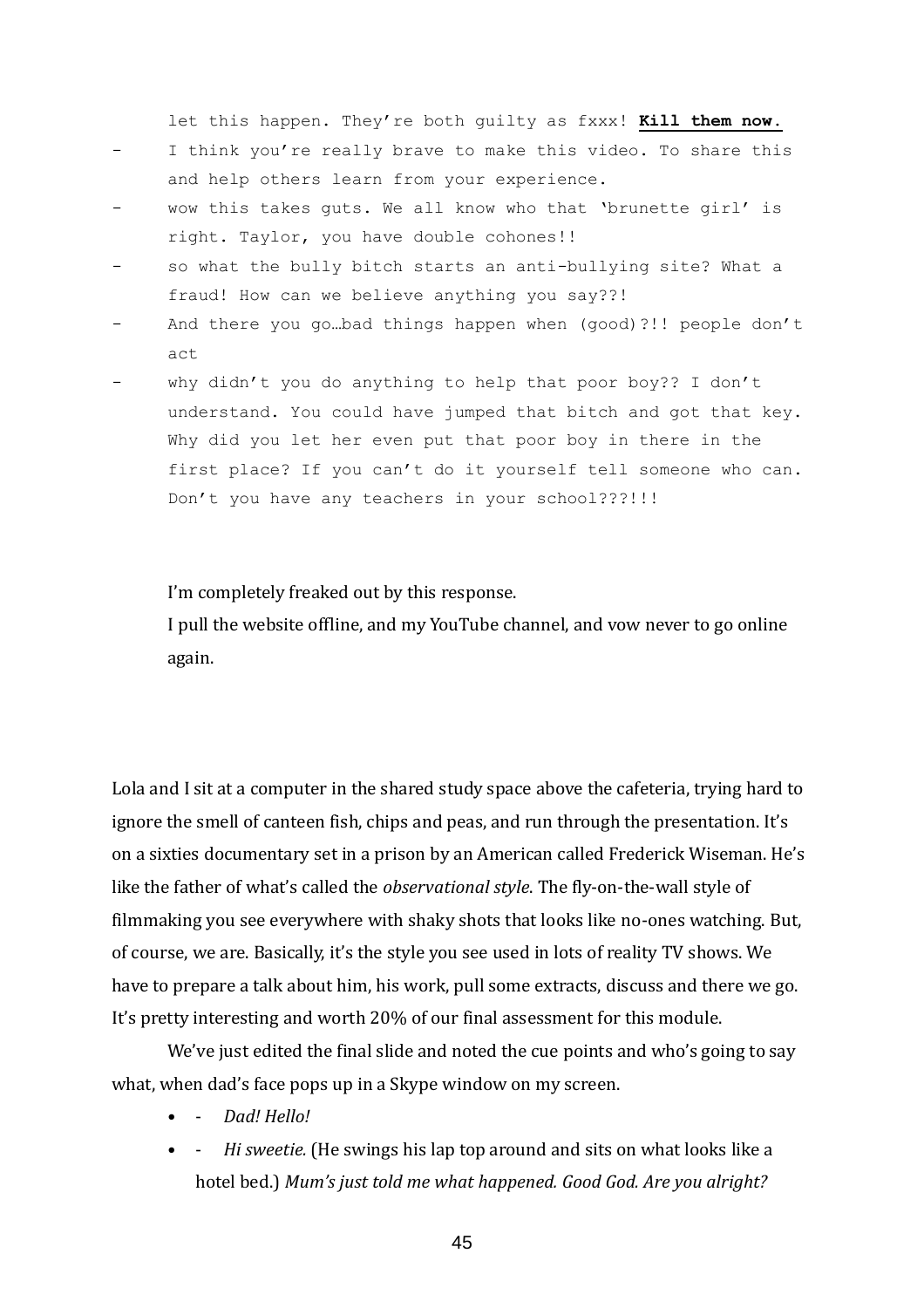let this happen. They're both guilty as fxxx! **Kill them now.**

- I think you're really brave to make this video. To share this and help others learn from your experience.
- wow this takes guts. We all know who that 'brunette girl' is right. Taylor, you have double cohones!!
- so what the bully bitch starts an anti-bullying site? What a fraud! How can we believe anything you say??!
- And there you go…bad things happen when (good)?!! people don't act
- why didn't you do anything to help that poor boy?? I don't understand. You could have jumped that bitch and got that key. Why did you let her even put that poor boy in there in the first place? If you can't do it yourself tell someone who can. Don't you have any teachers in your school???!!!

I'm completely freaked out by this response.

I pull the website offline, and my YouTube channel, and vow never to go online again.

Lola and I sit at a computer in the shared study space above the cafeteria, trying hard to ignore the smell of canteen fish, chips and peas, and run through the presentation. It's on a sixties documentary set in a prison by an American called Frederick Wiseman. He's like the father of what's called the *observational style*. The fly-on-the-wall style of filmmaking you see everywhere with shaky shots that looks like no-ones watching. But, of course, we are. Basically, it's the style you see used in lots of reality TV shows. We have to prepare a talk about him, his work, pull some extracts, discuss and there we go. It's pretty interesting and worth 20% of our final assessment for this module.

We've just edited the final slide and noted the cue points and who's going to say what, when dad's face pops up in a Skype window on my screen.

- \- *Dad! Hello!*
- \- *Hi sweetie.* (He swings his lap top around and sits on what looks like a hotel bed.) *Mum's just told me what happened. Good God. Are you alright?*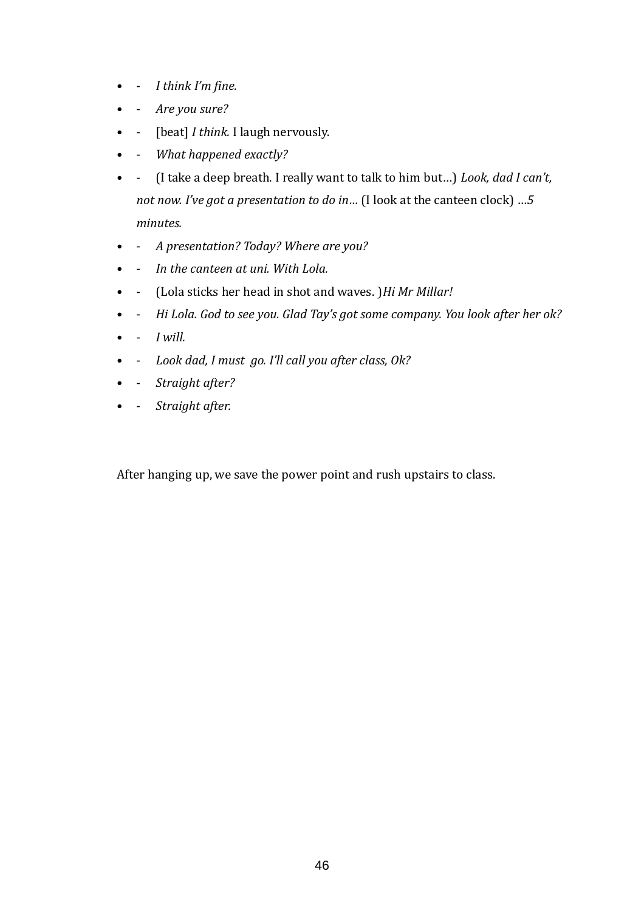- - *I think I'm fine.*
- - *Are you sure?*
- - [beat] *I think.* I laugh nervously.
- - *What happened exactly?*
- - (I take a deep breath. I really want to talk to him but…) *Look, dad I can't, not now. I've got a presentation to do in…* (I look at the canteen clock) *…5 minutes.*
- - *A presentation? Today? Where are you?*
- - *In the canteen at uni. With Lola.*
- - (Lola sticks her head in shot and waves. )*Hi Mr Millar!*
- - *Hi Lola. God to see you. Glad Tay's got some company. You look after her ok?*
- - *I will.*
- - *Look dad, I must go. I'll call you after class, Ok?*
- - *Straight after?*
- - *Straight after.*

After hanging up, we save the power point and rush upstairs to class.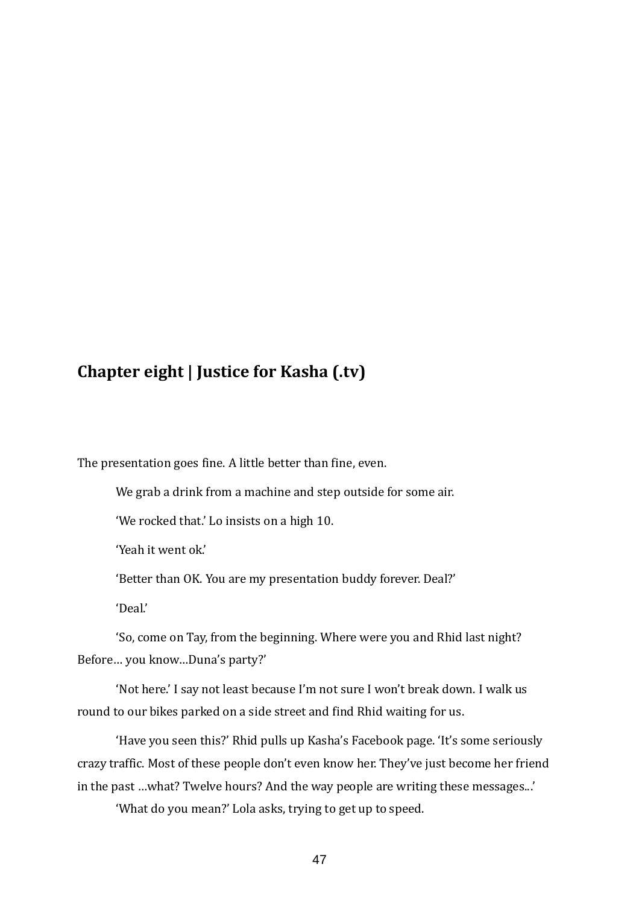## Chapter eight | Justice for Kasha (.tv)

The presentation goes fine. A little better than fine, even.

We grab a drink from a machine and step outside for some air.

'We rocked that.' Lo insists on a high 10.

'Yeah it went ok.'

'Better than OK. You are my presentation buddy forever. Deal?'

'Deal.'

'So, come on Tay, from the beginning. Where were you and Rhid last night? Before… you know…Duna's party?'

'Not here.' I say not least because I'm not sure I won't break down. I walk us round to our bikes parked on a side street and find Rhid waiting for us.

'Have you seen this?' Rhid pulls up Kasha's Facebook page. 'It's some seriously crazy traffic. Most of these people don't even know her. They've just become her friend in the past …what? Twelve hours? And the way people are writing these messages..'

'What do you mean?' Lola asks, trying to get up to speed.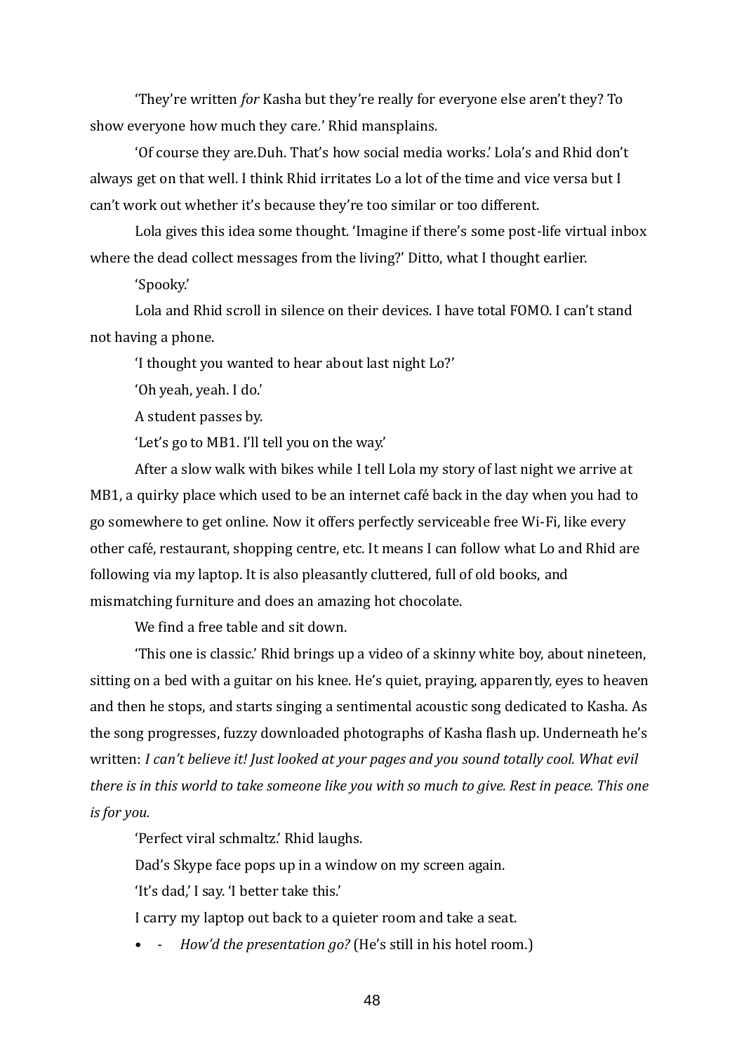'They're written *for* Kasha but they're really for everyone else aren't they? To show everyone how much they care.' Rhid mansplains.

'Of course they are.Duh. That's how social media works.' Lola's and Rhid don't always get on that well. I think Rhid irritates Lo a lot of the time and vice versa but I can't work out whether it's because they're too similar or too different.

Lola gives this idea some thought. 'Imagine if there's some post-life virtual inbox where the dead collect messages from the living?' Ditto, what I thought earlier.

'Spooky.'

Lola and Rhid scroll in silence on their devices. I have total FOMO. I can't stand not having a phone.

'I thought you wanted to hear about last night Lo?'

'Oh yeah, yeah. I do.'

A student passes by.

'Let's go to MB1. I'll tell you on the way.'

After a slow walk with bikes while I tell Lola my story of last night we arrive at MB1, a quirky place which used to be an internet café back in the day when you had to go somewhere to get online. Now it offers perfectly serviceable free Wi-Fi, like every other café, restaurant, shopping centre, etc. It means I can follow what Lo and Rhid are following via my laptop. It is also pleasantly cluttered, full of old books, and mismatching furniture and does an amazing hot chocolate.

We find a free table and sit down.

'This one is classic.' Rhid brings up a video of a skinny white boy, about nineteen, sitting on a bed with a guitar on his knee. He's quiet, praying, apparently, eyes to heaven and then he stops, and starts singing a sentimental acoustic song dedicated to Kasha. As the song progresses, fuzzy downloaded photographs of Kasha flash up. Underneath he's written: *I can't believe it! Just looked at your pages and you sound totally cool. What evil there is in this world to take someone like you with so much to give. Rest in peace. This one is for you.*

'Perfect viral schmaltz.' Rhid laughs.

Dad's Skype face pops up in a window on my screen again.

'It's dad,' I say. 'I better take this.'

I carry my laptop out back to a quieter room and take a seat.

- \- *How'd the presentation go?* (He's still in his hotel room.)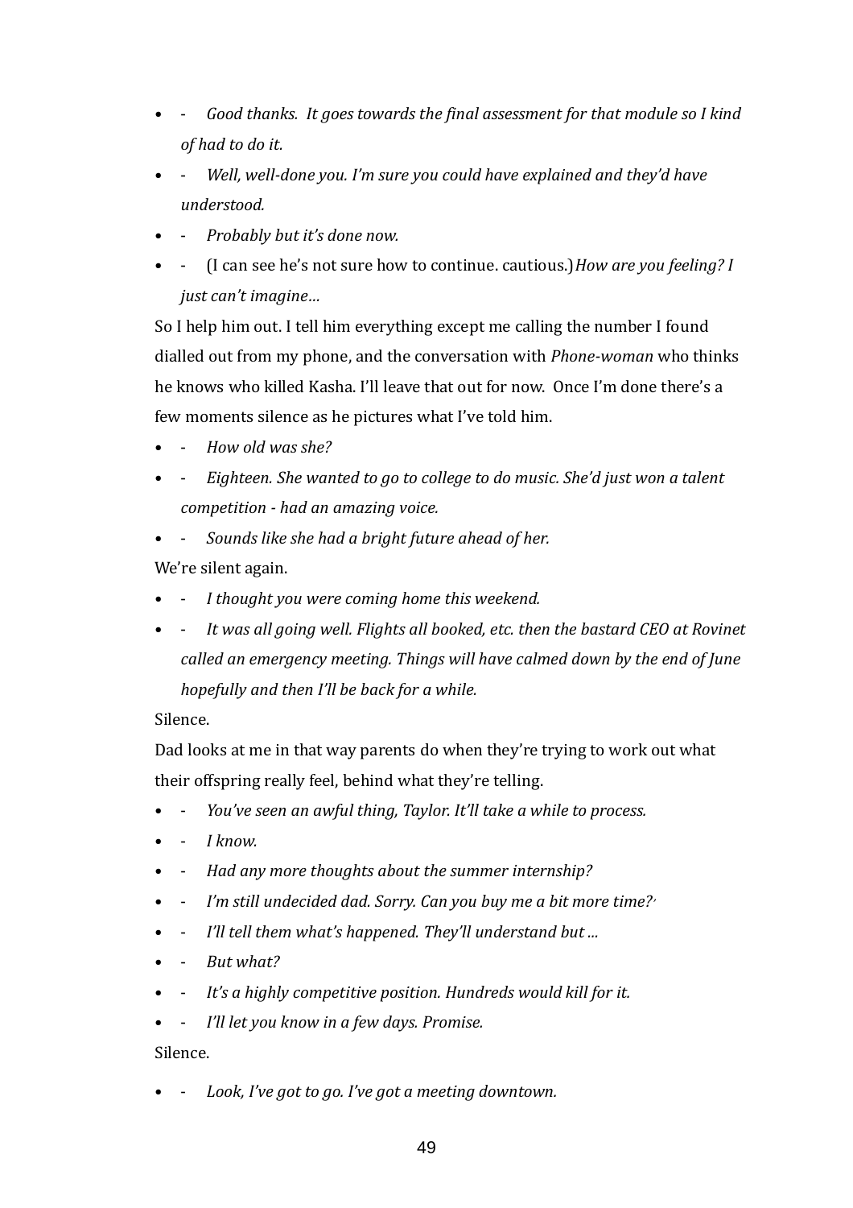- - *Good thanks. It goes towards the final assessment for that module so I kind of had to do it.*
- - *Well, well-done you. I'm sure you could have explained and they'd have understood.*
- - *Probably but it's done now.*
- - (I can see he's not sure how to continue. cautious.)*How are you feeling? I just can't imagine…*

So I help him out. I tell him everything except me calling the number I found dialled out from my phone, and the conversation with *Phone-woman* who thinks he knows who killed Kasha. I'll leave that out for now. Once I'm done there's a few moments silence as he pictures what I've told him.

- - *How old was she?*
- - *Eighteen. She wanted to go to college to do music. She'd just won a talent competition - had an amazing voice.*
- - *Sounds like she had a bright future ahead of her.*

We're silent again.

- - *I thought you were coming home this weekend.*
- - *It was all going well. Flights all booked, etc. then the bastard CEO at Rovinet called an emergency meeting. Things will have calmed down by the end of June hopefully and then I'll be back for a while.*

Silence.

Dad looks at me in that way parents do when they're trying to work out what their offspring really feel, behind what they're telling.

- - *You've seen an awful thing, Taylor. It'll take a while to process.*
- - *I know.*
- - *Had any more thoughts about the summer internship?*
- - *I'm still undecided dad. Sorry. Can you buy me a bit more time?*
- - *I'll tell them what's happened. They'll understand but ...*
- - *But what?*
- - *It's a highly competitive position. Hundreds would kill for it.*
- - *I'll let you know in a few days. Promise.*

Silence.

- - *Look, I've got to go. I've got a meeting downtown.*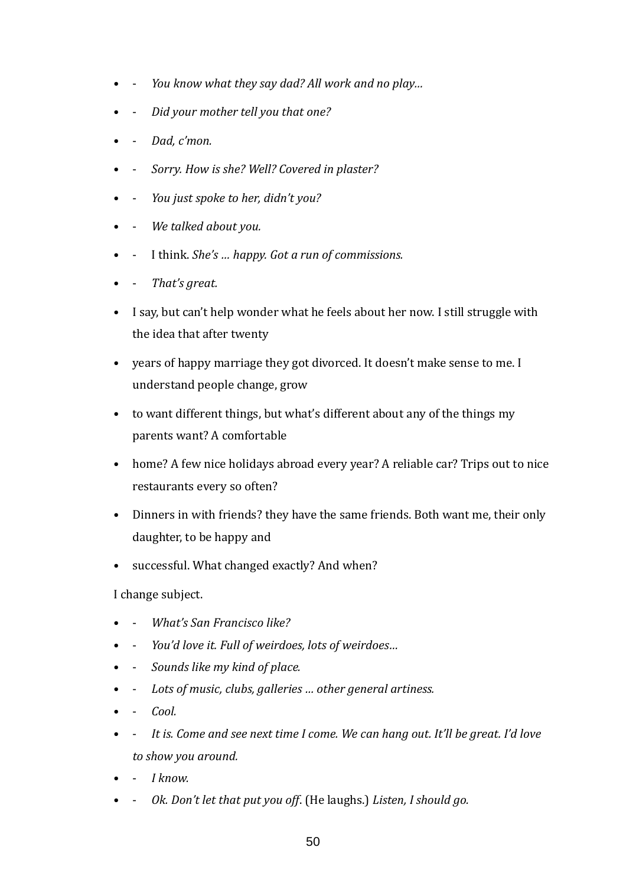- - *You know what they say dad? All work and no play…*
- - *Did your mother tell you that one?*
- - *Dad, c'mon.*
- - *Sorry. How is she? Well? Covered in plaster?*
- - *You just spoke to her, didn't you?*
- - *We talked about you.*
- - I think. *She's … happy. Got a run of commissions.*
- - *That's great.*
- I say, but can't help wonder what he feels about her now. I still struggle with the idea that after twenty
- years of happy marriage they got divorced. It doesn't make sense to me. I understand people change, grow
- to want different things, but what's different about any of the things my parents want? A comfortable
- home? A few nice holidays abroad every year? A reliable car? Trips out to nice restaurants every so often?
- Dinners in with friends? they have the same friends. Both want me, their only daughter, to be happy and
- successful. What changed exactly? And when?

I change subject.

- - *What's San Francisco like?*
- - *You'd love it. Full of weirdoes, lots of weirdoes…*
- - *Sounds like my kind of place.*
- - *Lots of music, clubs, galleries … other general artiness.*
- - *Cool.*
- - *It is. Come and see next time I come. We can hang out. It'll be great. I'd love to show you around.*
- - *I know.*
- - *Ok. Don't let that put you off*. (He laughs.) *Listen, I should go.*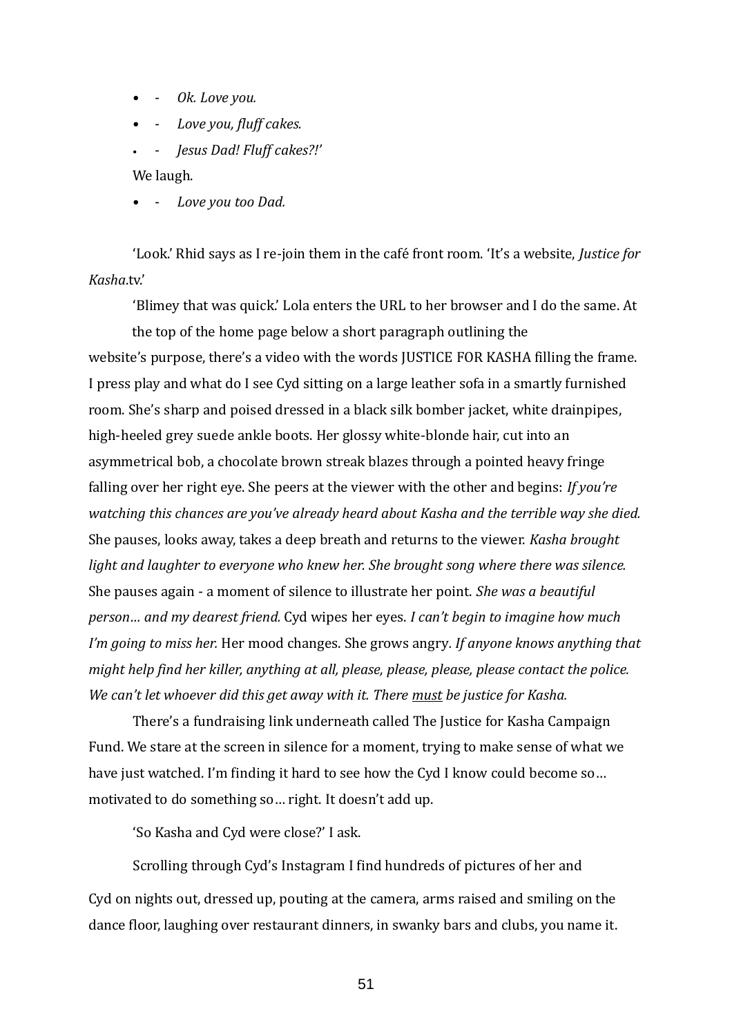- - *Ok. Love you.*
- - *Love you, fluff cakes.*
- - *Jesus Dad! Fluff cakes?!'*

We laugh.

- - *Love you too Dad.*

'Look.' Rhid says as I re-join them in the café front room. 'It's a website, *Justice for Kasha*.tv.'

'Blimey that was quick.' Lola enters the URL to her browser and I do the same. At the top of the home page below a short paragraph outlining the website's purpose, there's a video with the words JUSTICE FOR KASHA filling the frame. I press play and what do I see Cyd sitting on a large leather sofa in a smartly furnished room. She's sharp and poised dressed in a black silk bomber jacket, white drainpipes, high-heeled grey suede ankle boots. Her glossy white-blonde hair, cut into an asymmetrical bob, a chocolate brown streak blazes through a pointed heavy fringe falling over her right eye. She peers at the viewer with the other and begins: *If you're watching this chances are you've already heard about Kasha and the terrible way she died.* She pauses, looks away, takes a deep breath and returns to the viewer. *Kasha brought light and laughter to everyone who knew her. She brought song where there was silence.* She pauses again - a moment of silence to illustrate her point. *She was a beautiful person… and my dearest friend.* Cyd wipes her eyes. *I can't begin to imagine how much I'm going to miss her.* Her mood changes. She grows angry*. If anyone knows anything that might help find her killer, anything at all, please, please, please, please contact the police. We can't let whoever did this get away with it. There <u>must</u> be justice for Kasha.*

There's a fundraising link underneath called The Justice for Kasha Campaign Fund. We stare at the screen in silence for a moment, trying to make sense of what we have just watched. I'm finding it hard to see how the Cyd I know could become so… motivated to do something so… right. It doesn't add up.

'So Kasha and Cyd were close?' I ask.

Scrolling through Cyd's Instagram I find hundreds of pictures of her and Cyd on nights out, dressed up, pouting at the camera, arms raised and smiling on the dance floor, laughing over restaurant dinners, in swanky bars and clubs, you name it.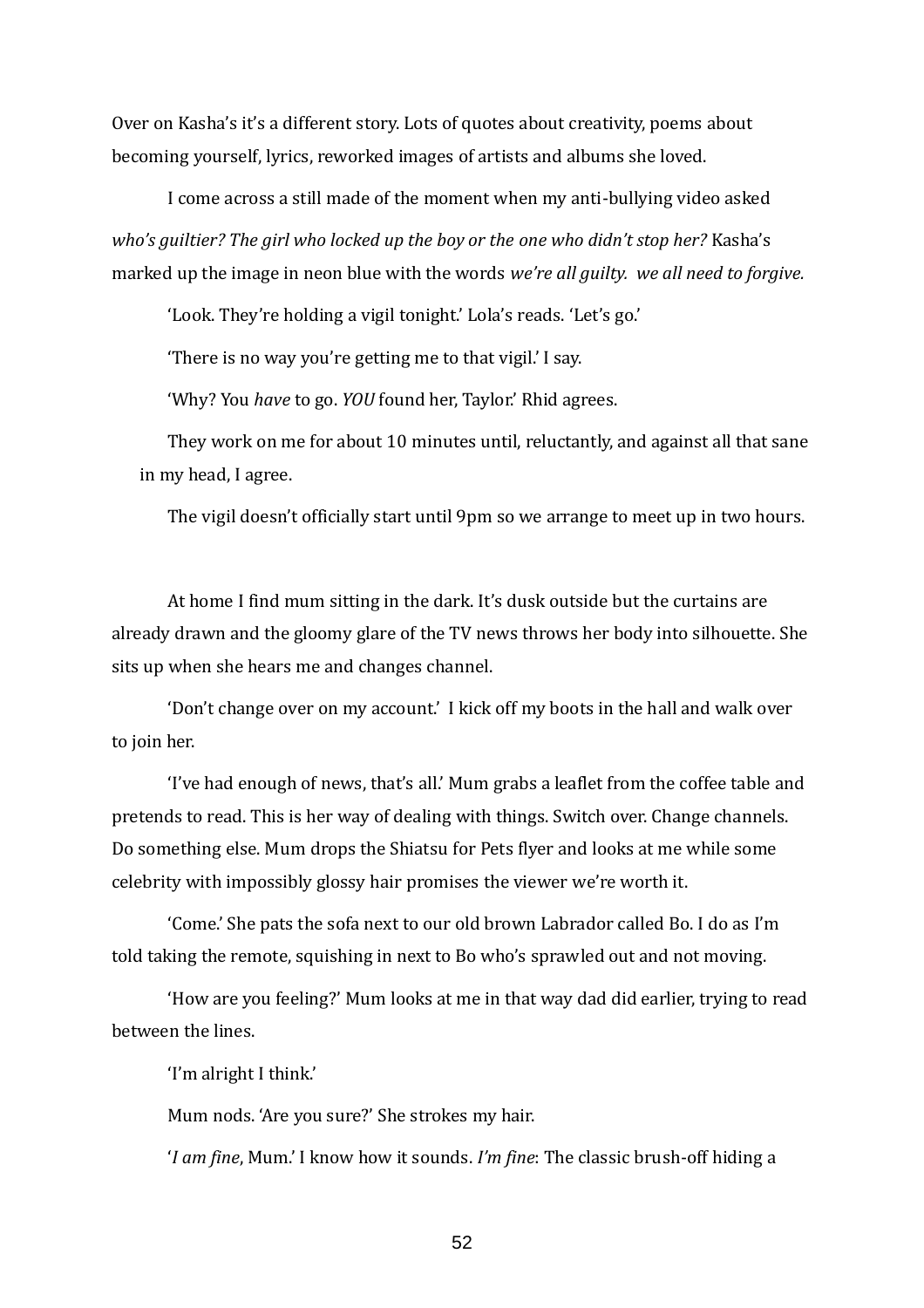Over on Kasha's it's a different story. Lots of quotes about creativity, poems about becoming yourself, lyrics, reworked images of artists and albums she loved.

I come across a still made of the moment when my anti-bullying video asked *who's guiltier? The girl who locked up the boy or the one who didn't stop her?* Kasha's marked up the image in neon blue with the words *we're all guilty. we all need to forgive.*

'Look. They're holding a vigil tonight.' Lola's reads. 'Let's go.'

'There is no way you're getting me to that vigil.' I say.

'Why? You *have* to go. *YOU* found her, Taylor.' Rhid agrees.

They work on me for about 10 minutes until, reluctantly, and against all that sane in my head, I agree.

The vigil doesn't officially start until 9pm so we arrange to meet up in two hours.

At home I find mum sitting in the dark. It's dusk outside but the curtains are already drawn and the gloomy glare of the TV news throws her body into silhouette. She sits up when she hears me and changes channel.

'Don't change over on my account.' I kick off my boots in the hall and walk over to join her.

'I've had enough of news, that's all.' Mum grabs a leaflet from the coffee table and pretends to read. This is her way of dealing with things. Switch over. Change channels. Do something else. Mum drops the Shiatsu for Pets flyer and looks at me while some celebrity with impossibly glossy hair promises the viewer we're worth it.

'Come.' She pats the sofa next to our old brown Labrador called Bo. I do as I'm told taking the remote, squishing in next to Bo who's sprawled out and not moving.

'How are you feeling?' Mum looks at me in that way dad did earlier, trying to read between the lines.

'I'm alright I think.'

Mum nods. 'Are you sure?' She strokes my hair.

'*I am fine*, Mum.' I know how it sounds. *I'm fine*: The classic brush-off hiding a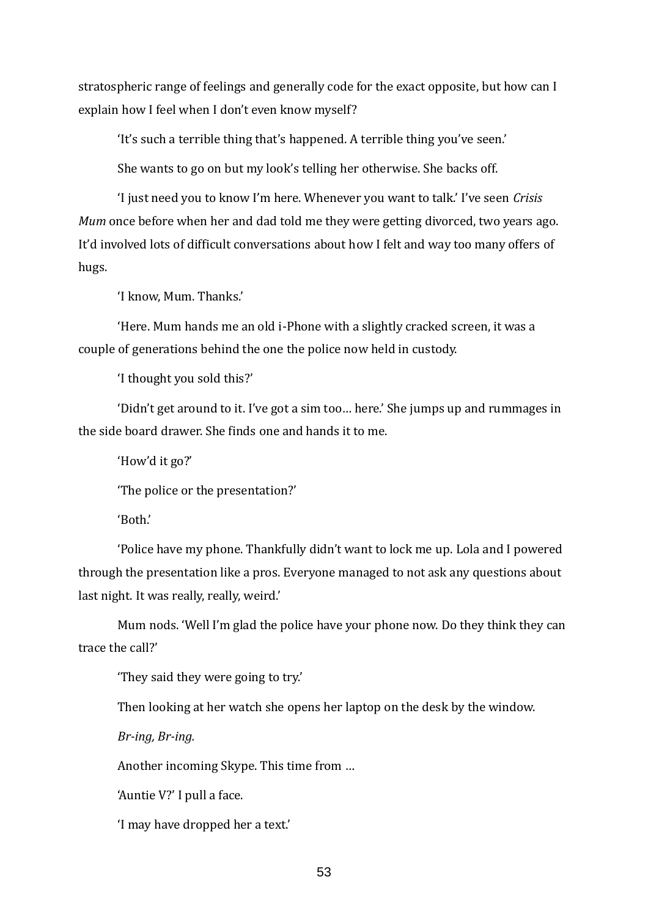stratospheric range of feelings and generally code for the exact opposite, but how can I explain how I feel when I don't even know myself?

'It's such a terrible thing that's happened. A terrible thing you've seen.'

She wants to go on but my look's telling her otherwise. She backs off.

'I just need you to know I'm here. Whenever you want to talk.' I've seen *Crisis Mum* once before when her and dad told me they were getting divorced, two years ago. It'd involved lots of difficult conversations about how I felt and way too many offers of hugs.

'I know, Mum. Thanks.'

'Here. Mum hands me an old i-Phone with a slightly cracked screen, it was a couple of generations behind the one the police now held in custody.

'I thought you sold this?'

'Didn't get around to it. I've got a sim too… here.' She jumps up and rummages in the side board drawer. She finds one and hands it to me.

'How'd it go?'

'The police or the presentation?'

'Both.'

'Police have my phone. Thankfully didn't want to lock me up. Lola and I powered through the presentation like a pros. Everyone managed to not ask any questions about last night. It was really, really, weird.'

Mum nods. 'Well I'm glad the police have your phone now. Do they think they can trace the call?'

'They said they were going to try.'

Then looking at her watch she opens her laptop on the desk by the window.

*Br-ing, Br-ing.*

Another incoming Skype. This time from …

'Auntie V?' I pull a face.

'I may have dropped her a text.'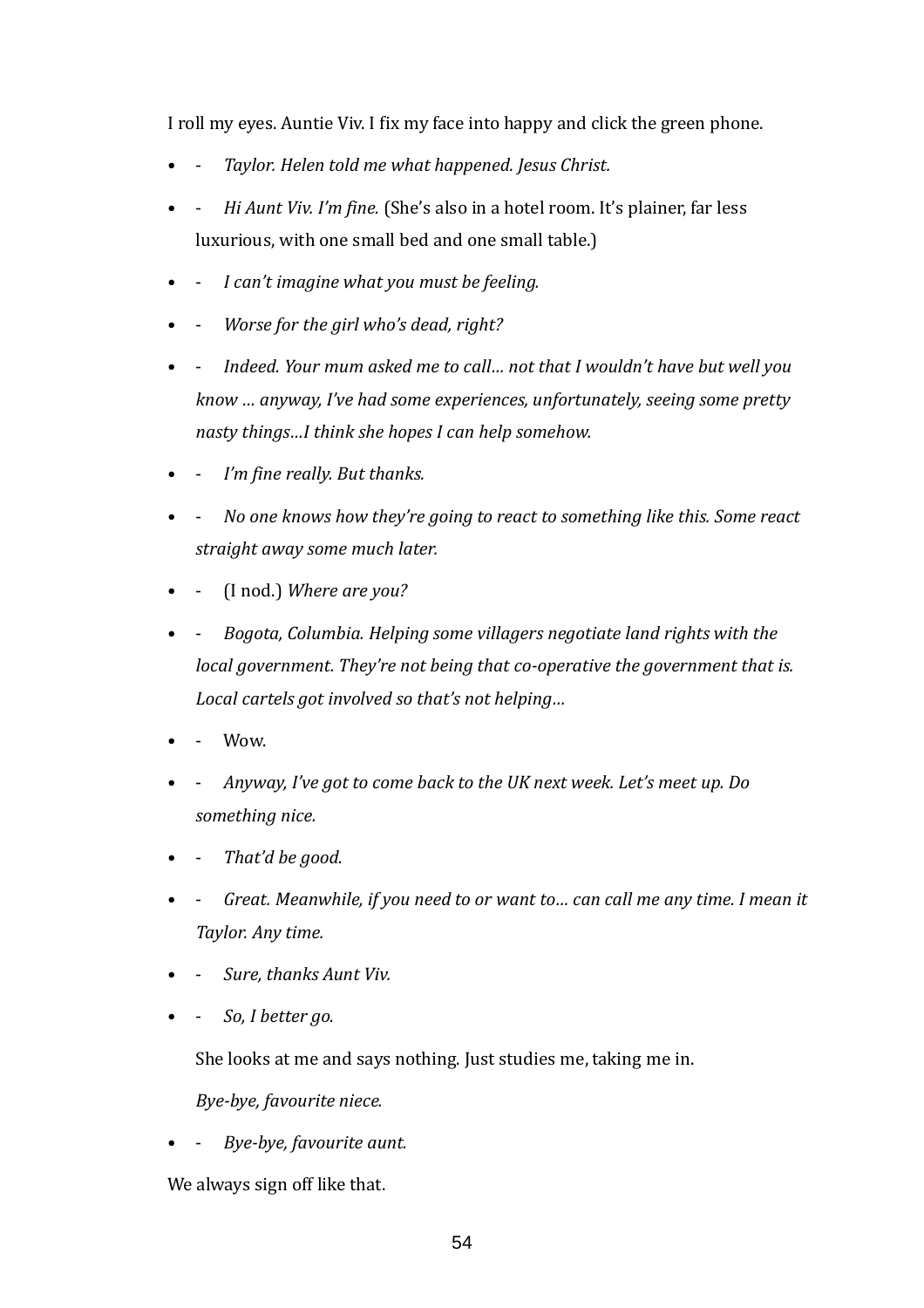I roll my eyes. Auntie Viv. I fix my face into happy and click the green phone.

- - *Taylor. Helen told me what happened. Jesus Christ.*
- - *Hi Aunt Viv. I'm fine.* (She's also in a hotel room. It's plainer, far less luxurious, with one small bed and one small table.)
- - *I can't imagine what you must be feeling.*
- - *Worse for the girl who's dead, right?*
- - *Indeed. Your mum asked me to call… not that I wouldn't have but well you know … anyway, I've had some experiences, unfortunately, seeing some pretty nasty things…I think she hopes I can help somehow.*
- - *I'm fine really. But thanks.*
- - *No one knows how they're going to react to something like this. Some react straight away some much later.*
- - (I nod.) *Where are you?*
- - *Bogota, Columbia. Helping some villagers negotiate land rights with the local government. They're not being that co-operative the government that is. Local cartels got involved so that's not helping…*
- - Wow.
- - *Anyway, I've got to come back to the UK next week. Let's meet up. Do something nice.*
- - *That'd be good.*
- - *Great. Meanwhile, if you need to or want to… can call me any time. I mean it Taylor. Any time.*
- - *Sure, thanks Aunt Viv.*
- - *So, I better go.*

  She looks at me and says nothing. Just studies me, taking me in.

  *Bye-bye, favourite niece.*

- - *Bye-bye, favourite aunt.*

We always sign off like that.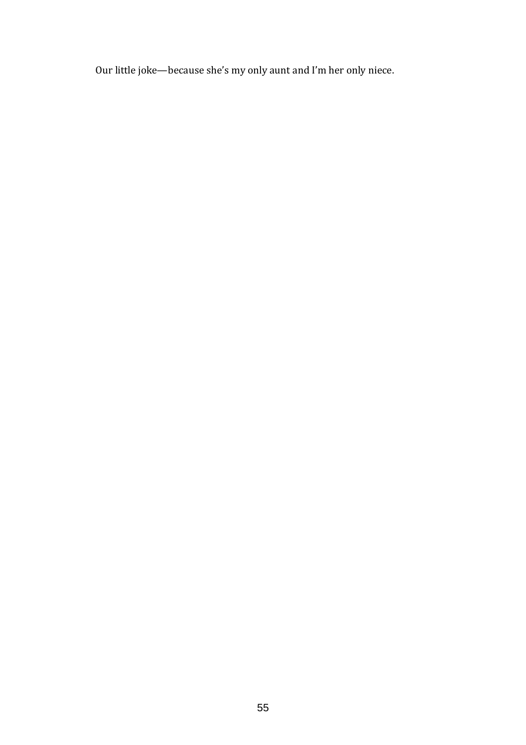Our little joke—because she's my only aunt and I'm her only niece.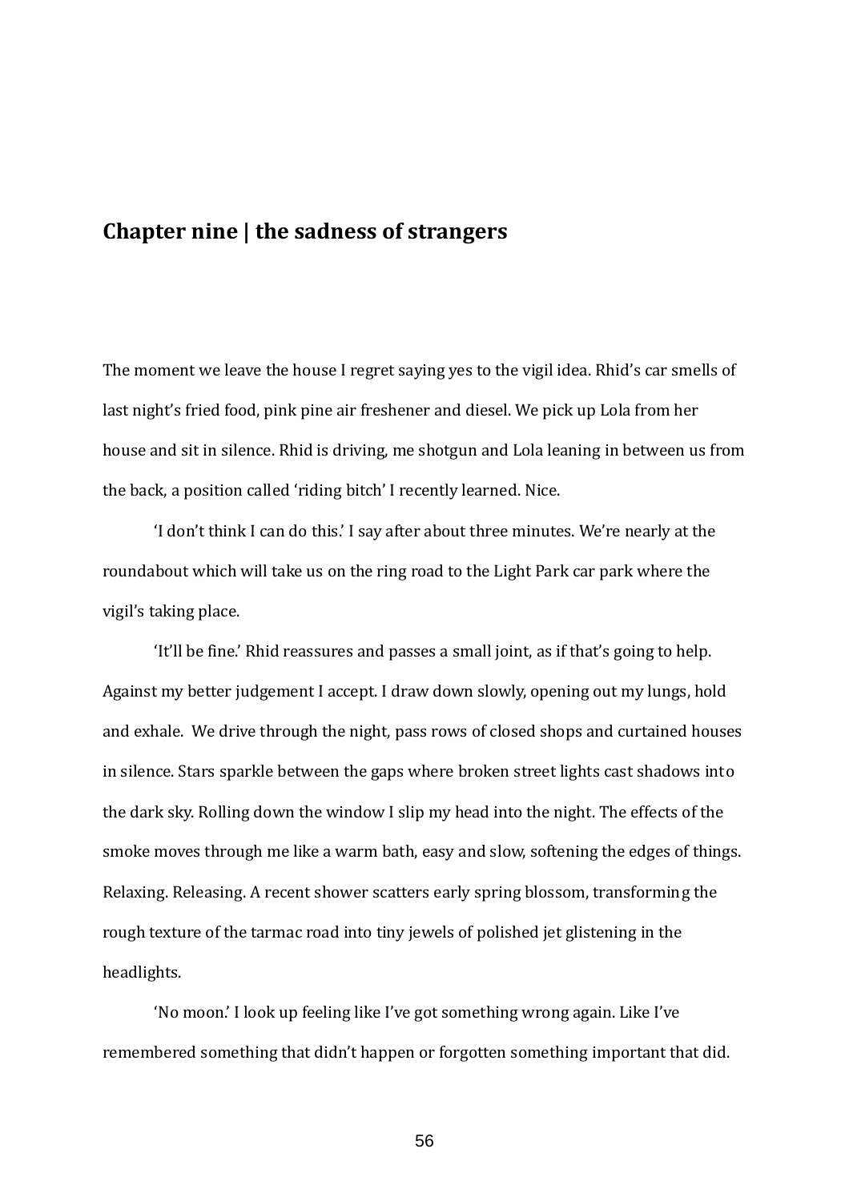## Chapter nine | the sadness of strangers

The moment we leave the house I regret saying yes to the vigil idea. Rhid's car smells of last night's fried food, pink pine air freshener and diesel. We pick up Lola from her house and sit in silence. Rhid is driving, me shotgun and Lola leaning in between us from the back, a position called 'riding bitch' I recently learned. Nice.

'I don't think I can do this.' I say after about three minutes. We're nearly at the roundabout which will take us on the ring road to the Light Park car park where the vigil's taking place.

'It'll be fine.' Rhid reassures and passes a small joint, as if that's going to help. Against my better judgement I accept. I draw down slowly, opening out my lungs, hold and exhale.  We drive through the night, pass rows of closed shops and curtained houses in silence. Stars sparkle between the gaps where broken street lights cast shadows into the dark sky. Rolling down the window I slip my head into the night. The effects of the smoke moves through me like a warm bath, easy and slow, softening the edges of things. Relaxing. Releasing. A recent shower scatters early spring blossom, transforming the rough texture of the tarmac road into tiny jewels of polished jet glistening in the headlights.

'No moon.' I look up feeling like I've got something wrong again. Like I've remembered something that didn't happen or forgotten something important that did.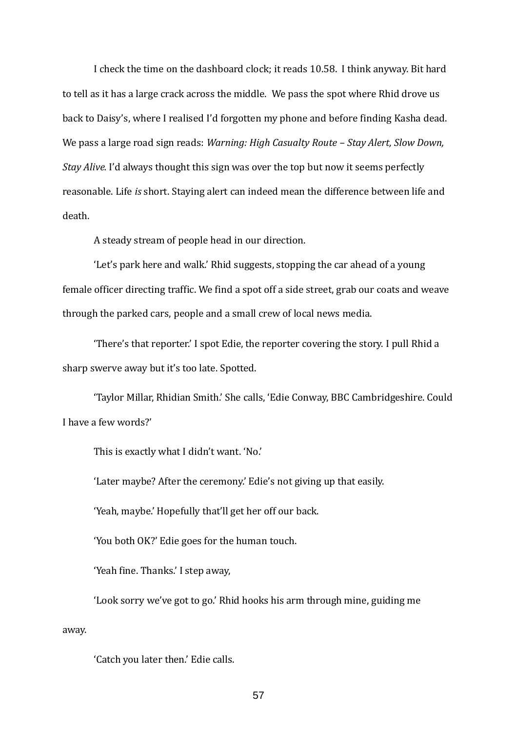I check the time on the dashboard clock; it reads 10.58. I think anyway. Bit hard to tell as it has a large crack across the middle. We pass the spot where Rhid drove us back to Daisy's, where I realised I'd forgotten my phone and before finding Kasha dead. We pass a large road sign reads: *Warning: High Casualty Route – Stay Alert, Slow Down, Stay Alive.* I'd always thought this sign was over the top but now it seems perfectly reasonable. Life *is* short. Staying alert can indeed mean the difference between life and death.

A steady stream of people head in our direction.

'Let's park here and walk.' Rhid suggests, stopping the car ahead of a young female officer directing traffic. We find a spot off a side street, grab our coats and weave through the parked cars, people and a small crew of local news media.

'There's that reporter.' I spot Edie, the reporter covering the story. I pull Rhid a sharp swerve away but it's too late. Spotted.

'Taylor Millar, Rhidian Smith.' She calls, 'Edie Conway, BBC Cambridgeshire. Could I have a few words?'

This is exactly what I didn't want. 'No.'

'Later maybe? After the ceremony.' Edie's not giving up that easily.

'Yeah, maybe.' Hopefully that'll get her off our back.

'You both OK?' Edie goes for the human touch.

'Yeah fine. Thanks.' I step away,

'Look sorry we've got to go.' Rhid hooks his arm through mine, guiding me away.

'Catch you later then.' Edie calls.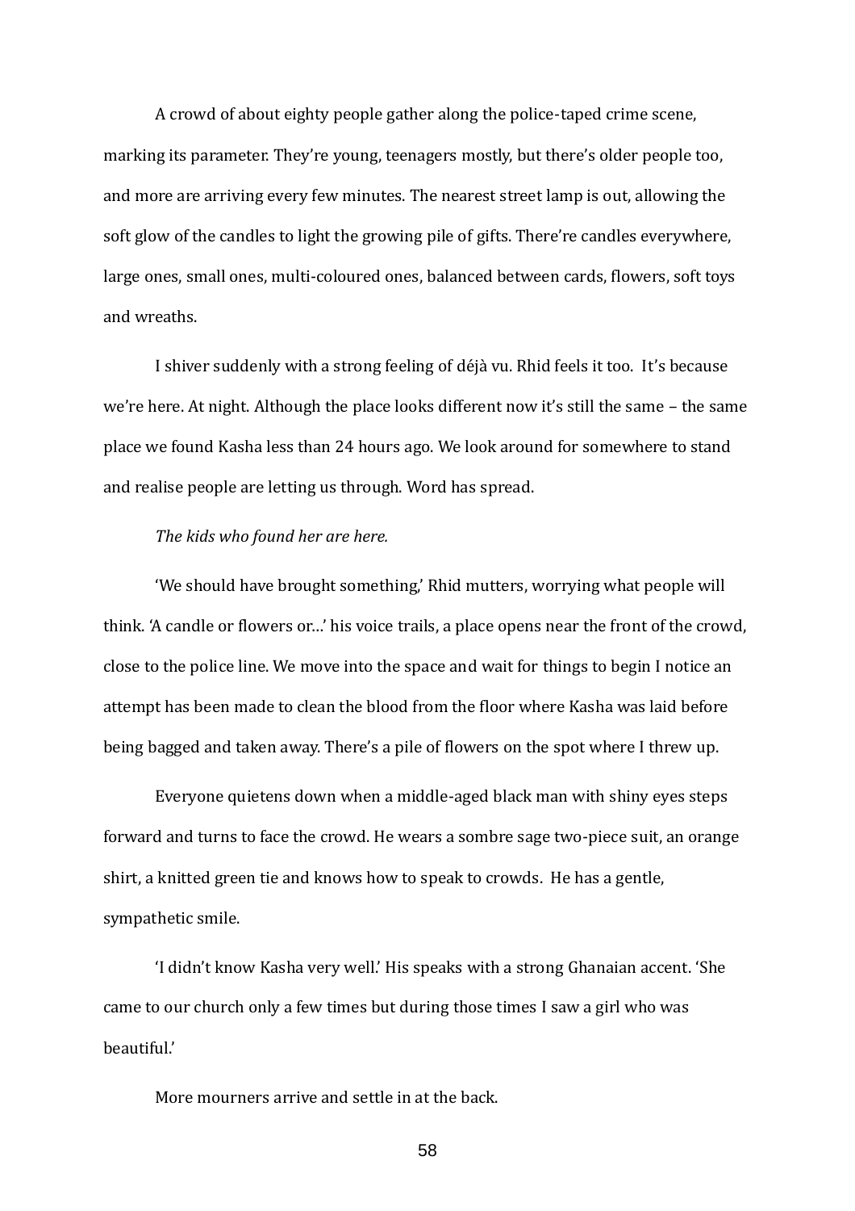A crowd of about eighty people gather along the police-taped crime scene, marking its parameter. They're young, teenagers mostly, but there's older people too, and more are arriving every few minutes. The nearest street lamp is out, allowing the soft glow of the candles to light the growing pile of gifts. There're candles everywhere, large ones, small ones, multi-coloured ones, balanced between cards, flowers, soft toys and wreaths.

I shiver suddenly with a strong feeling of déjà vu. Rhid feels it too. It's because we're here. At night. Although the place looks different now it's still the same – the same place we found Kasha less than 24 hours ago. We look around for somewhere to stand and realise people are letting us through. Word has spread.

*The kids who found her are here.*

'We should have brought something,' Rhid mutters, worrying what people will think. 'A candle or flowers or…' his voice trails, a place opens near the front of the crowd, close to the police line. We move into the space and wait for things to begin I notice an attempt has been made to clean the blood from the floor where Kasha was laid before being bagged and taken away. There's a pile of flowers on the spot where I threw up.

Everyone quietens down when a middle-aged black man with shiny eyes steps forward and turns to face the crowd. He wears a sombre sage two-piece suit, an orange shirt, a knitted green tie and knows how to speak to crowds. He has a gentle, sympathetic smile.

'I didn't know Kasha very well.' His speaks with a strong Ghanaian accent. 'She came to our church only a few times but during those times I saw a girl who was beautiful.'

More mourners arrive and settle in at the back.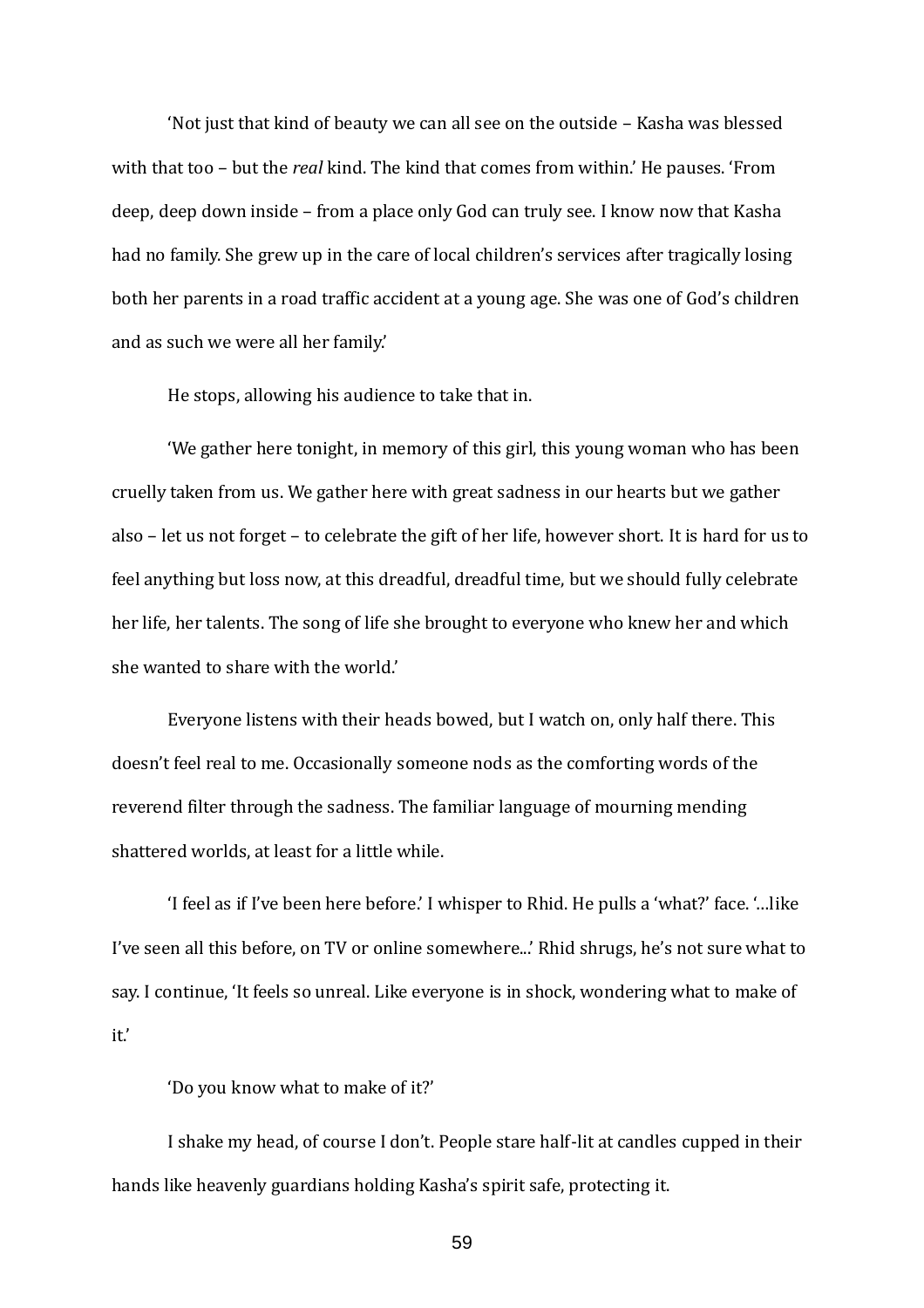'Not just that kind of beauty we can all see on the outside – Kasha was blessed with that too – but the *real* kind. The kind that comes from within.' He pauses. 'From deep, deep down inside – from a place only God can truly see. I know now that Kasha had no family. She grew up in the care of local children's services after tragically losing both her parents in a road traffic accident at a young age. She was one of God's children and as such we were all her family.'

He stops, allowing his audience to take that in.

'We gather here tonight, in memory of this girl, this young woman who has been cruelly taken from us. We gather here with great sadness in our hearts but we gather also – let us not forget – to celebrate the gift of her life, however short. It is hard for us to feel anything but loss now, at this dreadful, dreadful time, but we should fully celebrate her life, her talents. The song of life she brought to everyone who knew her and which she wanted to share with the world.'

Everyone listens with their heads bowed, but I watch on, only half there. This doesn't feel real to me. Occasionally someone nods as the comforting words of the reverend filter through the sadness. The familiar language of mourning mending shattered worlds, at least for a little while.

'I feel as if I've been here before.' I whisper to Rhid. He pulls a 'what?' face. '…like I've seen all this before, on TV or online somewhere...' Rhid shrugs, he's not sure what to say. I continue, 'It feels so unreal. Like everyone is in shock, wondering what to make of it.'

'Do you know what to make of it?'

I shake my head, of course I don't. People stare half-lit at candles cupped in their hands like heavenly guardians holding Kasha's spirit safe, protecting it.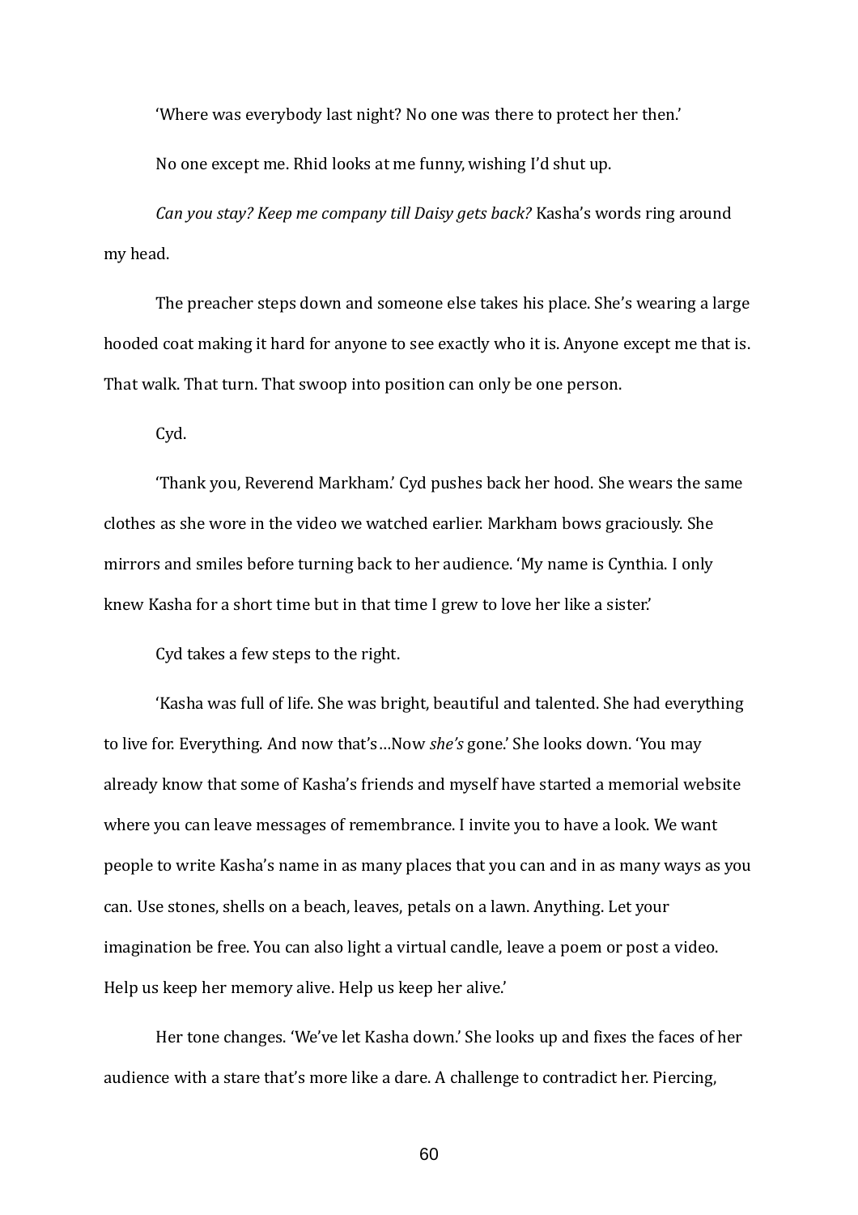'Where was everybody last night? No one was there to protect her then.'

No one except me. Rhid looks at me funny, wishing I'd shut up.

*Can you stay? Keep me company till Daisy gets back?* Kasha's words ring around my head.

The preacher steps down and someone else takes his place. She's wearing a large hooded coat making it hard for anyone to see exactly who it is. Anyone except me that is. That walk. That turn. That swoop into position can only be one person.

Cyd.

'Thank you, Reverend Markham.' Cyd pushes back her hood. She wears the same clothes as she wore in the video we watched earlier. Markham bows graciously. She mirrors and smiles before turning back to her audience. 'My name is Cynthia. I only knew Kasha for a short time but in that time I grew to love her like a sister.'

Cyd takes a few steps to the right.

'Kasha was full of life. She was bright, beautiful and talented. She had everything to live for. Everything. And now that's…Now *she's* gone.' She looks down. 'You may already know that some of Kasha's friends and myself have started a memorial website where you can leave messages of remembrance. I invite you to have a look. We want people to write Kasha's name in as many places that you can and in as many ways as you can. Use stones, shells on a beach, leaves, petals on a lawn. Anything. Let your imagination be free. You can also light a virtual candle, leave a poem or post a video. Help us keep her memory alive. Help us keep her alive.'

Her tone changes. 'We've let Kasha down.' She looks up and fixes the faces of her audience with a stare that's more like a dare. A challenge to contradict her. Piercing,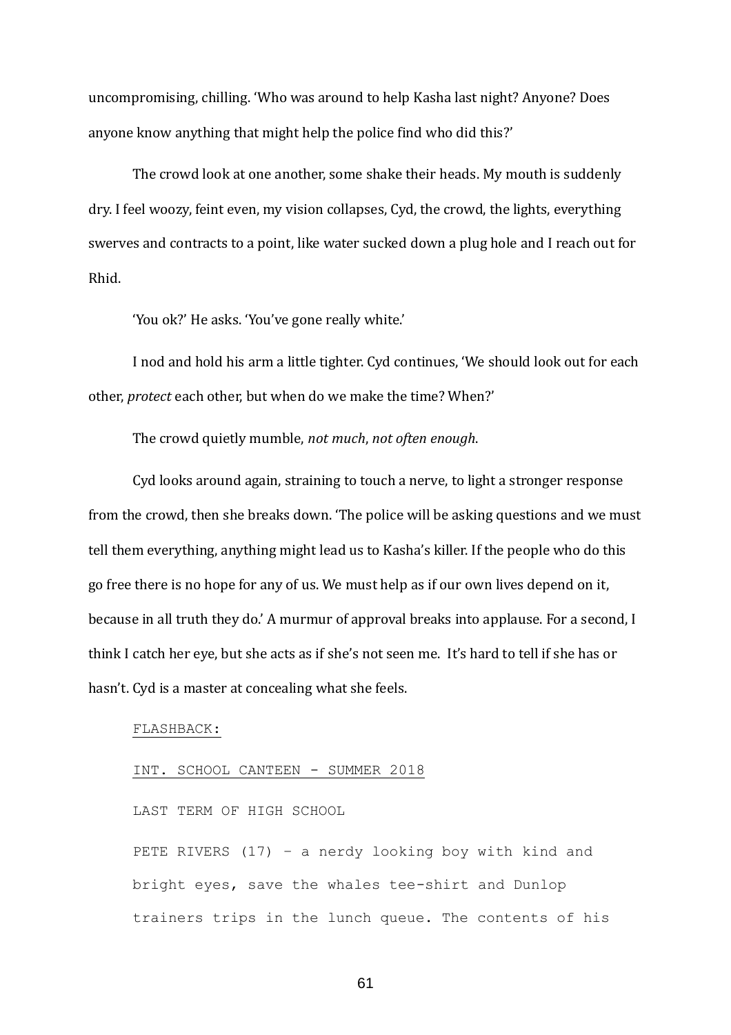uncompromising, chilling. 'Who was around to help Kasha last night? Anyone? Does anyone know anything that might help the police find who did this?'

The crowd look at one another, some shake their heads. My mouth is suddenly dry. I feel woozy, feint even, my vision collapses, Cyd, the crowd, the lights, everything swerves and contracts to a point, like water sucked down a plug hole and I reach out for Rhid.

'You ok?' He asks. 'You've gone really white.'

I nod and hold his arm a little tighter. Cyd continues, 'We should look out for each other, *protect* each other, but when do we make the time? When?'

The crowd quietly mumble, *not much*, *not often enough*.

Cyd looks around again, straining to touch a nerve, to light a stronger response from the crowd, then she breaks down. 'The police will be asking questions and we must tell them everything, anything might lead us to Kasha's killer. If the people who do this go free there is no hope for any of us. We must help as if our own lives depend on it, because in all truth they do.' A murmur of approval breaks into applause. For a second, I think I catch her eye, but she acts as if she's not seen me. It's hard to tell if she has or hasn't. Cyd is a master at concealing what she feels.

```
FLASHBACK:

INT. SCHOOL CANTEEN - SUMMER 2018

LAST TERM OF HIGH SCHOOL

PETE RIVERS (17) – a nerdy looking boy with kind and
bright eyes, save the whales tee-shirt and Dunlop
trainers trips in the lunch queue. The contents of his
```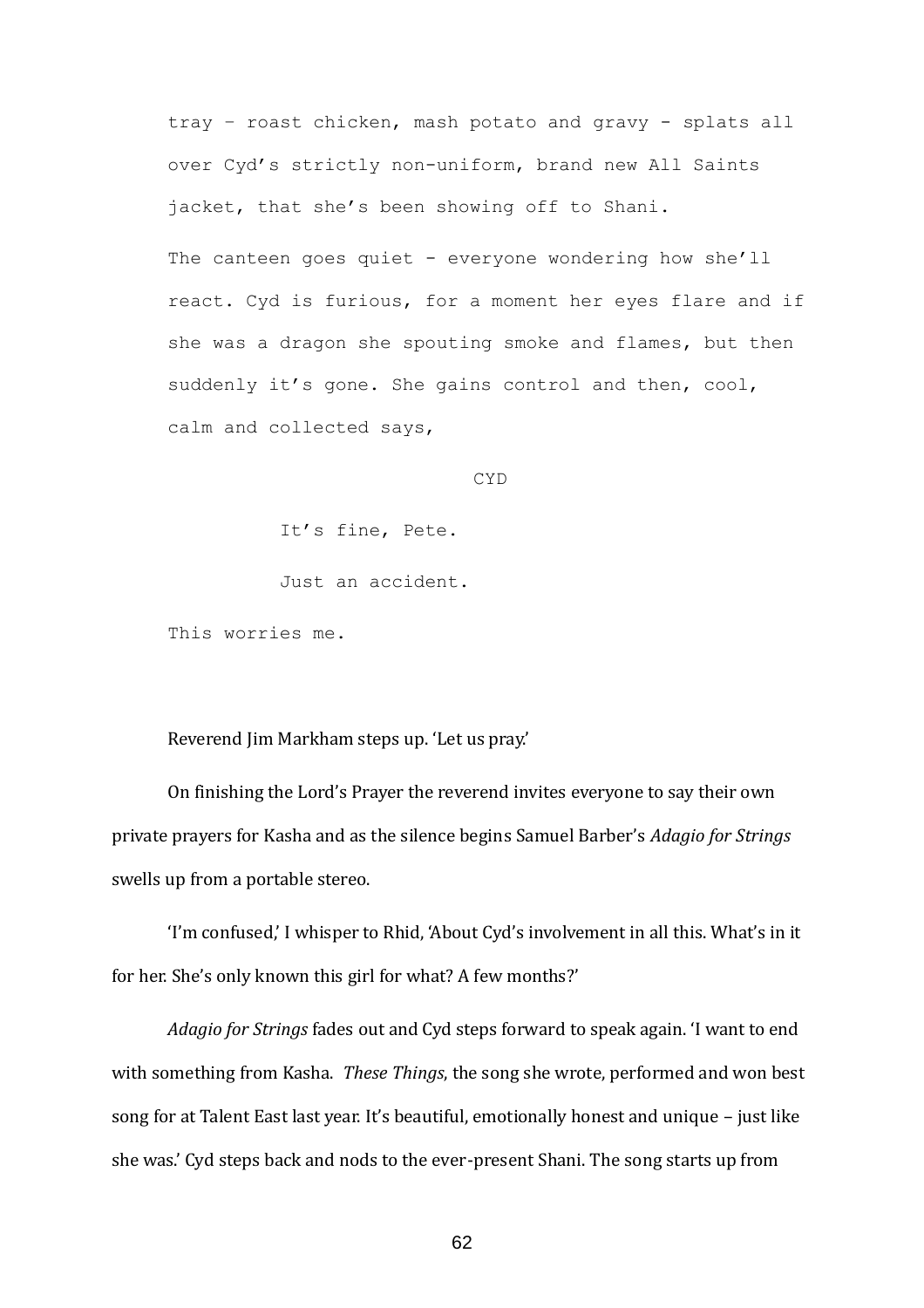```
tray – roast chicken, mash potato and gravy - splats all
over Cyd's strictly non-uniform, brand new All Saints
jacket, that she's been showing off to Shani.

The canteen goes quiet - everyone wondering how she'll
react. Cyd is furious, for a moment her eyes flare and if
she was a dragon she spouting smoke and flames, but then
suddenly it's gone. She gains control and then, cool,
calm and collected says,

                         CYD

          It's fine, Pete.

          Just an accident.

This worries me.
```

Reverend Jim Markham steps up. 'Let us pray.'

On finishing the Lord's Prayer the reverend invites everyone to say their own private prayers for Kasha and as the silence begins Samuel Barber's *Adagio for Strings* swells up from a portable stereo.

'I'm confused,' I whisper to Rhid, 'About Cyd's involvement in all this. What's in it for her. She's only known this girl for what? A few months?'

*Adagio for Strings* fades out and Cyd steps forward to speak again. 'I want to end with something from Kasha. *These Things*, the song she wrote, performed and won best song for at Talent East last year. It's beautiful, emotionally honest and unique – just like she was.' Cyd steps back and nods to the ever-present Shani. The song starts up from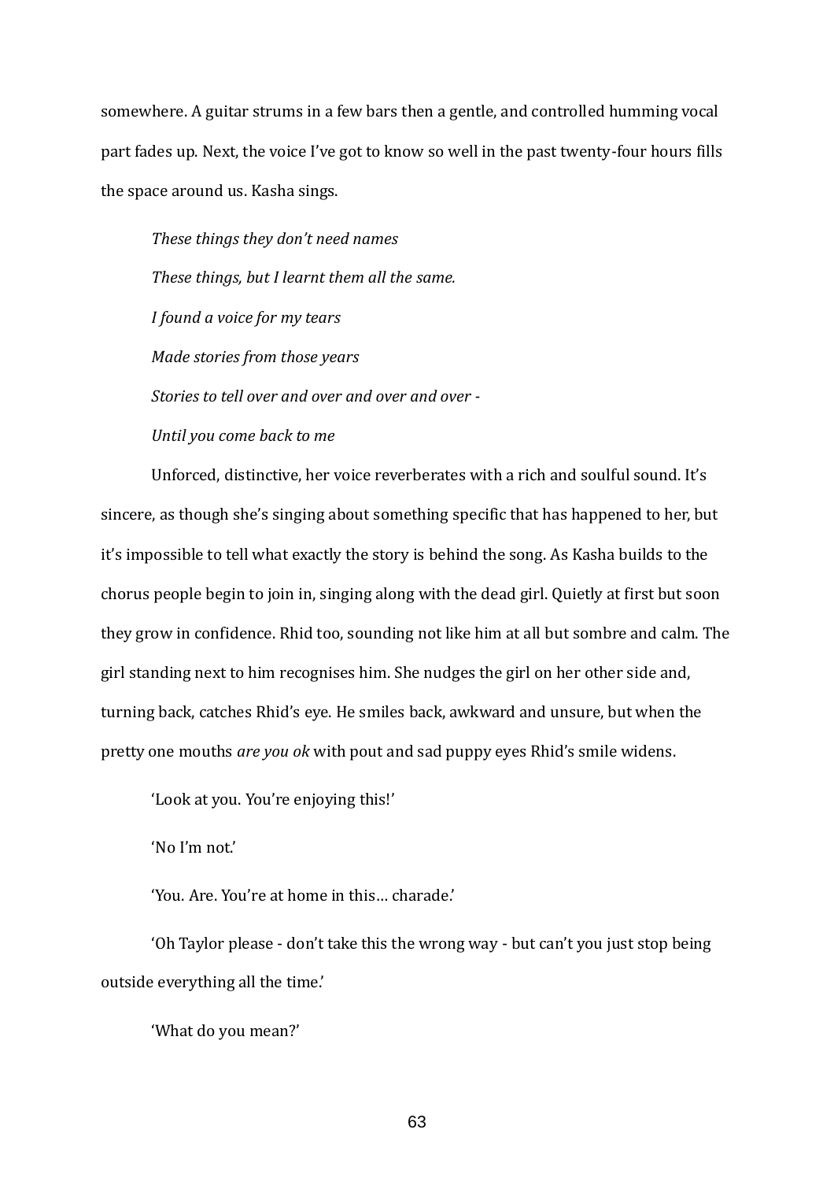somewhere. A guitar strums in a few bars then a gentle, and controlled humming vocal part fades up. Next, the voice I've got to know so well in the past twenty-four hours fills the space around us. Kasha sings.

*These things they don't need names*

*These things, but I learnt them all the same.*

*I found a voice for my tears*

*Made stories from those years*

*Stories to tell over and over and over and over -*

*Until you come back to me*

Unforced, distinctive, her voice reverberates with a rich and soulful sound. It's sincere, as though she's singing about something specific that has happened to her, but it's impossible to tell what exactly the story is behind the song. As Kasha builds to the chorus people begin to join in, singing along with the dead girl. Quietly at first but soon they grow in confidence. Rhid too, sounding not like him at all but sombre and calm. The girl standing next to him recognises him. She nudges the girl on her other side and, turning back, catches Rhid's eye. He smiles back, awkward and unsure, but when the pretty one mouths *are you ok* with pout and sad puppy eyes Rhid's smile widens.

'Look at you. You're enjoying this!'

'No I'm not.'

'You. Are. You're at home in this… charade.'

'Oh Taylor please - don't take this the wrong way - but can't you just stop being outside everything all the time.'

'What do you mean?'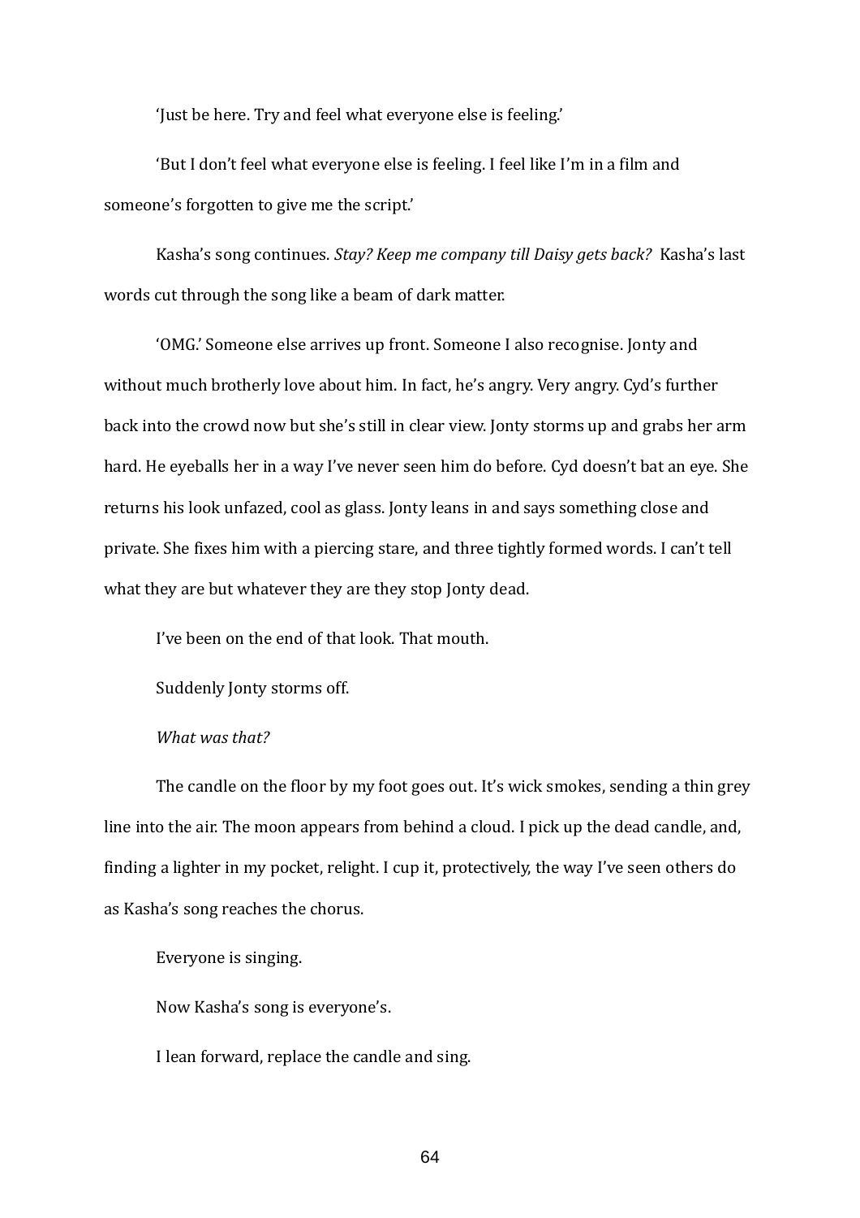'Just be here. Try and feel what everyone else is feeling.'

'But I don't feel what everyone else is feeling. I feel like I'm in a film and someone's forgotten to give me the script.'

Kasha's song continues. *Stay? Keep me company till Daisy gets back?* Kasha's last words cut through the song like a beam of dark matter.

'OMG.' Someone else arrives up front. Someone I also recognise. Jonty and without much brotherly love about him. In fact, he's angry. Very angry. Cyd's further back into the crowd now but she's still in clear view. Jonty storms up and grabs her arm hard. He eyeballs her in a way I've never seen him do before. Cyd doesn't bat an eye. She returns his look unfazed, cool as glass. Jonty leans in and says something close and private. She fixes him with a piercing stare, and three tightly formed words. I can't tell what they are but whatever they are they stop Jonty dead.

I've been on the end of that look. That mouth.

Suddenly Jonty storms off.

*What was that?*

The candle on the floor by my foot goes out. It's wick smokes, sending a thin grey line into the air. The moon appears from behind a cloud. I pick up the dead candle, and, finding a lighter in my pocket, relight. I cup it, protectively, the way I've seen others do as Kasha's song reaches the chorus.

Everyone is singing.

Now Kasha's song is everyone's.

I lean forward, replace the candle and sing.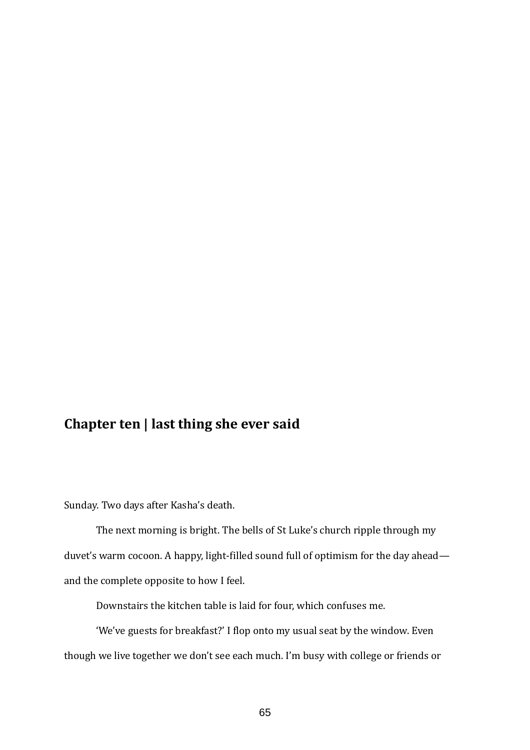## Chapter ten | last thing she ever said

Sunday. Two days after Kasha's death.

The next morning is bright. The bells of St Luke's church ripple through my duvet's warm cocoon. A happy, light-filled sound full of optimism for the day ahead—and the complete opposite to how I feel.

Downstairs the kitchen table is laid for four, which confuses me.

'We've guests for breakfast?' I flop onto my usual seat by the window. Even though we live together we don't see each much. I'm busy with college or friends or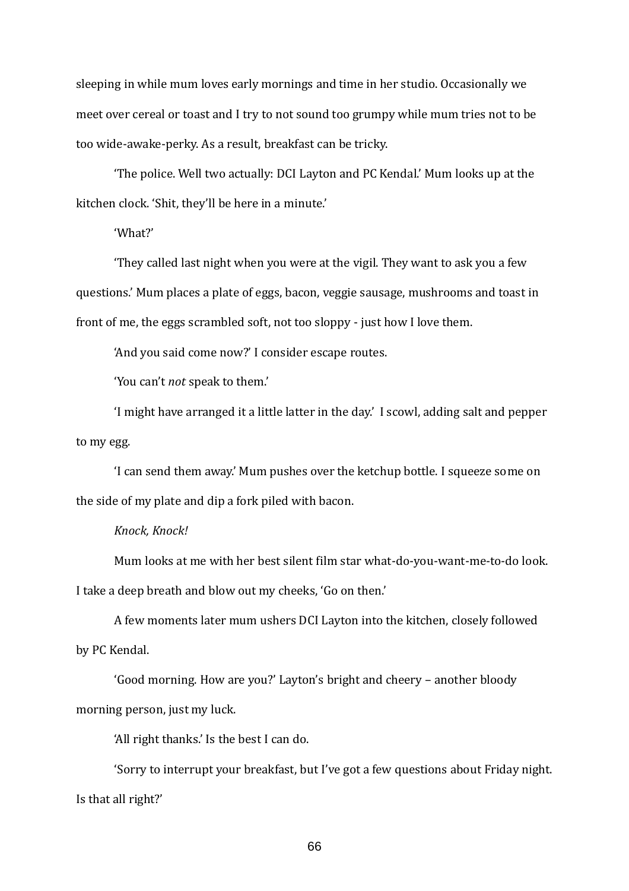sleeping in while mum loves early mornings and time in her studio. Occasionally we meet over cereal or toast and I try to not sound too grumpy while mum tries not to be too wide-awake-perky. As a result, breakfast can be tricky.

'The police. Well two actually: DCI Layton and PC Kendal.' Mum looks up at the kitchen clock. 'Shit, they'll be here in a minute.'

'What?'

'They called last night when you were at the vigil. They want to ask you a few questions.' Mum places a plate of eggs, bacon, veggie sausage, mushrooms and toast in front of me, the eggs scrambled soft, not too sloppy - just how I love them.

'And you said come now?' I consider escape routes.

'You can't *not* speak to them.'

'I might have arranged it a little latter in the day.' I scowl, adding salt and pepper to my egg.

'I can send them away.' Mum pushes over the ketchup bottle. I squeeze some on the side of my plate and dip a fork piled with bacon.

*Knock, Knock!*

Mum looks at me with her best silent film star what-do-you-want-me-to-do look. I take a deep breath and blow out my cheeks, 'Go on then.'

A few moments later mum ushers DCI Layton into the kitchen, closely followed by PC Kendal.

'Good morning. How are you?' Layton's bright and cheery – another bloody morning person, just my luck.

'All right thanks.' Is the best I can do.

'Sorry to interrupt your breakfast, but I've got a few questions about Friday night. Is that all right?'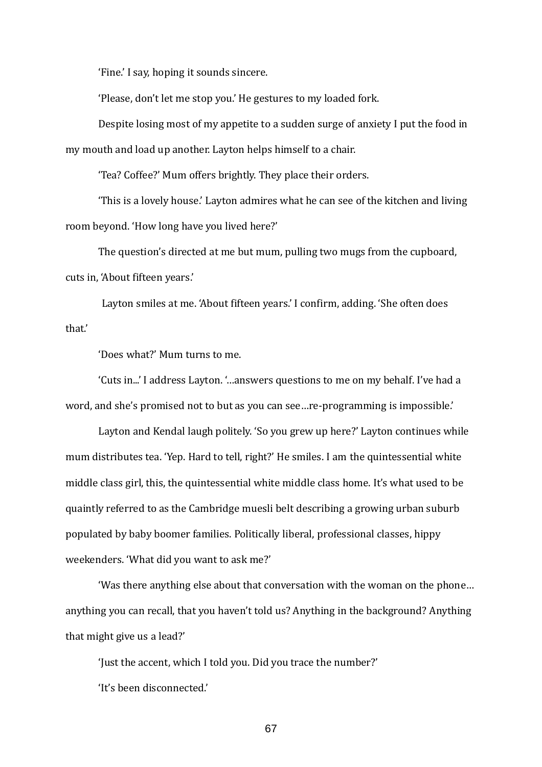'Fine.' I say, hoping it sounds sincere.

'Please, don't let me stop you.' He gestures to my loaded fork.

Despite losing most of my appetite to a sudden surge of anxiety I put the food in my mouth and load up another. Layton helps himself to a chair.

'Tea? Coffee?' Mum offers brightly. They place their orders.

'This is a lovely house.' Layton admires what he can see of the kitchen and living room beyond. 'How long have you lived here?'

The question's directed at me but mum, pulling two mugs from the cupboard, cuts in, 'About fifteen years.'

Layton smiles at me. 'About fifteen years.' I confirm, adding. 'She often does that.'

'Does what?' Mum turns to me.

'Cuts in...' I address Layton. '…answers questions to me on my behalf. I've had a word, and she's promised not to but as you can see…re-programming is impossible.'

Layton and Kendal laugh politely. 'So you grew up here?' Layton continues while mum distributes tea. 'Yep. Hard to tell, right?' He smiles. I am the quintessential white middle class girl, this, the quintessential white middle class home. It's what used to be quaintly referred to as the Cambridge muesli belt describing a growing urban suburb populated by baby boomer families. Politically liberal, professional classes, hippy weekenders. 'What did you want to ask me?'

'Was there anything else about that conversation with the woman on the phone… anything you can recall, that you haven't told us? Anything in the background? Anything that might give us a lead?'

'Just the accent, which I told you. Did you trace the number?'

'It's been disconnected.'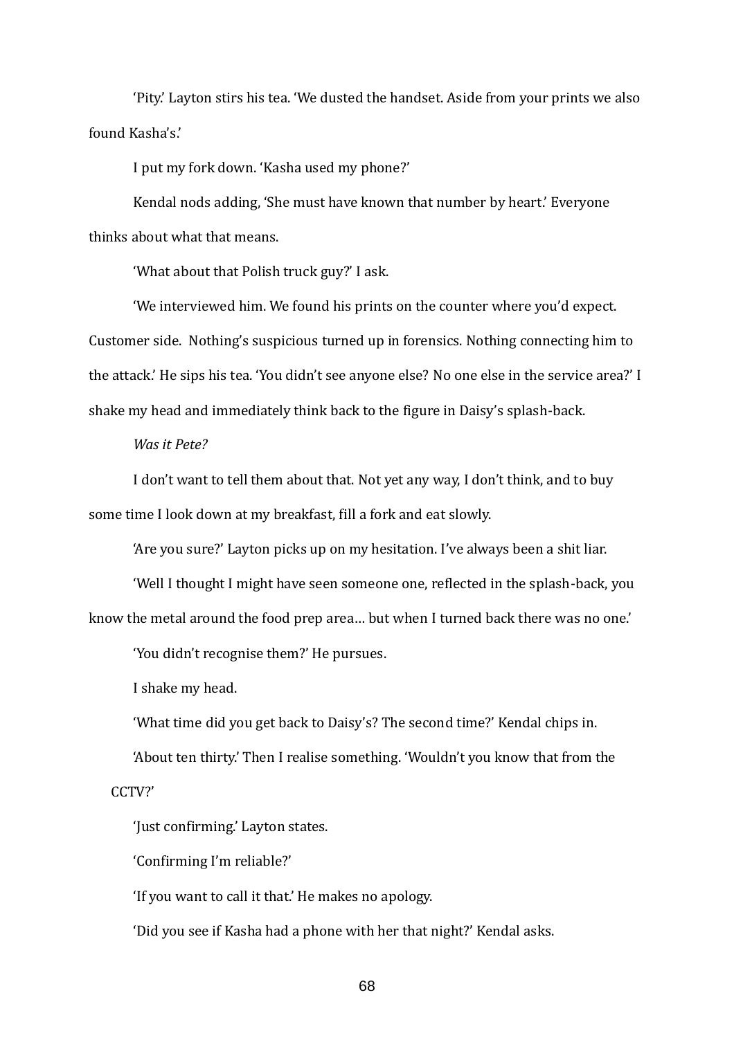'Pity.' Layton stirs his tea. 'We dusted the handset. Aside from your prints we also found Kasha's.'

I put my fork down. 'Kasha used my phone?'

Kendal nods adding, 'She must have known that number by heart.' Everyone thinks about what that means.

'What about that Polish truck guy?' I ask.

'We interviewed him. We found his prints on the counter where you'd expect. Customer side. Nothing's suspicious turned up in forensics. Nothing connecting him to the attack.' He sips his tea. 'You didn't see anyone else? No one else in the service area?' I shake my head and immediately think back to the figure in Daisy's splash-back.

*Was it Pete?*

I don't want to tell them about that. Not yet any way, I don't think, and to buy some time I look down at my breakfast, fill a fork and eat slowly.

'Are you sure?' Layton picks up on my hesitation. I've always been a shit liar.

'Well I thought I might have seen someone one, reflected in the splash-back, you know the metal around the food prep area… but when I turned back there was no one.'

'You didn't recognise them?' He pursues.

I shake my head.

'What time did you get back to Daisy's? The second time?' Kendal chips in.

'About ten thirty.' Then I realise something. 'Wouldn't you know that from the CCTV?'

'Just confirming.' Layton states.

'Confirming I'm reliable?'

'If you want to call it that.' He makes no apology.

'Did you see if Kasha had a phone with her that night?' Kendal asks.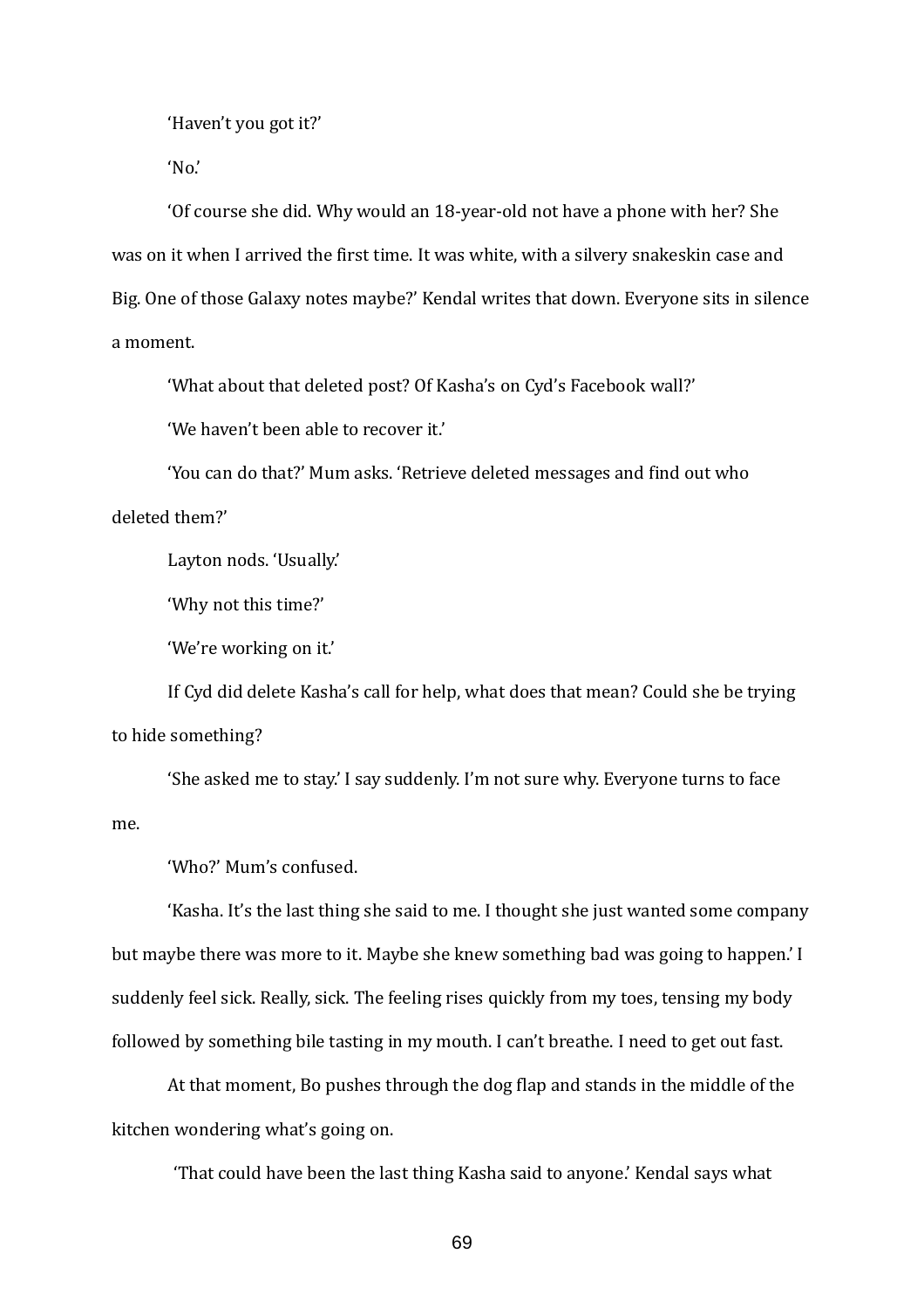'Haven't you got it?'

'No.'

'Of course she did. Why would an 18-year-old not have a phone with her? She was on it when I arrived the first time. It was white, with a silvery snakeskin case and Big. One of those Galaxy notes maybe?' Kendal writes that down. Everyone sits in silence a moment.

'What about that deleted post? Of Kasha's on Cyd's Facebook wall?'

'We haven't been able to recover it.'

'You can do that?' Mum asks. 'Retrieve deleted messages and find out who deleted them?'

Layton nods. 'Usually.'

'Why not this time?'

'We're working on it.'

If Cyd did delete Kasha's call for help, what does that mean? Could she be trying to hide something?

'She asked me to stay.' I say suddenly. I'm not sure why. Everyone turns to face me.

'Who?' Mum's confused.

'Kasha. It's the last thing she said to me. I thought she just wanted some company but maybe there was more to it. Maybe she knew something bad was going to happen.' I suddenly feel sick. Really, sick. The feeling rises quickly from my toes, tensing my body followed by something bile tasting in my mouth. I can't breathe. I need to get out fast.

At that moment, Bo pushes through the dog flap and stands in the middle of the kitchen wondering what's going on.

'That could have been the last thing Kasha said to anyone.' Kendal says what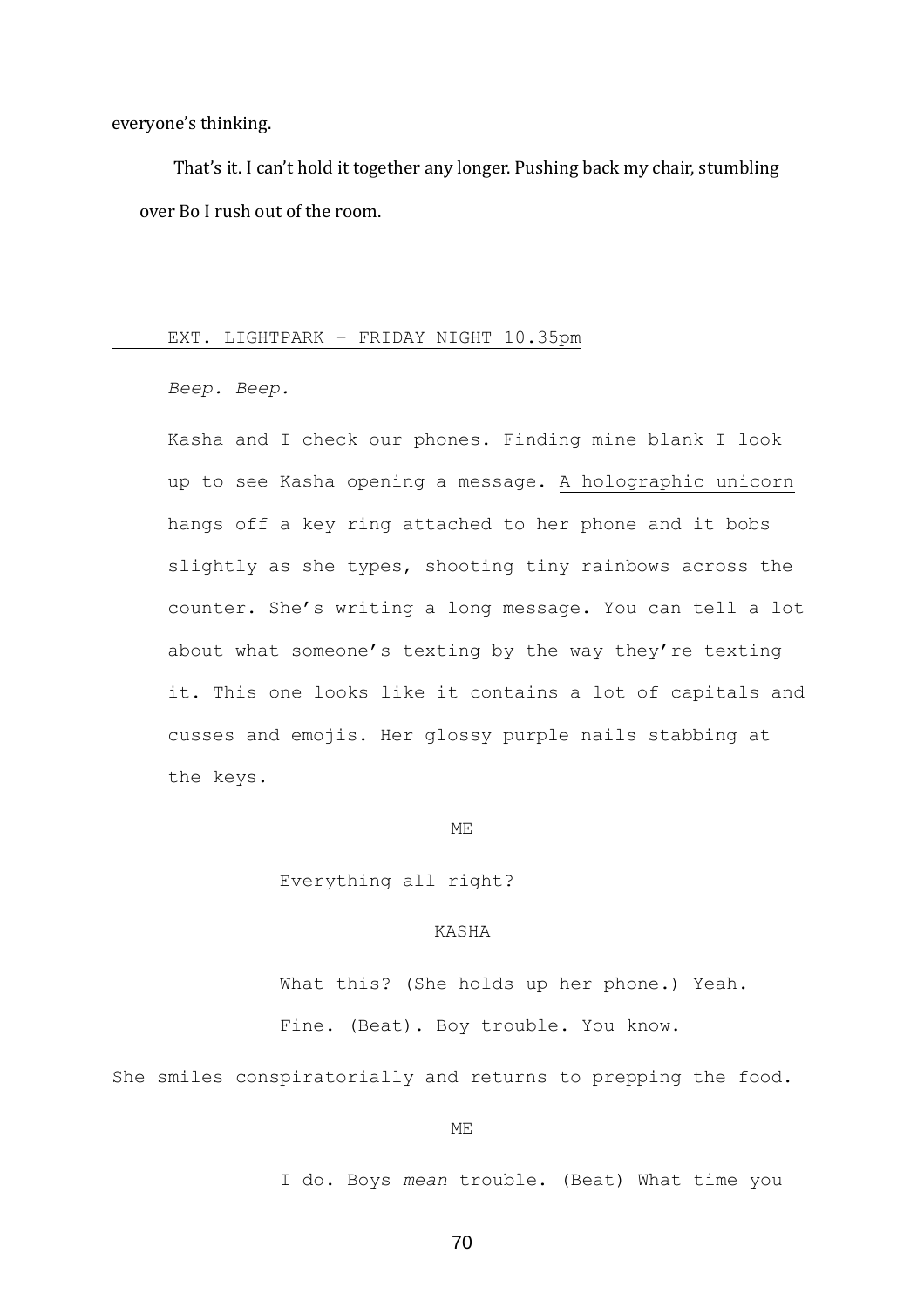everyone's thinking.

That's it. I can't hold it together any longer. Pushing back my chair, stumbling over Bo I rush out of the room.

EXT. LIGHTPARK - FRIDAY NIGHT 10.35pm

*Beep. Beep.*

Kasha and I check our phones. Finding mine blank I look up to see Kasha opening a message. A holographic unicorn hangs off a key ring attached to her phone and it bobs slightly as she types, shooting tiny rainbows across the counter. She's writing a long message. You can tell a lot about what someone's texting by the way they're texting it. This one looks like it contains a lot of capitals and cusses and emojis. Her glossy purple nails stabbing at the keys.

ME

Everything all right?

KASHA

What this? (She holds up her phone.) Yeah. Fine. (Beat). Boy trouble. You know.

She smiles conspiratorially and returns to prepping the food.

ME

I do. Boys *mean* trouble. (Beat) What time you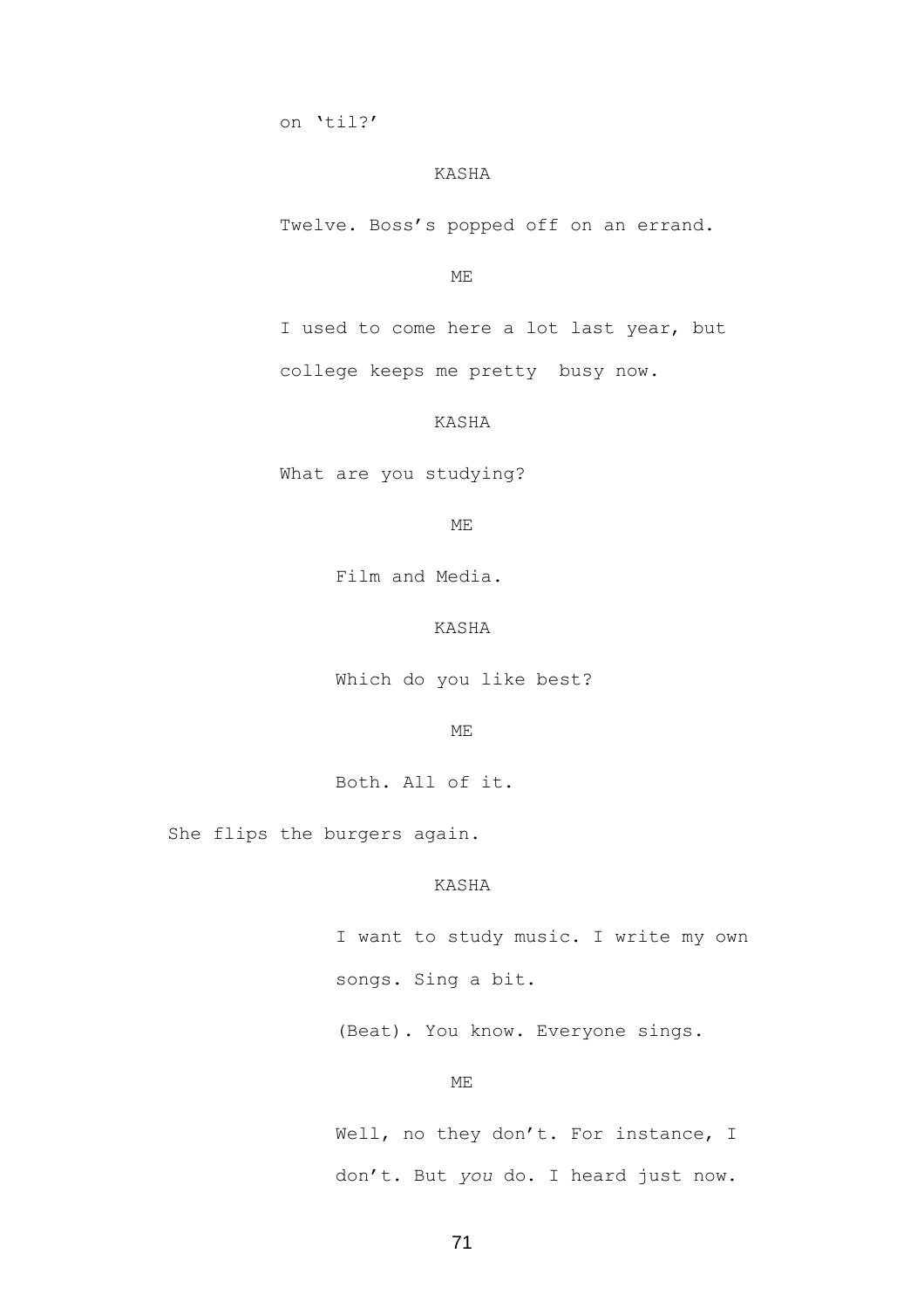on 'til?'

KASHA

Twelve. Boss's popped off on an errand.

ME

I used to come here a lot last year, but college keeps me pretty busy now.

KASHA

What are you studying?

ME

Film and Media.

KASHA

Which do you like best?

ME

Both. All of it.

She flips the burgers again.

KASHA

I want to study music. I write my own songs. Sing a bit.

(Beat). You know. Everyone sings.

ME

Well, no they don't. For instance, I don't. But *you* do. I heard just now.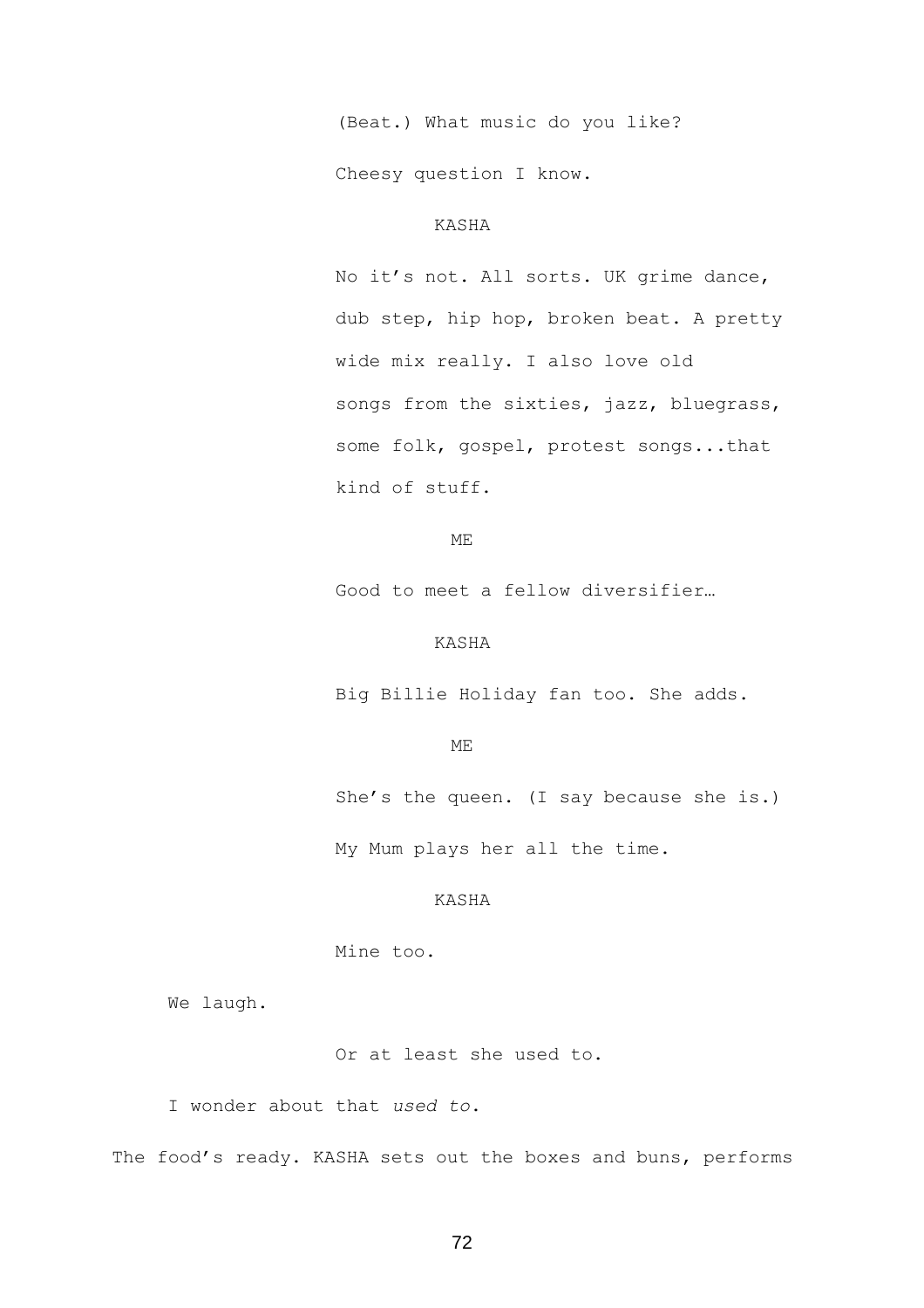(Beat.) What music do you like?

Cheesy question I know.

KASHA

No it's not. All sorts. UK grime dance, dub step, hip hop, broken beat. A pretty wide mix really. I also love old songs from the sixties, jazz, bluegrass, some folk, gospel, protest songs...that kind of stuff.

ME

Good to meet a fellow diversifier…

KASHA

Big Billie Holiday fan too. She adds.

ME

She's the queen. (I say because she is.)

My Mum plays her all the time.

KASHA

Mine too.

We laugh.

Or at least she used to.

I wonder about that *used to*.

The food's ready. KASHA sets out the boxes and buns, performs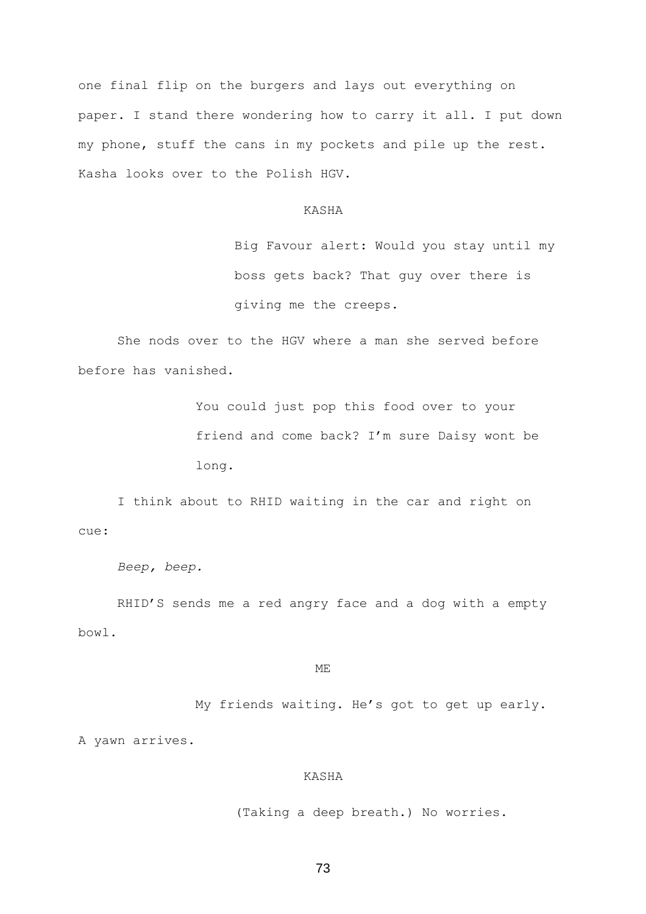one final flip on the burgers and lays out everything on paper. I stand there wondering how to carry it all. I put down my phone, stuff the cans in my pockets and pile up the rest. Kasha looks over to the Polish HGV.

KASHA

Big Favour alert: Would you stay until my boss gets back? That guy over there is giving me the creeps.

She nods over to the HGV where a man she served before before has vanished.

You could just pop this food over to your friend and come back? I'm sure Daisy wont be long.

I think about to RHID waiting in the car and right on cue:

*Beep, beep.*

RHID'S sends me a red angry face and a dog with a empty bowl.

ME

My friends waiting. He's got to get up early.

A yawn arrives.

KASHA

(Taking a deep breath.) No worries.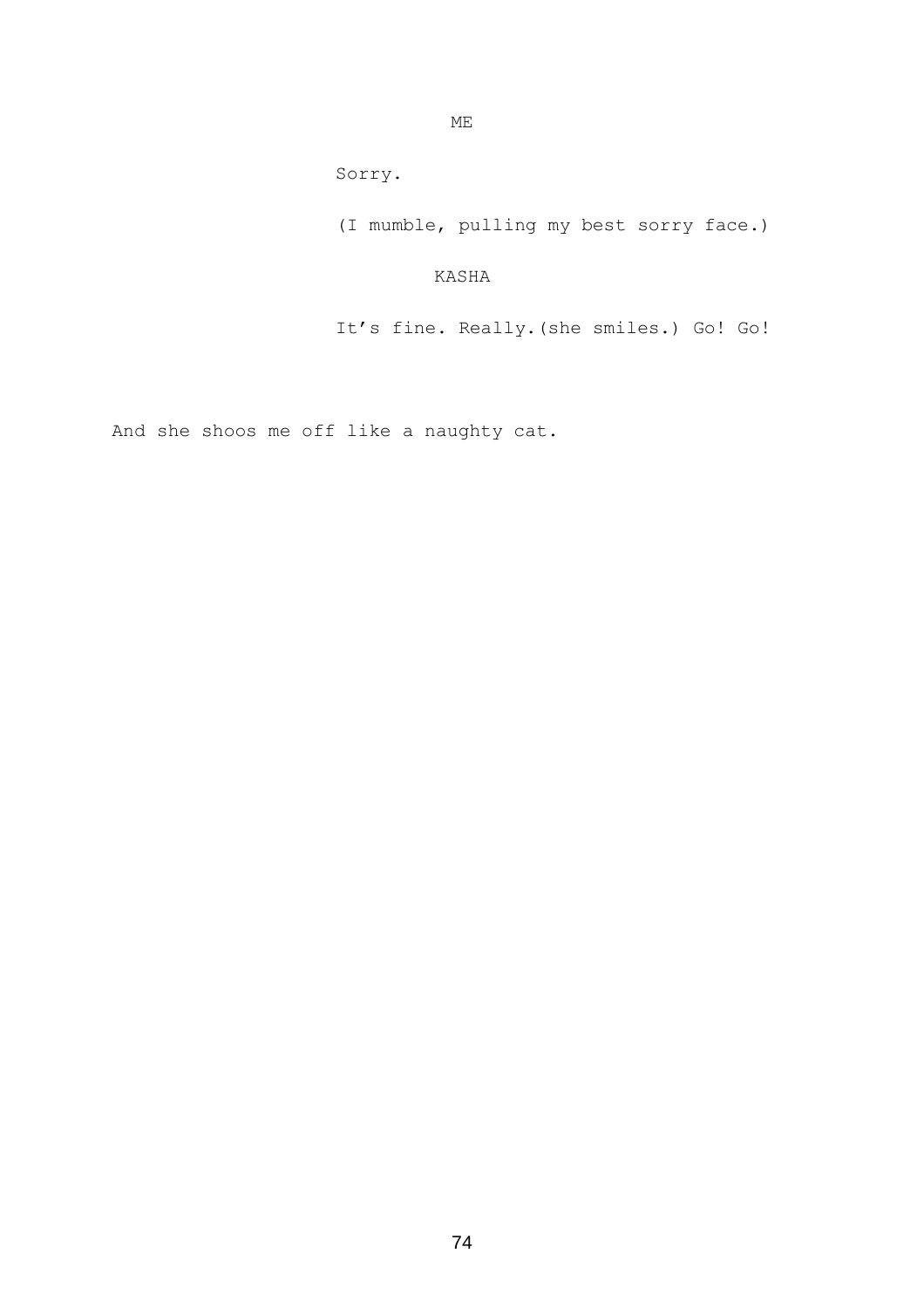ME

Sorry.

(I mumble, pulling my best sorry face.)

KASHA

It's fine. Really.(she smiles.) Go! Go!

And she shoos me off like a naughty cat.